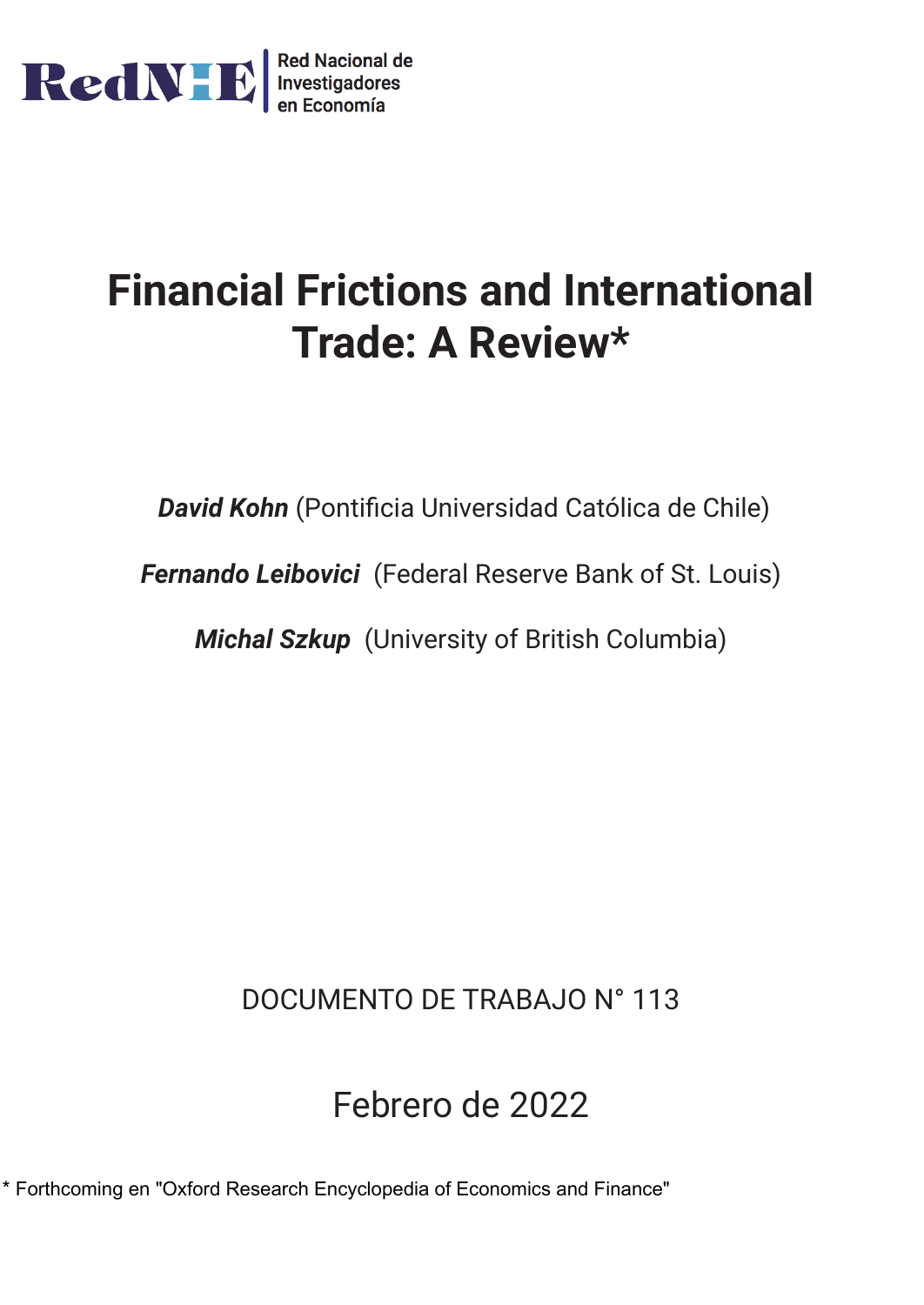RedNIE | Red Nacional de Investigadores en Economía

# Financial Frictions and International Trade: A Review*

***David Kohn*** (Pontificia Universidad Católica de Chile)

***Fernando Leibovici*** (Federal Reserve Bank of St. Louis)

***Michal Szkup*** (University of British Columbia)

DOCUMENTO DE TRABAJO N° 113

Febrero de 2022

\* Forthcoming en "Oxford Research Encyclopedia of Economics and Finance"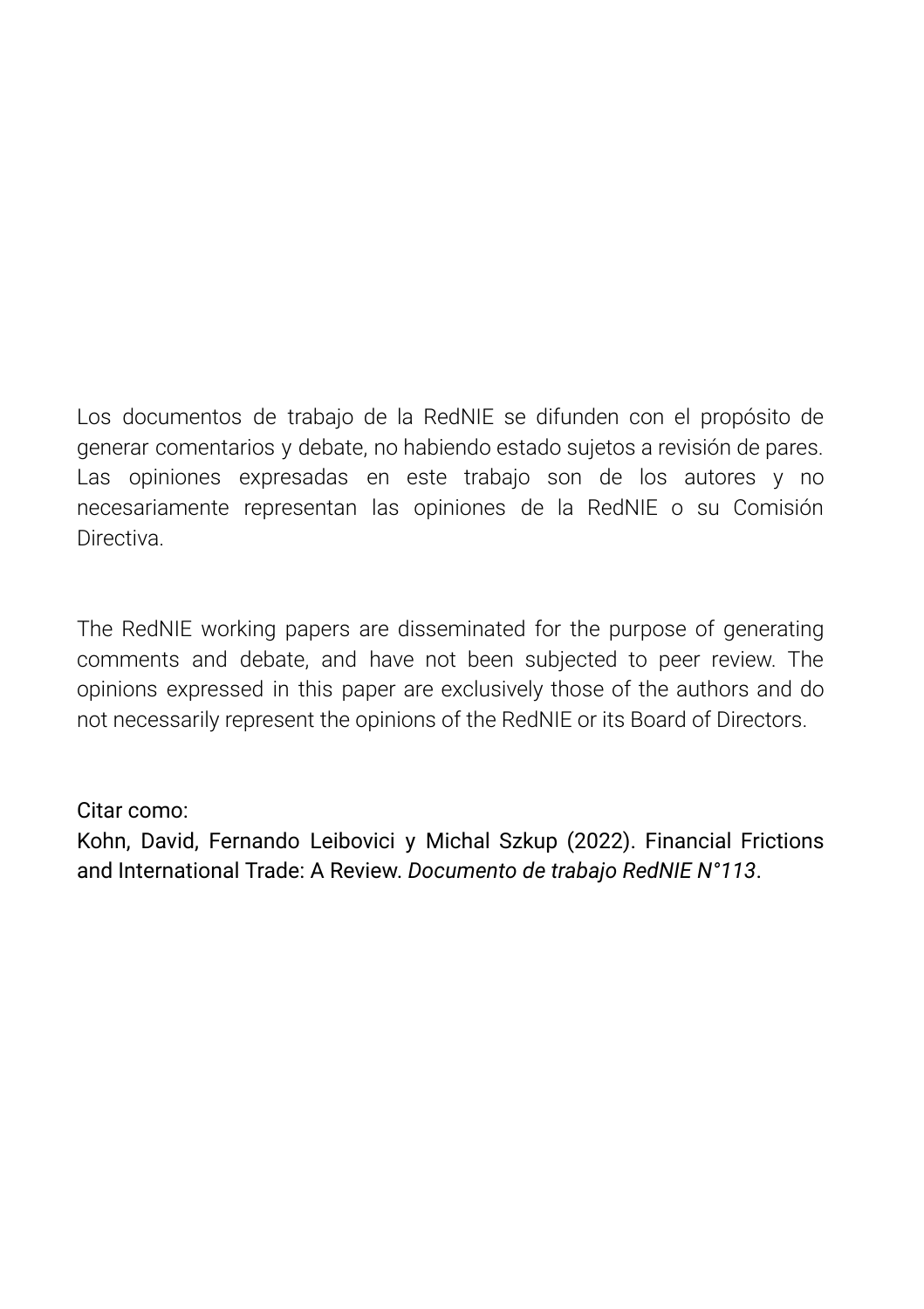Los documentos de trabajo de la RedNIE se difunden con el propósito de generar comentarios y debate, no habiendo estado sujetos a revisión de pares. Las opiniones expresadas en este trabajo son de los autores y no necesariamente representan las opiniones de la RedNIE o su Comisión Directiva.

The RedNIE working papers are disseminated for the purpose of generating comments and debate, and have not been subjected to peer review. The opinions expressed in this paper are exclusively those of the authors and do not necessarily represent the opinions of the RedNIE or its Board of Directors.

Citar como:
Kohn, David, Fernando Leibovici y Michal Szkup (2022). Financial Frictions and International Trade: A Review. *Documento de trabajo RedNIE N°113*.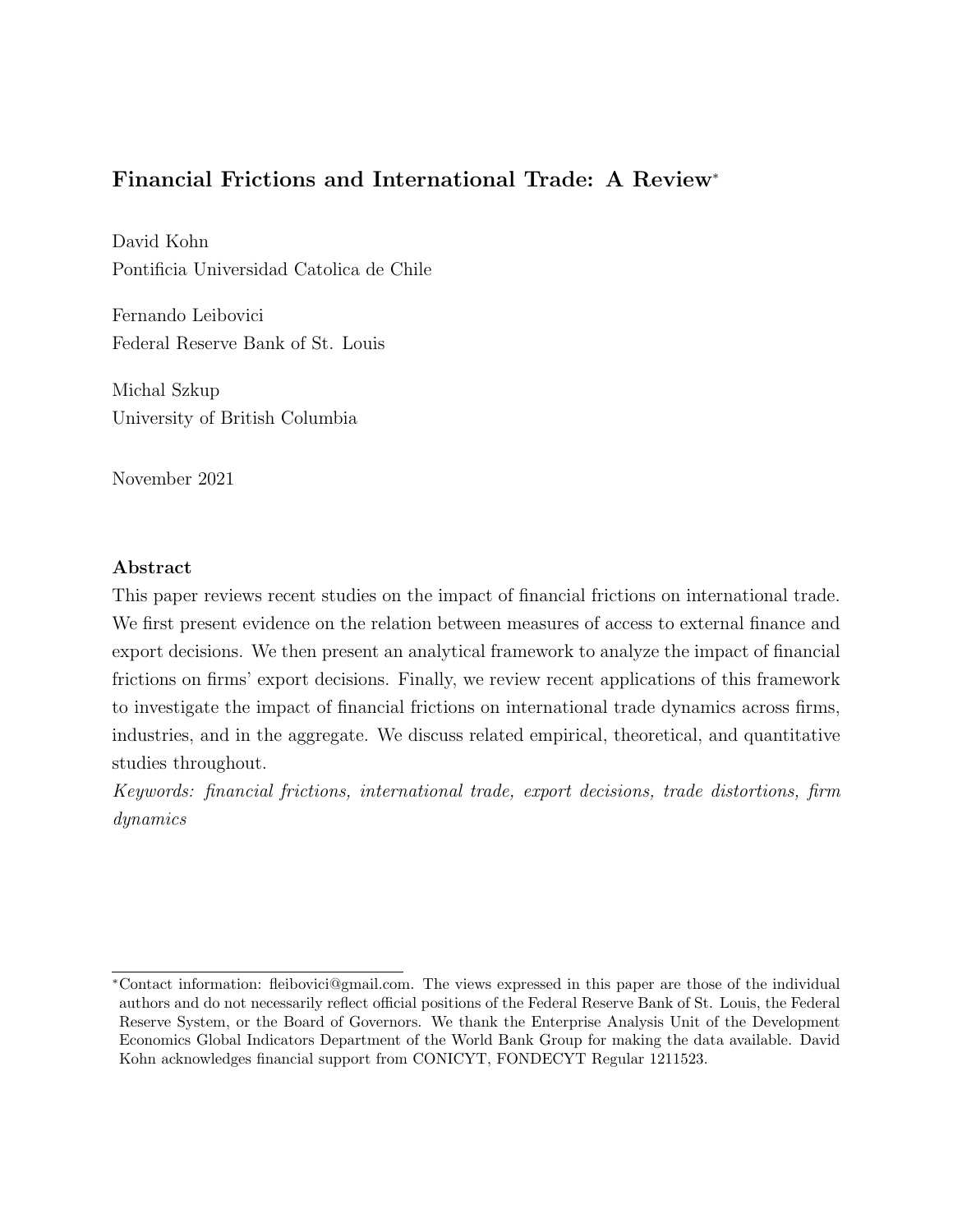# Financial Frictions and International Trade: A Review*

David Kohn
Pontificia Universidad Catolica de Chile

Fernando Leibovici
Federal Reserve Bank of St. Louis

Michal Szkup
University of British Columbia

November 2021

## Abstract

This paper reviews recent studies on the impact of financial frictions on international trade. We first present evidence on the relation between measures of access to external finance and export decisions. We then present an analytical framework to analyze the impact of financial frictions on firms' export decisions. Finally, we review recent applications of this framework to investigate the impact of financial frictions on international trade dynamics across firms, industries, and in the aggregate. We discuss related empirical, theoretical, and quantitative studies throughout.

*Keywords: financial frictions, international trade, export decisions, trade distortions, firm dynamics*

---

*Contact information: fleibovici@gmail.com. The views expressed in this paper are those of the individual authors and do not necessarily reflect official positions of the Federal Reserve Bank of St. Louis, the Federal Reserve System, or the Board of Governors. We thank the Enterprise Analysis Unit of the Development Economics Global Indicators Department of the World Bank Group for making the data available. David Kohn acknowledges financial support from CONICYT, FONDECYT Regular 1211523.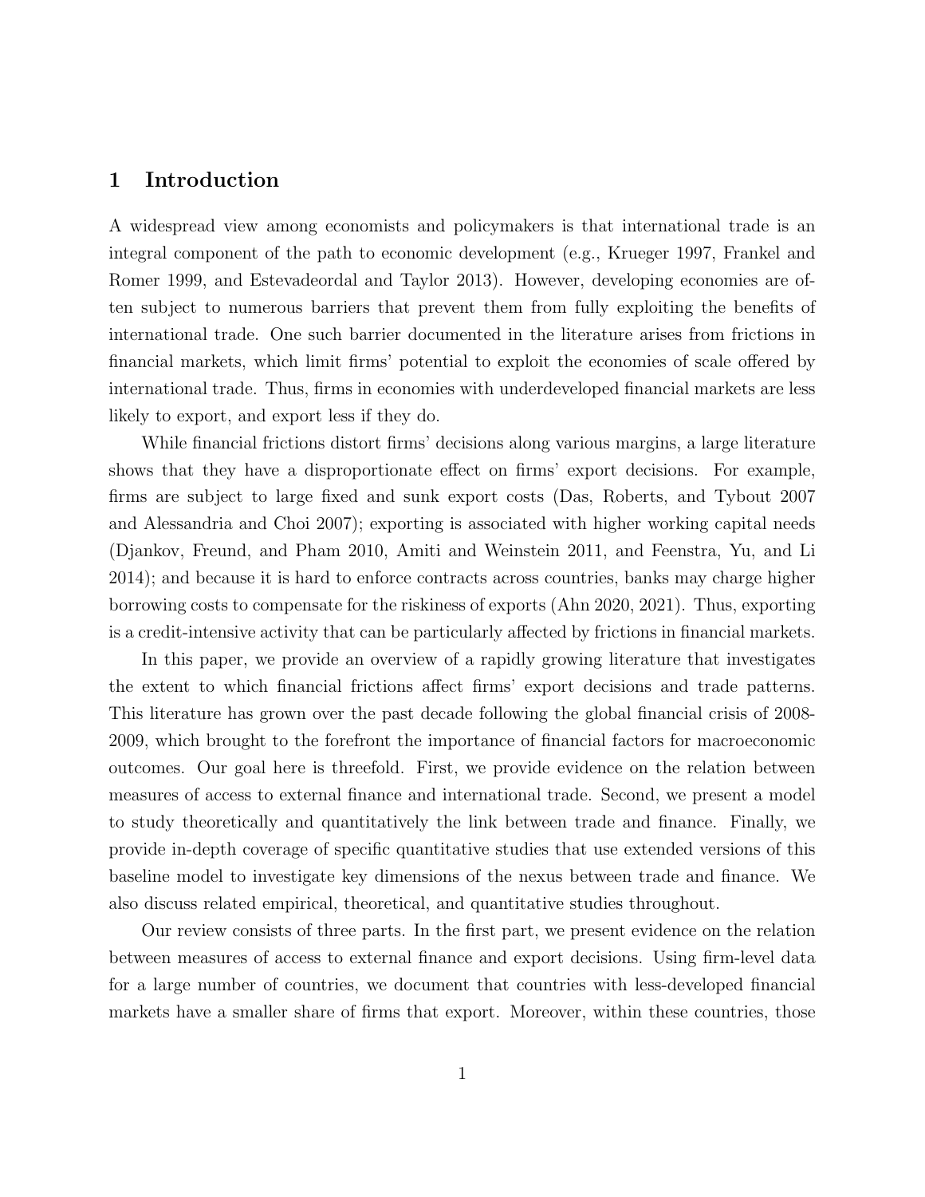# 1 Introduction

A widespread view among economists and policymakers is that international trade is an integral component of the path to economic development (e.g., Krueger 1997, Frankel and Romer 1999, and Estevadeordal and Taylor 2013). However, developing economies are often subject to numerous barriers that prevent them from fully exploiting the benefits of international trade. One such barrier documented in the literature arises from frictions in financial markets, which limit firms' potential to exploit the economies of scale offered by international trade. Thus, firms in economies with underdeveloped financial markets are less likely to export, and export less if they do.

While financial frictions distort firms' decisions along various margins, a large literature shows that they have a disproportionate effect on firms' export decisions. For example, firms are subject to large fixed and sunk export costs (Das, Roberts, and Tybout 2007 and Alessandria and Choi 2007); exporting is associated with higher working capital needs (Djankov, Freund, and Pham 2010, Amiti and Weinstein 2011, and Feenstra, Yu, and Li 2014); and because it is hard to enforce contracts across countries, banks may charge higher borrowing costs to compensate for the riskiness of exports (Ahn 2020, 2021). Thus, exporting is a credit-intensive activity that can be particularly affected by frictions in financial markets.

In this paper, we provide an overview of a rapidly growing literature that investigates the extent to which financial frictions affect firms' export decisions and trade patterns. This literature has grown over the past decade following the global financial crisis of 2008-2009, which brought to the forefront the importance of financial factors for macroeconomic outcomes. Our goal here is threefold. First, we provide evidence on the relation between measures of access to external finance and international trade. Second, we present a model to study theoretically and quantitatively the link between trade and finance. Finally, we provide in-depth coverage of specific quantitative studies that use extended versions of this baseline model to investigate key dimensions of the nexus between trade and finance. We also discuss related empirical, theoretical, and quantitative studies throughout.

Our review consists of three parts. In the first part, we present evidence on the relation between measures of access to external finance and export decisions. Using firm-level data for a large number of countries, we document that countries with less-developed financial markets have a smaller share of firms that export. Moreover, within these countries, those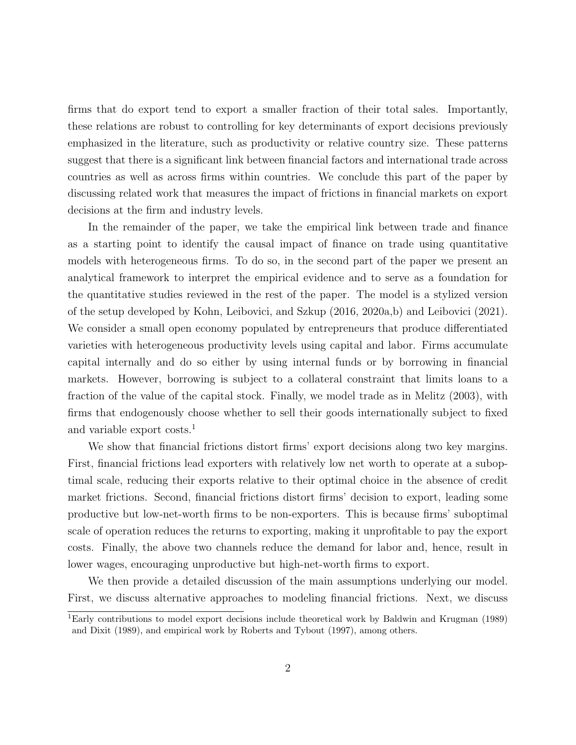firms that do export tend to export a smaller fraction of their total sales. Importantly, these relations are robust to controlling for key determinants of export decisions previously emphasized in the literature, such as productivity or relative country size. These patterns suggest that there is a significant link between financial factors and international trade across countries as well as across firms within countries. We conclude this part of the paper by discussing related work that measures the impact of frictions in financial markets on export decisions at the firm and industry levels.

In the remainder of the paper, we take the empirical link between trade and finance as a starting point to identify the causal impact of finance on trade using quantitative models with heterogeneous firms. To do so, in the second part of the paper we present an analytical framework to interpret the empirical evidence and to serve as a foundation for the quantitative studies reviewed in the rest of the paper. The model is a stylized version of the setup developed by Kohn, Leibovici, and Szkup (2016, 2020a,b) and Leibovici (2021). We consider a small open economy populated by entrepreneurs that produce differentiated varieties with heterogeneous productivity levels using capital and labor. Firms accumulate capital internally and do so either by using internal funds or by borrowing in financial markets. However, borrowing is subject to a collateral constraint that limits loans to a fraction of the value of the capital stock. Finally, we model trade as in Melitz (2003), with firms that endogenously choose whether to sell their goods internationally subject to fixed and variable export costs.[1]

We show that financial frictions distort firms' export decisions along two key margins. First, financial frictions lead exporters with relatively low net worth to operate at a suboptimal scale, reducing their exports relative to their optimal choice in the absence of credit market frictions. Second, financial frictions distort firms' decision to export, leading some productive but low-net-worth firms to be non-exporters. This is because firms' suboptimal scale of operation reduces the returns to exporting, making it unprofitable to pay the export costs. Finally, the above two channels reduce the demand for labor and, hence, result in lower wages, encouraging unproductive but high-net-worth firms to export.

We then provide a detailed discussion of the main assumptions underlying our model. First, we discuss alternative approaches to modeling financial frictions. Next, we discuss

[1]Early contributions to model export decisions include theoretical work by Baldwin and Krugman (1989) and Dixit (1989), and empirical work by Roberts and Tybout (1997), among others.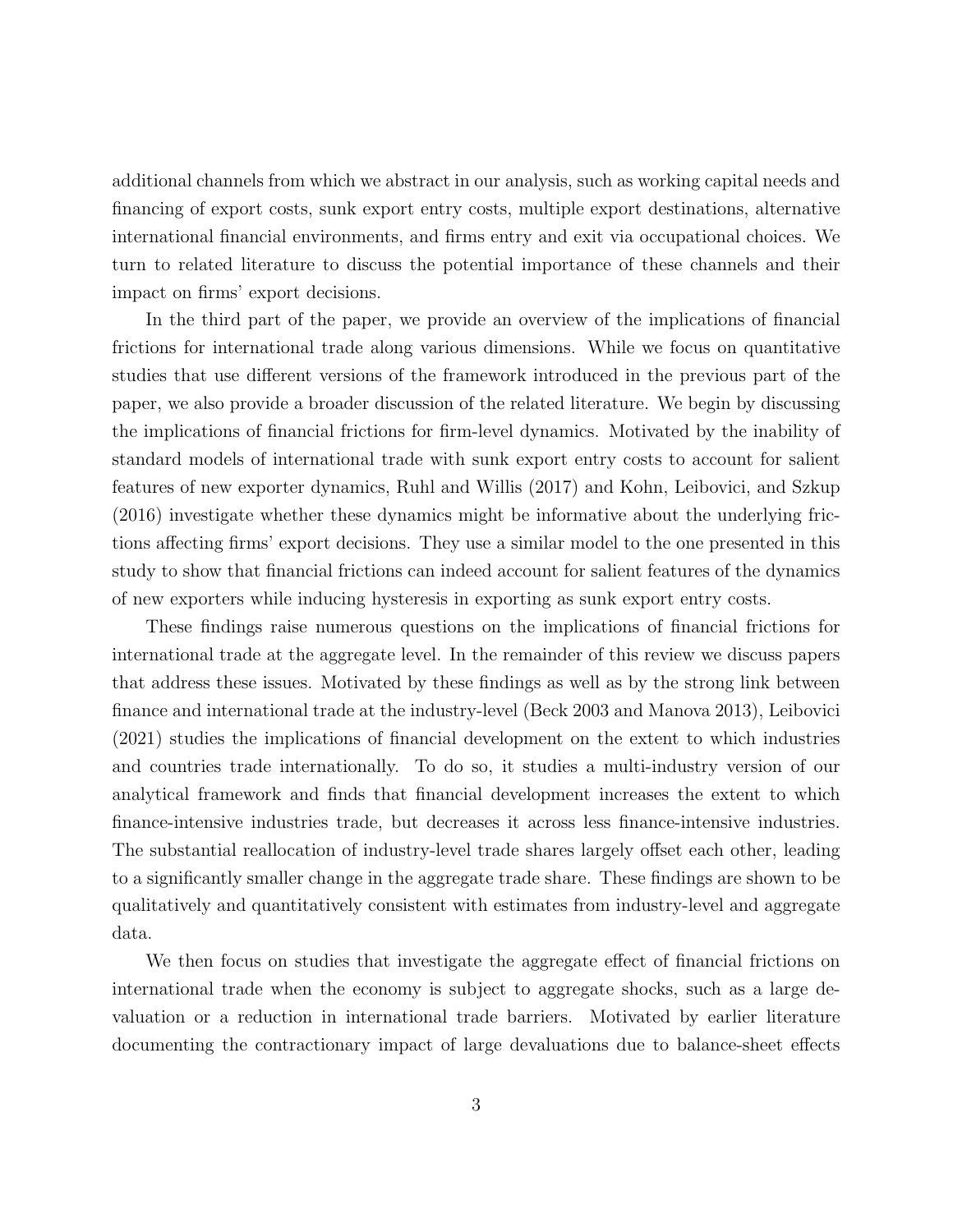additional channels from which we abstract in our analysis, such as working capital needs and financing of export costs, sunk export entry costs, multiple export destinations, alternative international financial environments, and firms entry and exit via occupational choices. We turn to related literature to discuss the potential importance of these channels and their impact on firms' export decisions.

In the third part of the paper, we provide an overview of the implications of financial frictions for international trade along various dimensions. While we focus on quantitative studies that use different versions of the framework introduced in the previous part of the paper, we also provide a broader discussion of the related literature. We begin by discussing the implications of financial frictions for firm-level dynamics. Motivated by the inability of standard models of international trade with sunk export entry costs to account for salient features of new exporter dynamics, Ruhl and Willis (2017) and Kohn, Leibovici, and Szkup (2016) investigate whether these dynamics might be informative about the underlying frictions affecting firms' export decisions. They use a similar model to the one presented in this study to show that financial frictions can indeed account for salient features of the dynamics of new exporters while inducing hysteresis in exporting as sunk export entry costs.

These findings raise numerous questions on the implications of financial frictions for international trade at the aggregate level. In the remainder of this review we discuss papers that address these issues. Motivated by these findings as well as by the strong link between finance and international trade at the industry-level (Beck 2003 and Manova 2013), Leibovici (2021) studies the implications of financial development on the extent to which industries and countries trade internationally. To do so, it studies a multi-industry version of our analytical framework and finds that financial development increases the extent to which finance-intensive industries trade, but decreases it across less finance-intensive industries. The substantial reallocation of industry-level trade shares largely offset each other, leading to a significantly smaller change in the aggregate trade share. These findings are shown to be qualitatively and quantitatively consistent with estimates from industry-level and aggregate data.

We then focus on studies that investigate the aggregate effect of financial frictions on international trade when the economy is subject to aggregate shocks, such as a large devaluation or a reduction in international trade barriers. Motivated by earlier literature documenting the contractionary impact of large devaluations due to balance-sheet effects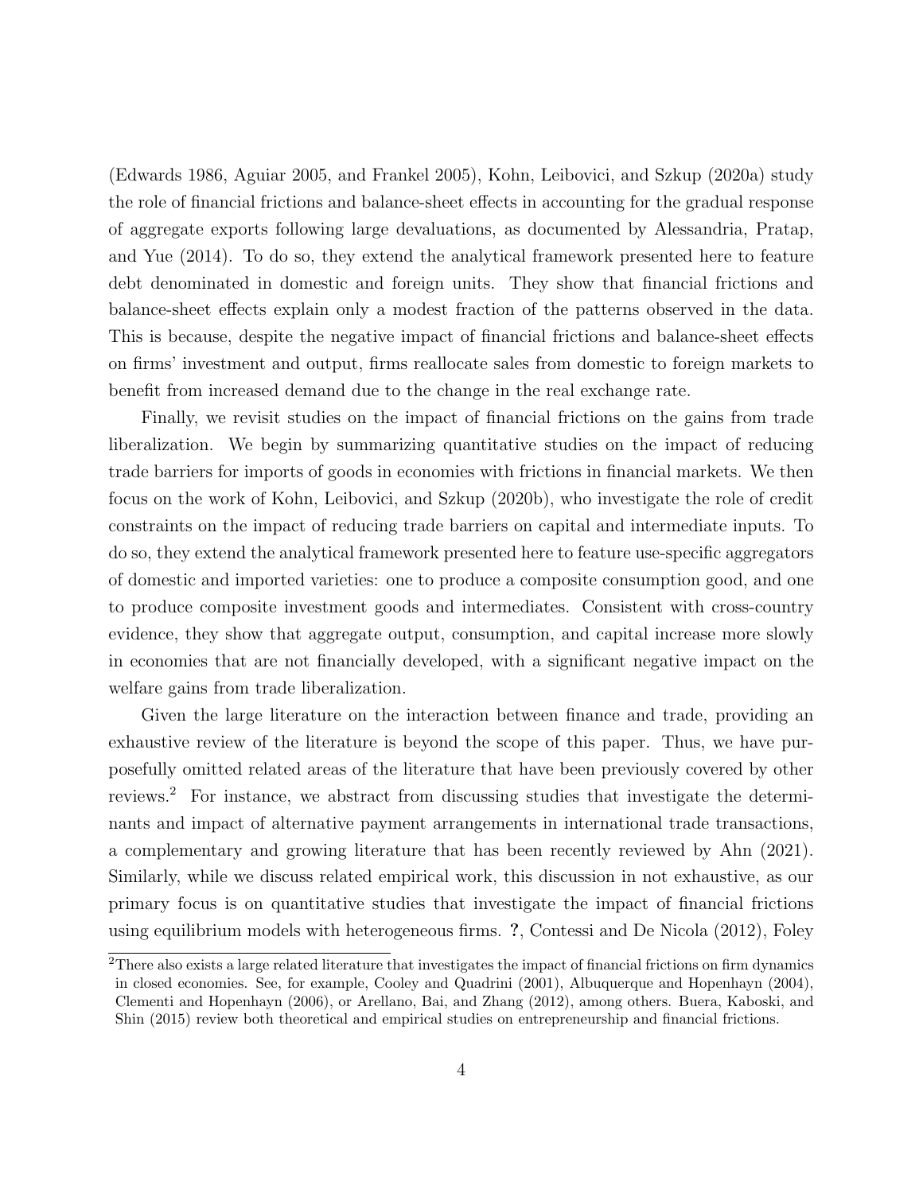(Edwards 1986, Aguiar 2005, and Frankel 2005), Kohn, Leibovici, and Szkup (2020a) study the role of financial frictions and balance-sheet effects in accounting for the gradual response of aggregate exports following large devaluations, as documented by Alessandria, Pratap, and Yue (2014). To do so, they extend the analytical framework presented here to feature debt denominated in domestic and foreign units. They show that financial frictions and balance-sheet effects explain only a modest fraction of the patterns observed in the data. This is because, despite the negative impact of financial frictions and balance-sheet effects on firms' investment and output, firms reallocate sales from domestic to foreign markets to benefit from increased demand due to the change in the real exchange rate.

Finally, we revisit studies on the impact of financial frictions on the gains from trade liberalization. We begin by summarizing quantitative studies on the impact of reducing trade barriers for imports of goods in economies with frictions in financial markets. We then focus on the work of Kohn, Leibovici, and Szkup (2020b), who investigate the role of credit constraints on the impact of reducing trade barriers on capital and intermediate inputs. To do so, they extend the analytical framework presented here to feature use-specific aggregators of domestic and imported varieties: one to produce a composite consumption good, and one to produce composite investment goods and intermediates. Consistent with cross-country evidence, they show that aggregate output, consumption, and capital increase more slowly in economies that are not financially developed, with a significant negative impact on the welfare gains from trade liberalization.

Given the large literature on the interaction between finance and trade, providing an exhaustive review of the literature is beyond the scope of this paper. Thus, we have purposefully omitted related areas of the literature that have been previously covered by other reviews.[2] For instance, we abstract from discussing studies that investigate the determinants and impact of alternative payment arrangements in international trade transactions, a complementary and growing literature that has been recently reviewed by Ahn (2021). Similarly, while we discuss related empirical work, this discussion in not exhaustive, as our primary focus is on quantitative studies that investigate the impact of financial frictions using equilibrium models with heterogeneous firms. **?**, Contessi and De Nicola (2012), Foley

[2]There also exists a large related literature that investigates the impact of financial frictions on firm dynamics in closed economies. See, for example, Cooley and Quadrini (2001), Albuquerque and Hopenhayn (2004), Clementi and Hopenhayn (2006), or Arellano, Bai, and Zhang (2012), among others. Buera, Kaboski, and Shin (2015) review both theoretical and empirical studies on entrepreneurship and financial frictions.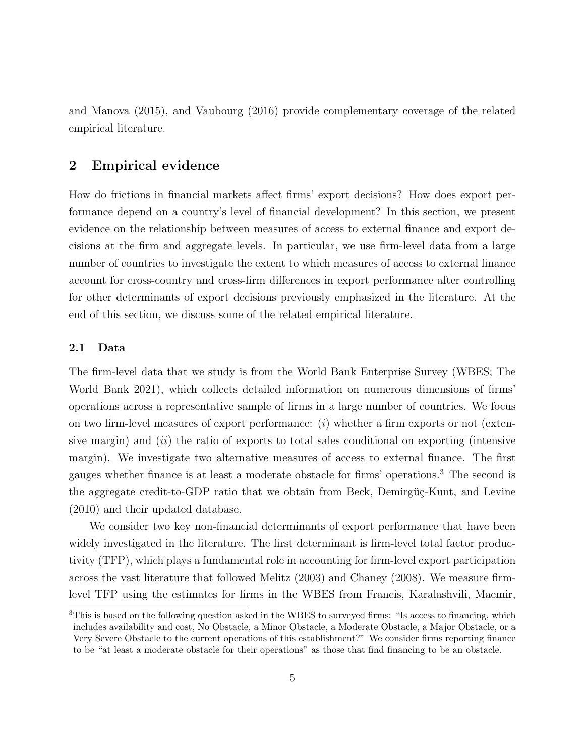and Manova (2015), and Vaubourg (2016) provide complementary coverage of the related empirical literature.

## 2 Empirical evidence

How do frictions in financial markets affect firms' export decisions? How does export performance depend on a country's level of financial development? In this section, we present evidence on the relationship between measures of access to external finance and export decisions at the firm and aggregate levels. In particular, we use firm-level data from a large number of countries to investigate the extent to which measures of access to external finance account for cross-country and cross-firm differences in export performance after controlling for other determinants of export decisions previously emphasized in the literature. At the end of this section, we discuss some of the related empirical literature.

### 2.1 Data

The firm-level data that we study is from the World Bank Enterprise Survey (WBES; The World Bank 2021), which collects detailed information on numerous dimensions of firms' operations across a representative sample of firms in a large number of countries. We focus on two firm-level measures of export performance: (*i*) whether a firm exports or not (extensive margin) and (*ii*) the ratio of exports to total sales conditional on exporting (intensive margin). We investigate two alternative measures of access to external finance. The first gauges whether finance is at least a moderate obstacle for firms' operations.[3] The second is the aggregate credit-to-GDP ratio that we obtain from Beck, Demirgüç-Kunt, and Levine (2010) and their updated database.

We consider two key non-financial determinants of export performance that have been widely investigated in the literature. The first determinant is firm-level total factor productivity (TFP), which plays a fundamental role in accounting for firm-level export participation across the vast literature that followed Melitz (2003) and Chaney (2008). We measure firm-level TFP using the estimates for firms in the WBES from Francis, Karalashvili, Maemir,

[3]This is based on the following question asked in the WBES to surveyed firms: "Is access to financing, which includes availability and cost, No Obstacle, a Minor Obstacle, a Moderate Obstacle, a Major Obstacle, or a Very Severe Obstacle to the current operations of this establishment?" We consider firms reporting finance to be "at least a moderate obstacle for their operations" as those that find financing to be an obstacle.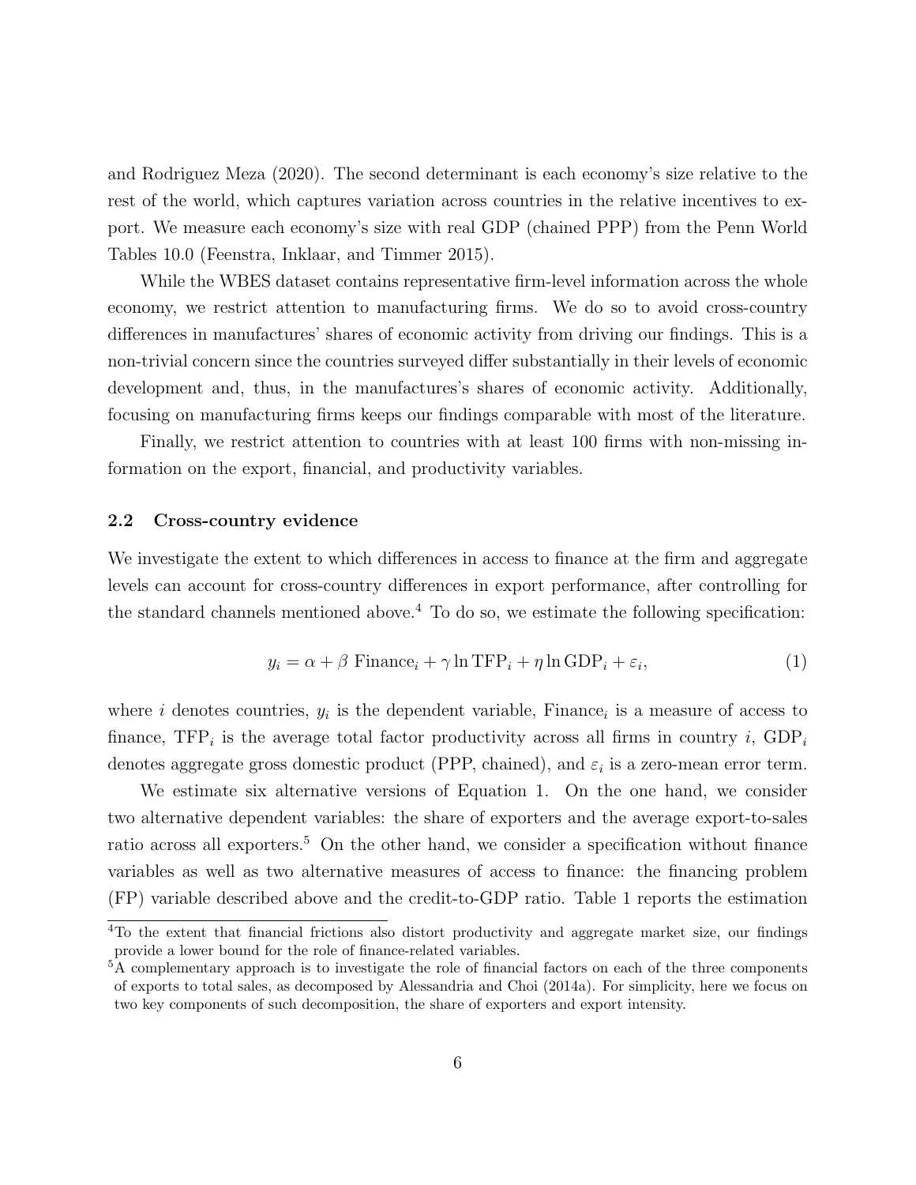and Rodriguez Meza (2020). The second determinant is each economy's size relative to the rest of the world, which captures variation across countries in the relative incentives to export. We measure each economy's size with real GDP (chained PPP) from the Penn World Tables 10.0 (Feenstra, Inklaar, and Timmer 2015).

While the WBES dataset contains representative firm-level information across the whole economy, we restrict attention to manufacturing firms. We do so to avoid cross-country differences in manufactures' shares of economic activity from driving our findings. This is a non-trivial concern since the countries surveyed differ substantially in their levels of economic development and, thus, in the manufactures's shares of economic activity. Additionally, focusing on manufacturing firms keeps our findings comparable with most of the literature.

Finally, we restrict attention to countries with at least 100 firms with non-missing information on the export, financial, and productivity variables.

### 2.2 Cross-country evidence

We investigate the extent to which differences in access to finance at the firm and aggregate levels can account for cross-country differences in export performance, after controlling for the standard channels mentioned above.[4] To do so, we estimate the following specification:

$$y_i = \alpha + \beta \text{ Finance}_i + \gamma \ln \text{TFP}_i + \eta \ln \text{GDP}_i + \varepsilon_i, \tag{1}$$

where $i$ denotes countries, $y_i$ is the dependent variable, $\text{Finance}_i$ is a measure of access to finance, $\text{TFP}_i$ is the average total factor productivity across all firms in country $i$, $\text{GDP}_i$ denotes aggregate gross domestic product (PPP, chained), and $\varepsilon_i$ is a zero-mean error term.

We estimate six alternative versions of Equation 1. On the one hand, we consider two alternative dependent variables: the share of exporters and the average export-to-sales ratio across all exporters.[5] On the other hand, we consider a specification without finance variables as well as two alternative measures of access to finance: the financing problem (FP) variable described above and the credit-to-GDP ratio. Table 1 reports the estimation

[4] To the extent that financial frictions also distort productivity and aggregate market size, our findings provide a lower bound for the role of finance-related variables.

[5] A complementary approach is to investigate the role of financial factors on each of the three components of exports to total sales, as decomposed by Alessandria and Choi (2014a). For simplicity, here we focus on two key components of such decomposition, the share of exporters and export intensity.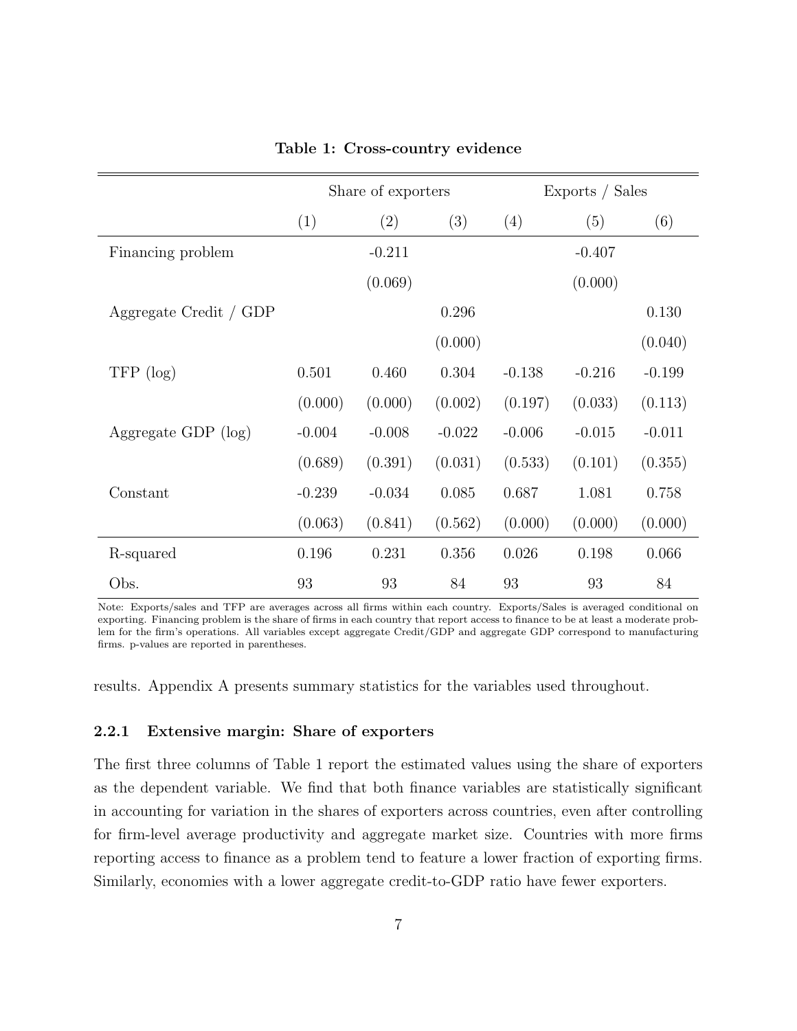**Table 1: Cross-country evidence**

| | Share of exporters | | | Exports / Sales | | |
|---|---|---|---|---|---|---|
| | (1) | (2) | (3) | (4) | (5) | (6) |
| Financing problem | | -0.211 | | | -0.407 | |
| | | (0.069) | | | (0.000) | |
| Aggregate Credit / GDP | | | 0.296 | | | 0.130 |
| | | | (0.000) | | | (0.040) |
| TFP (log) | 0.501 | 0.460 | 0.304 | -0.138 | -0.216 | -0.199 |
| | (0.000) | (0.000) | (0.002) | (0.197) | (0.033) | (0.113) |
| Aggregate GDP (log) | -0.004 | -0.008 | -0.022 | -0.006 | -0.015 | -0.011 |
| | (0.689) | (0.391) | (0.031) | (0.533) | (0.101) | (0.355) |
| Constant | -0.239 | -0.034 | 0.085 | 0.687 | 1.081 | 0.758 |
| | (0.063) | (0.841) | (0.562) | (0.000) | (0.000) | (0.000) |
| R-squared | 0.196 | 0.231 | 0.356 | 0.026 | 0.198 | 0.066 |
| Obs. | 93 | 93 | 84 | 93 | 93 | 84 |

Note: Exports/sales and TFP are averages across all firms within each country. Exports/Sales is averaged conditional on exporting. Financing problem is the share of firms in each country that report access to finance to be at least a moderate problem for the firm's operations. All variables except aggregate Credit/GDP and aggregate GDP correspond to manufacturing firms. p-values are reported in parentheses.

results. Appendix A presents summary statistics for the variables used throughout.

### 2.2.1 Extensive margin: Share of exporters

The first three columns of Table 1 report the estimated values using the share of exporters as the dependent variable. We find that both finance variables are statistically significant in accounting for variation in the shares of exporters across countries, even after controlling for firm-level average productivity and aggregate market size. Countries with more firms reporting access to finance as a problem tend to feature a lower fraction of exporting firms. Similarly, economies with a lower aggregate credit-to-GDP ratio have fewer exporters.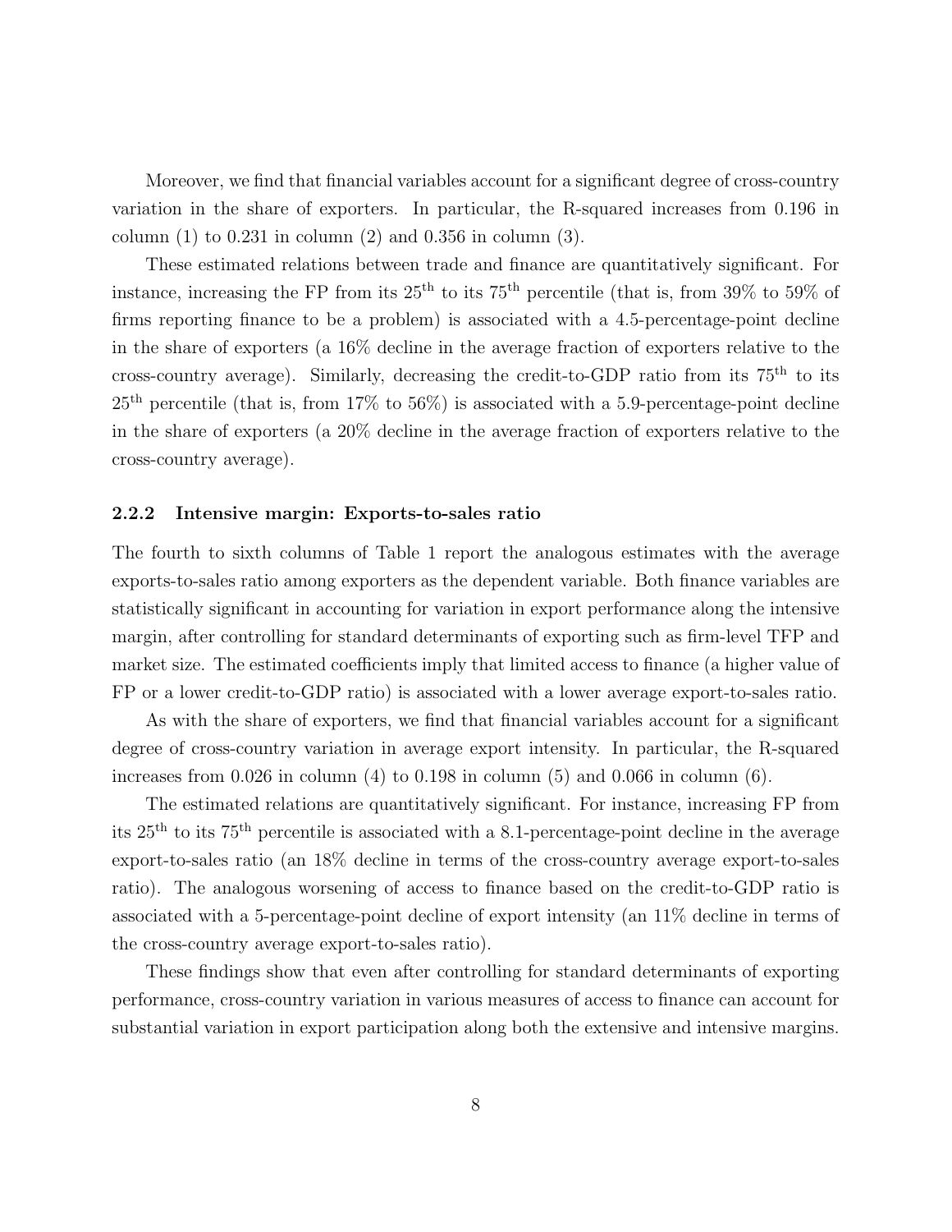Moreover, we find that financial variables account for a significant degree of cross-country variation in the share of exporters. In particular, the R-squared increases from 0.196 in column (1) to 0.231 in column (2) and 0.356 in column (3).

These estimated relations between trade and finance are quantitatively significant. For instance, increasing the FP from its 25th to its 75th percentile (that is, from 39% to 59% of firms reporting finance to be a problem) is associated with a 4.5-percentage-point decline in the share of exporters (a 16% decline in the average fraction of exporters relative to the cross-country average). Similarly, decreasing the credit-to-GDP ratio from its 75th to its 25th percentile (that is, from 17% to 56%) is associated with a 5.9-percentage-point decline in the share of exporters (a 20% decline in the average fraction of exporters relative to the cross-country average).

### 2.2.2 Intensive margin: Exports-to-sales ratio

The fourth to sixth columns of Table 1 report the analogous estimates with the average exports-to-sales ratio among exporters as the dependent variable. Both finance variables are statistically significant in accounting for variation in export performance along the intensive margin, after controlling for standard determinants of exporting such as firm-level TFP and market size. The estimated coefficients imply that limited access to finance (a higher value of FP or a lower credit-to-GDP ratio) is associated with a lower average export-to-sales ratio.

As with the share of exporters, we find that financial variables account for a significant degree of cross-country variation in average export intensity. In particular, the R-squared increases from 0.026 in column (4) to 0.198 in column (5) and 0.066 in column (6).

The estimated relations are quantitatively significant. For instance, increasing FP from its 25th to its 75th percentile is associated with a 8.1-percentage-point decline in the average export-to-sales ratio (an 18% decline in terms of the cross-country average export-to-sales ratio). The analogous worsening of access to finance based on the credit-to-GDP ratio is associated with a 5-percentage-point decline of export intensity (an 11% decline in terms of the cross-country average export-to-sales ratio).

These findings show that even after controlling for standard determinants of exporting performance, cross-country variation in various measures of access to finance can account for substantial variation in export participation along both the extensive and intensive margins.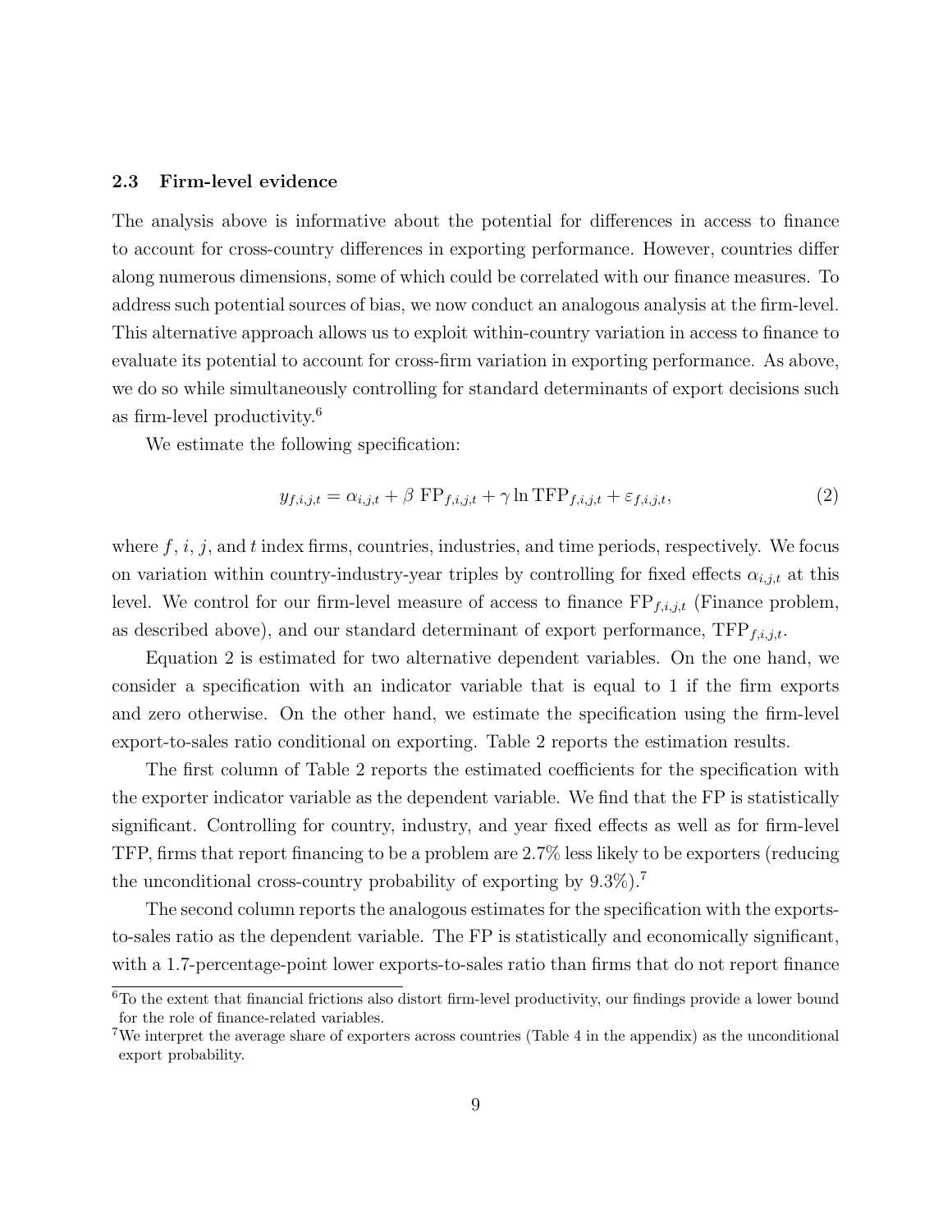### 2.3 Firm-level evidence

The analysis above is informative about the potential for differences in access to finance to account for cross-country differences in exporting performance. However, countries differ along numerous dimensions, some of which could be correlated with our finance measures. To address such potential sources of bias, we now conduct an analogous analysis at the firm-level. This alternative approach allows us to exploit within-country variation in access to finance to evaluate its potential to account for cross-firm variation in exporting performance. As above, we do so while simultaneously controlling for standard determinants of export decisions such as firm-level productivity.[6]

We estimate the following specification:

$$y_{f,i,j,t} = \alpha_{i,j,t} + \beta \text{ FP}_{f,i,j,t} + \gamma \ln \text{TFP}_{f,i,j,t} + \varepsilon_{f,i,j,t}, \tag{2}$$

where $f$, $i$, $j$, and $t$ index firms, countries, industries, and time periods, respectively. We focus on variation within country-industry-year triples by controlling for fixed effects $\alpha_{i,j,t}$ at this level. We control for our firm-level measure of access to finance $\text{FP}_{f,i,j,t}$ (Finance problem, as described above), and our standard determinant of export performance, $\text{TFP}_{f,i,j,t}$.

Equation 2 is estimated for two alternative dependent variables. On the one hand, we consider a specification with an indicator variable that is equal to 1 if the firm exports and zero otherwise. On the other hand, we estimate the specification using the firm-level export-to-sales ratio conditional on exporting. Table 2 reports the estimation results.

The first column of Table 2 reports the estimated coefficients for the specification with the exporter indicator variable as the dependent variable. We find that the FP is statistically significant. Controlling for country, industry, and year fixed effects as well as for firm-level TFP, firms that report financing to be a problem are 2.7% less likely to be exporters (reducing the unconditional cross-country probability of exporting by 9.3%).[7]

The second column reports the analogous estimates for the specification with the exports-to-sales ratio as the dependent variable. The FP is statistically and economically significant, with a 1.7-percentage-point lower exports-to-sales ratio than firms that do not report finance

[6] To the extent that financial frictions also distort firm-level productivity, our findings provide a lower bound for the role of finance-related variables.

[7] We interpret the average share of exporters across countries (Table 4 in the appendix) as the unconditional export probability.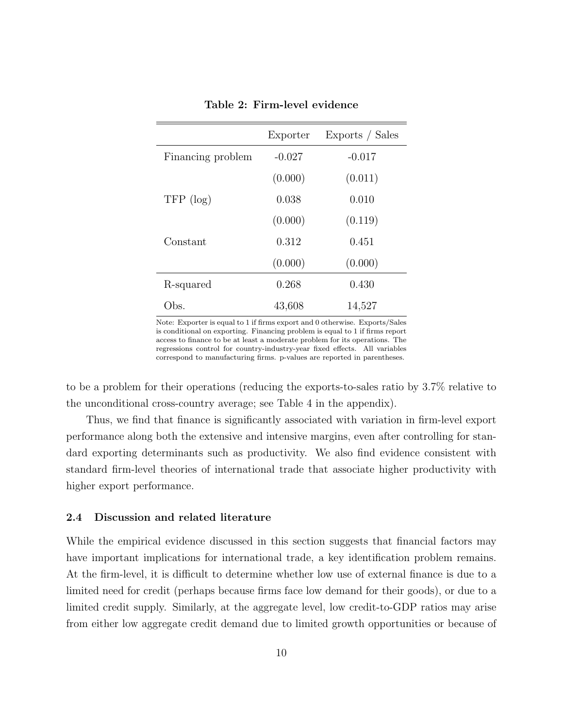**Table 2: Firm-level evidence**

| | Exporter | Exports / Sales |
|---|---|---|
| Financing problem | -0.027 | -0.017 |
| | (0.000) | (0.011) |
| TFP (log) | 0.038 | 0.010 |
| | (0.000) | (0.119) |
| Constant | 0.312 | 0.451 |
| | (0.000) | (0.000) |
| R-squared | 0.268 | 0.430 |
| Obs. | 43,608 | 14,527 |

Note: Exporter is equal to 1 if firms export and 0 otherwise. Exports/Sales is conditional on exporting. Financing problem is equal to 1 if firms report access to finance to be at least a moderate problem for its operations. The regressions control for country-industry-year fixed effects. All variables correspond to manufacturing firms. p-values are reported in parentheses.

to be a problem for their operations (reducing the exports-to-sales ratio by 3.7% relative to the unconditional cross-country average; see Table 4 in the appendix).

Thus, we find that finance is significantly associated with variation in firm-level export performance along both the extensive and intensive margins, even after controlling for standard exporting determinants such as productivity. We also find evidence consistent with standard firm-level theories of international trade that associate higher productivity with higher export performance.

### 2.4 Discussion and related literature

While the empirical evidence discussed in this section suggests that financial factors may have important implications for international trade, a key identification problem remains. At the firm-level, it is difficult to determine whether low use of external finance is due to a limited need for credit (perhaps because firms face low demand for their goods), or due to a limited credit supply. Similarly, at the aggregate level, low credit-to-GDP ratios may arise from either low aggregate credit demand due to limited growth opportunities or because of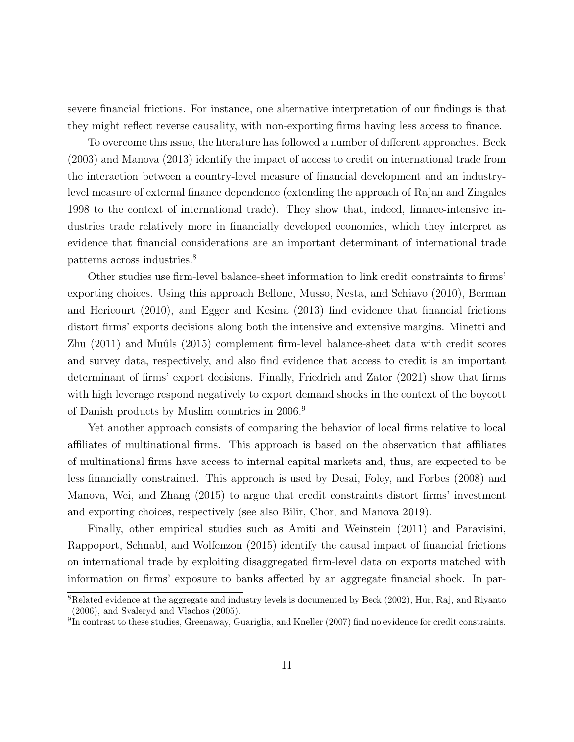severe financial frictions. For instance, one alternative interpretation of our findings is that they might reflect reverse causality, with non-exporting firms having less access to finance.

To overcome this issue, the literature has followed a number of different approaches. Beck (2003) and Manova (2013) identify the impact of access to credit on international trade from the interaction between a country-level measure of financial development and an industry-level measure of external finance dependence (extending the approach of Rajan and Zingales 1998 to the context of international trade). They show that, indeed, finance-intensive industries trade relatively more in financially developed economies, which they interpret as evidence that financial considerations are an important determinant of international trade patterns across industries.[8]

Other studies use firm-level balance-sheet information to link credit constraints to firms' exporting choices. Using this approach Bellone, Musso, Nesta, and Schiavo (2010), Berman and Hericourt (2010), and Egger and Kesina (2013) find evidence that financial frictions distort firms' exports decisions along both the intensive and extensive margins. Minetti and Zhu (2011) and Muûls (2015) complement firm-level balance-sheet data with credit scores and survey data, respectively, and also find evidence that access to credit is an important determinant of firms' export decisions. Finally, Friedrich and Zator (2021) show that firms with high leverage respond negatively to export demand shocks in the context of the boycott of Danish products by Muslim countries in 2006.[9]

Yet another approach consists of comparing the behavior of local firms relative to local affiliates of multinational firms. This approach is based on the observation that affiliates of multinational firms have access to internal capital markets and, thus, are expected to be less financially constrained. This approach is used by Desai, Foley, and Forbes (2008) and Manova, Wei, and Zhang (2015) to argue that credit constraints distort firms' investment and exporting choices, respectively (see also Bilir, Chor, and Manova 2019).

Finally, other empirical studies such as Amiti and Weinstein (2011) and Paravisini, Rappoport, Schnabl, and Wolfenzon (2015) identify the causal impact of financial frictions on international trade by exploiting disaggregated firm-level data on exports matched with information on firms' exposure to banks affected by an aggregate financial shock. In par-

[8]Related evidence at the aggregate and industry levels is documented by Beck (2002), Hur, Raj, and Riyanto (2006), and Svaleryd and Vlachos (2005).

[9]In contrast to these studies, Greenaway, Guariglia, and Kneller (2007) find no evidence for credit constraints.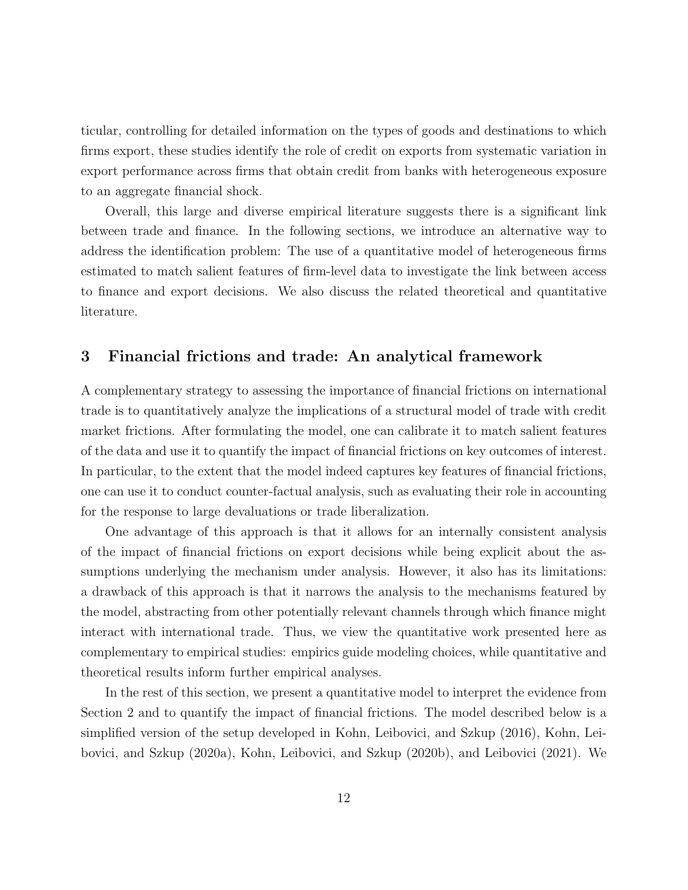ticular, controlling for detailed information on the types of goods and destinations to which firms export, these studies identify the role of credit on exports from systematic variation in export performance across firms that obtain credit from banks with heterogeneous exposure to an aggregate financial shock.

Overall, this large and diverse empirical literature suggests there is a significant link between trade and finance. In the following sections, we introduce an alternative way to address the identification problem: The use of a quantitative model of heterogeneous firms estimated to match salient features of firm-level data to investigate the link between access to finance and export decisions. We also discuss the related theoretical and quantitative literature.

## 3 Financial frictions and trade: An analytical framework

A complementary strategy to assessing the importance of financial frictions on international trade is to quantitatively analyze the implications of a structural model of trade with credit market frictions. After formulating the model, one can calibrate it to match salient features of the data and use it to quantify the impact of financial frictions on key outcomes of interest. In particular, to the extent that the model indeed captures key features of financial frictions, one can use it to conduct counter-factual analysis, such as evaluating their role in accounting for the response to large devaluations or trade liberalization.

One advantage of this approach is that it allows for an internally consistent analysis of the impact of financial frictions on export decisions while being explicit about the assumptions underlying the mechanism under analysis. However, it also has its limitations: a drawback of this approach is that it narrows the analysis to the mechanisms featured by the model, abstracting from other potentially relevant channels through which finance might interact with international trade. Thus, we view the quantitative work presented here as complementary to empirical studies: empirics guide modeling choices, while quantitative and theoretical results inform further empirical analyses.

In the rest of this section, we present a quantitative model to interpret the evidence from Section 2 and to quantify the impact of financial frictions. The model described below is a simplified version of the setup developed in Kohn, Leibovici, and Szkup (2016), Kohn, Leibovici, and Szkup (2020a), Kohn, Leibovici, and Szkup (2020b), and Leibovici (2021). We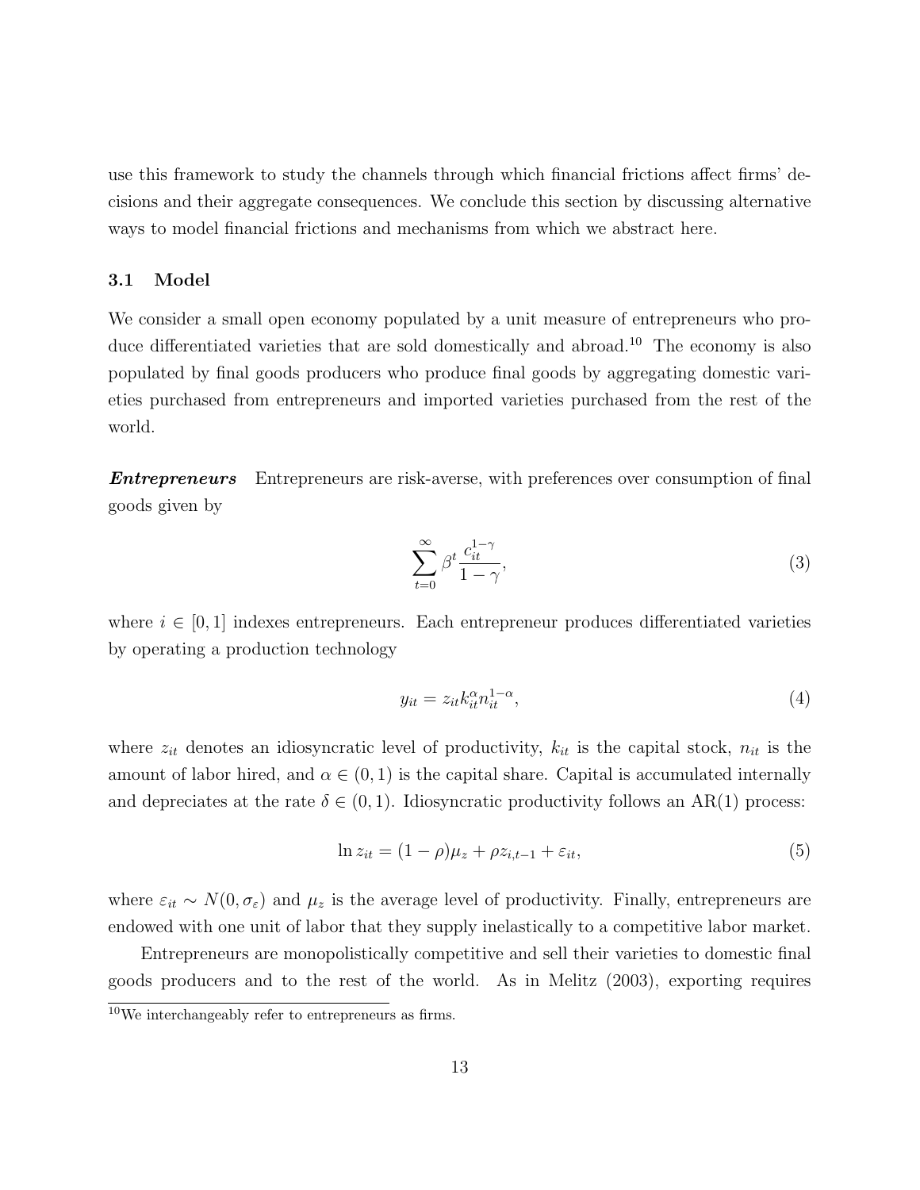use this framework to study the channels through which financial frictions affect firms' decisions and their aggregate consequences. We conclude this section by discussing alternative ways to model financial frictions and mechanisms from which we abstract here.

### 3.1 Model

We consider a small open economy populated by a unit measure of entrepreneurs who produce differentiated varieties that are sold domestically and abroad.[10] The economy is also populated by final goods producers who produce final goods by aggregating domestic varieties purchased from entrepreneurs and imported varieties purchased from the rest of the world.

***Entrepreneurs*** Entrepreneurs are risk-averse, with preferences over consumption of final goods given by

$$\sum_{t=0}^{\infty} \beta^t \frac{c_{it}^{1-\gamma}}{1-\gamma}, \tag{3}$$

where $i \in [0,1]$ indexes entrepreneurs. Each entrepreneur produces differentiated varieties by operating a production technology

$$y_{it} = z_{it} k_{it}^{\alpha} n_{it}^{1-\alpha}, \tag{4}$$

where $z_{it}$ denotes an idiosyncratic level of productivity, $k_{it}$ is the capital stock, $n_{it}$ is the amount of labor hired, and $\alpha \in (0,1)$ is the capital share. Capital is accumulated internally and depreciates at the rate $\delta \in (0,1)$. Idiosyncratic productivity follows an AR(1) process:

$$\ln z_{it} = (1-\rho)\mu_z + \rho z_{i,t-1} + \varepsilon_{it}, \tag{5}$$

where $\varepsilon_{it} \sim N(0, \sigma_{\varepsilon})$ and $\mu_z$ is the average level of productivity. Finally, entrepreneurs are endowed with one unit of labor that they supply inelastically to a competitive labor market.

Entrepreneurs are monopolistically competitive and sell their varieties to domestic final goods producers and to the rest of the world. As in Melitz (2003), exporting requires

[10] We interchangeably refer to entrepreneurs as firms.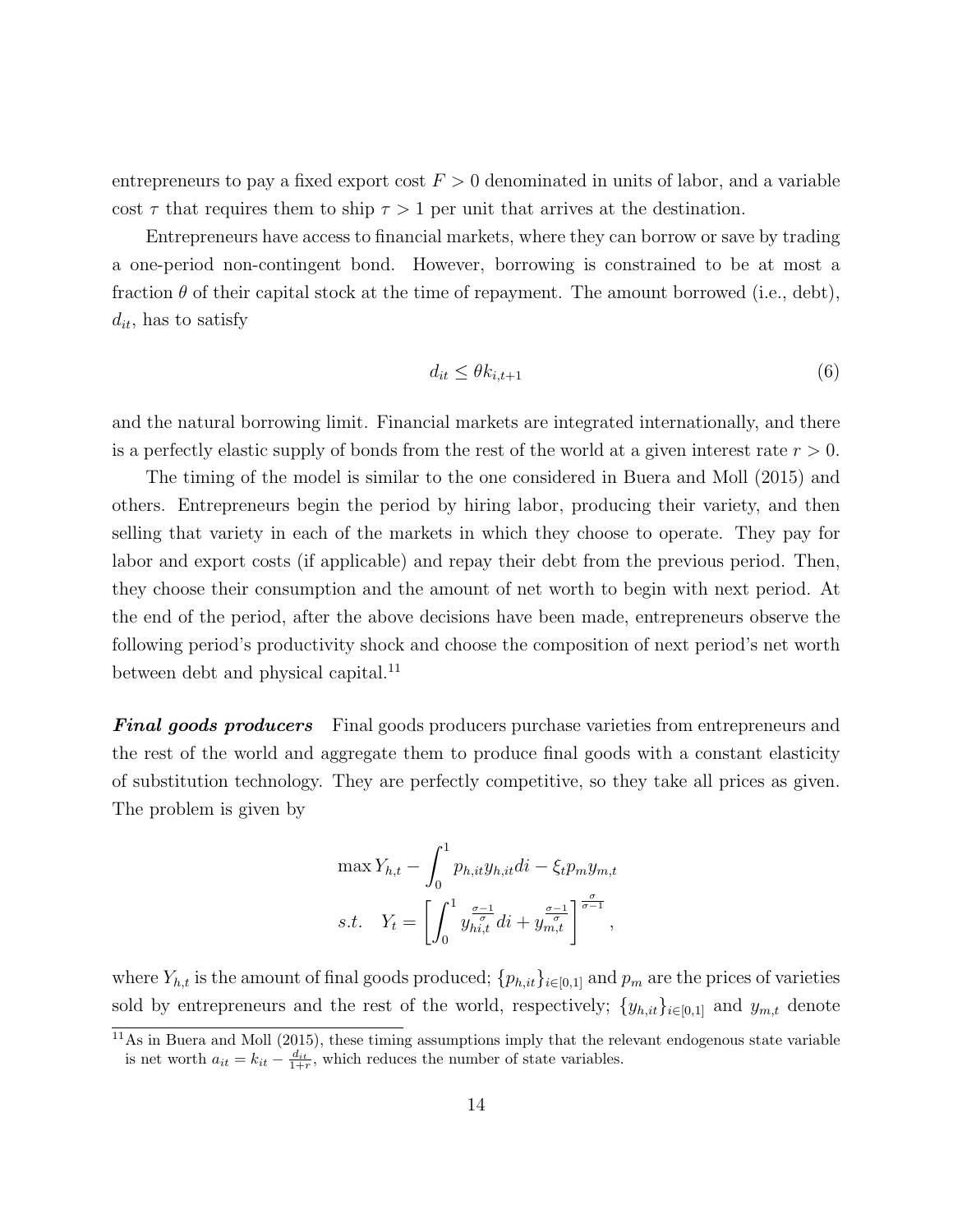entrepreneurs to pay a fixed export cost $F > 0$ denominated in units of labor, and a variable cost $\tau$ that requires them to ship $\tau > 1$ per unit that arrives at the destination.

Entrepreneurs have access to financial markets, where they can borrow or save by trading a one-period non-contingent bond. However, borrowing is constrained to be at most a fraction $\theta$ of their capital stock at the time of repayment. The amount borrowed (i.e., debt), $d_{it}$, has to satisfy

$$d_{it} \leq \theta k_{i,t+1} \tag{6}$$

and the natural borrowing limit. Financial markets are integrated internationally, and there is a perfectly elastic supply of bonds from the rest of the world at a given interest rate $r > 0$.

The timing of the model is similar to the one considered in Buera and Moll (2015) and others. Entrepreneurs begin the period by hiring labor, producing their variety, and then selling that variety in each of the markets in which they choose to operate. They pay for labor and export costs (if applicable) and repay their debt from the previous period. Then, they choose their consumption and the amount of net worth to begin with next period. At the end of the period, after the above decisions have been made, entrepreneurs observe the following period's productivity shock and choose the composition of next period's net worth between debt and physical capital.[11]

***Final goods producers*** Final goods producers purchase varieties from entrepreneurs and the rest of the world and aggregate them to produce final goods with a constant elasticity of substitution technology. They are perfectly competitive, so they take all prices as given. The problem is given by

$$\max Y_{h,t} - \int_0^1 p_{h,it} y_{h,it} di - \xi_t p_m y_{m,t}$$
$$s.t. \quad Y_t = \left[ \int_0^1 y_{hi,t}^{\frac{\sigma-1}{\sigma}} di + y_{m,t}^{\frac{\sigma-1}{\sigma}} \right]^{\frac{\sigma}{\sigma-1}},$$

where $Y_{h,t}$ is the amount of final goods produced; $\{p_{h,it}\}_{i\in[0,1]}$ and $p_m$ are the prices of varieties sold by entrepreneurs and the rest of the world, respectively; $\{y_{h,it}\}_{i\in[0,1]}$ and $y_{m,t}$ denote

[11] As in Buera and Moll (2015), these timing assumptions imply that the relevant endogenous state variable is net worth $a_{it} = k_{it} - \frac{d_{it}}{1+r}$, which reduces the number of state variables.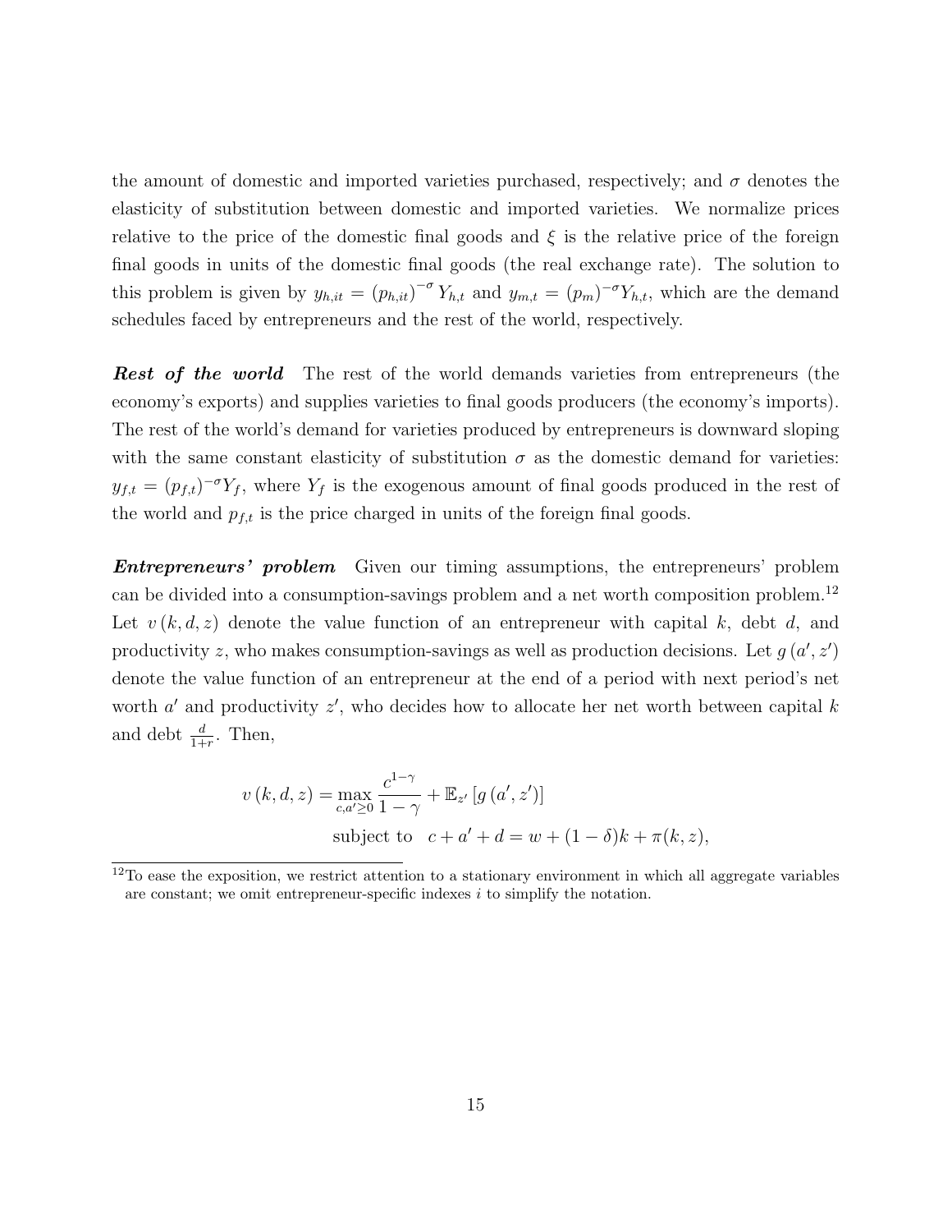the amount of domestic and imported varieties purchased, respectively; and $\sigma$ denotes the elasticity of substitution between domestic and imported varieties. We normalize prices relative to the price of the domestic final goods and $\xi$ is the relative price of the foreign final goods in units of the domestic final goods (the real exchange rate). The solution to this problem is given by $y_{h,it} = (p_{h,it})^{-\sigma} Y_{h,t}$ and $y_{m,t} = (p_m)^{-\sigma} Y_{h,t}$, which are the demand schedules faced by entrepreneurs and the rest of the world, respectively.

***Rest of the world*** The rest of the world demands varieties from entrepreneurs (the economy's exports) and supplies varieties to final goods producers (the economy's imports). The rest of the world's demand for varieties produced by entrepreneurs is downward sloping with the same constant elasticity of substitution $\sigma$ as the domestic demand for varieties: $y_{f,t} = (p_{f,t})^{-\sigma} Y_f$, where $Y_f$ is the exogenous amount of final goods produced in the rest of the world and $p_{f,t}$ is the price charged in units of the foreign final goods.

***Entrepreneurs' problem*** Given our timing assumptions, the entrepreneurs' problem can be divided into a consumption-savings problem and a net worth composition problem.[12] Let $v(k, d, z)$ denote the value function of an entrepreneur with capital $k$, debt $d$, and productivity $z$, who makes consumption-savings as well as production decisions. Let $g(a', z')$ denote the value function of an entrepreneur at the end of a period with next period's net worth $a'$ and productivity $z'$, who decides how to allocate her net worth between capital $k$ and debt $\frac{d}{1+r}$. Then,

$$
\begin{aligned}
v(k, d, z) = \max_{c, a' \geq 0} \; & \frac{c^{1-\gamma}}{1-\gamma} + \mathbb{E}_{z'}\left[g(a', z')\right] \\
\text{subject to} \quad & c + a' + d = w + (1-\delta)k + \pi(k, z),
\end{aligned}
$$

[12] To ease the exposition, we restrict attention to a stationary environment in which all aggregate variables are constant; we omit entrepreneur-specific indexes $i$ to simplify the notation.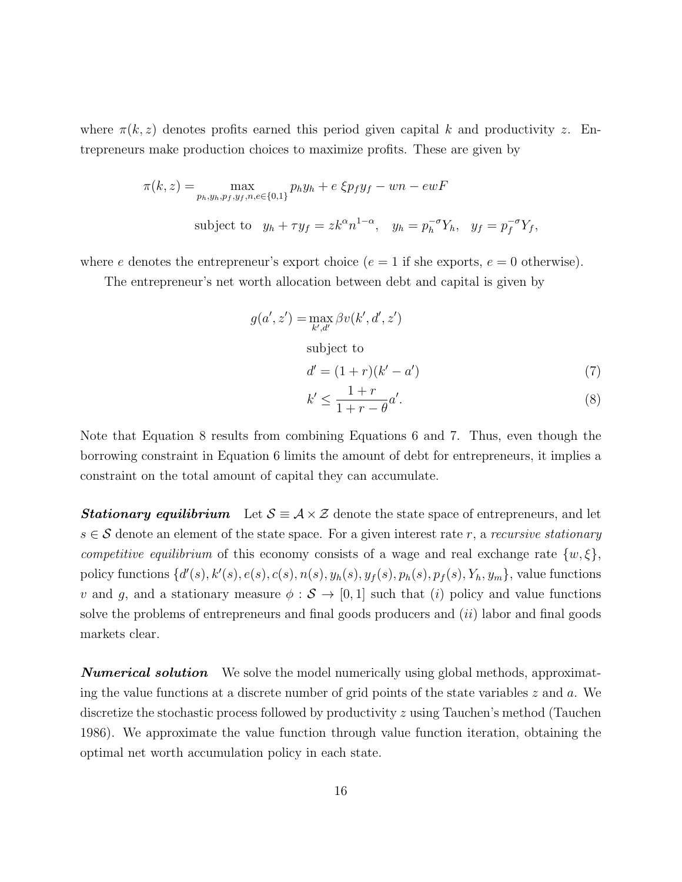where $\pi(k, z)$ denotes profits earned this period given capital $k$ and productivity $z$. Entrepreneurs make production choices to maximize profits. These are given by

$$\pi(k, z) = \max_{p_h, y_h, p_f, y_f, n, e \in \{0,1\}} p_h y_h + e\, \xi p_f y_f - wn - ewF$$

$$\text{subject to} \quad y_h + \tau y_f = z k^{\alpha} n^{1-\alpha}, \quad y_h = p_h^{-\sigma} Y_h, \quad y_f = p_f^{-\sigma} Y_f,$$

where $e$ denotes the entrepreneur's export choice ($e = 1$ if she exports, $e = 0$ otherwise).

The entrepreneur's net worth allocation between debt and capital is given by

$$g(a', z') = \max_{k', d'} \beta v(k', d', z')$$

subject to

$$d' = (1 + r)(k' - a') \tag{7}$$

$$k' \leq \frac{1 + r}{1 + r - \theta} a'. \tag{8}$$

Note that Equation 8 results from combining Equations 6 and 7. Thus, even though the borrowing constraint in Equation 6 limits the amount of debt for entrepreneurs, it implies a constraint on the total amount of capital they can accumulate.

***Stationary equilibrium*** Let $\mathcal{S} \equiv \mathcal{A} \times \mathcal{Z}$ denote the state space of entrepreneurs, and let $s \in \mathcal{S}$ denote an element of the state space. For a given interest rate $r$, a *recursive stationary competitive equilibrium* of this economy consists of a wage and real exchange rate $\{w, \xi\}$, policy functions $\{d'(s), k'(s), e(s), c(s), n(s), y_h(s), y_f(s), p_h(s), p_f(s), Y_h, y_m\}$, value functions $v$ and $g$, and a stationary measure $\phi : \mathcal{S} \to [0, 1]$ such that $(i)$ policy and value functions solve the problems of entrepreneurs and final goods producers and $(ii)$ labor and final goods markets clear.

***Numerical solution*** We solve the model numerically using global methods, approximating the value functions at a discrete number of grid points of the state variables $z$ and $a$. We discretize the stochastic process followed by productivity $z$ using Tauchen's method (Tauchen 1986). We approximate the value function through value function iteration, obtaining the optimal net worth accumulation policy in each state.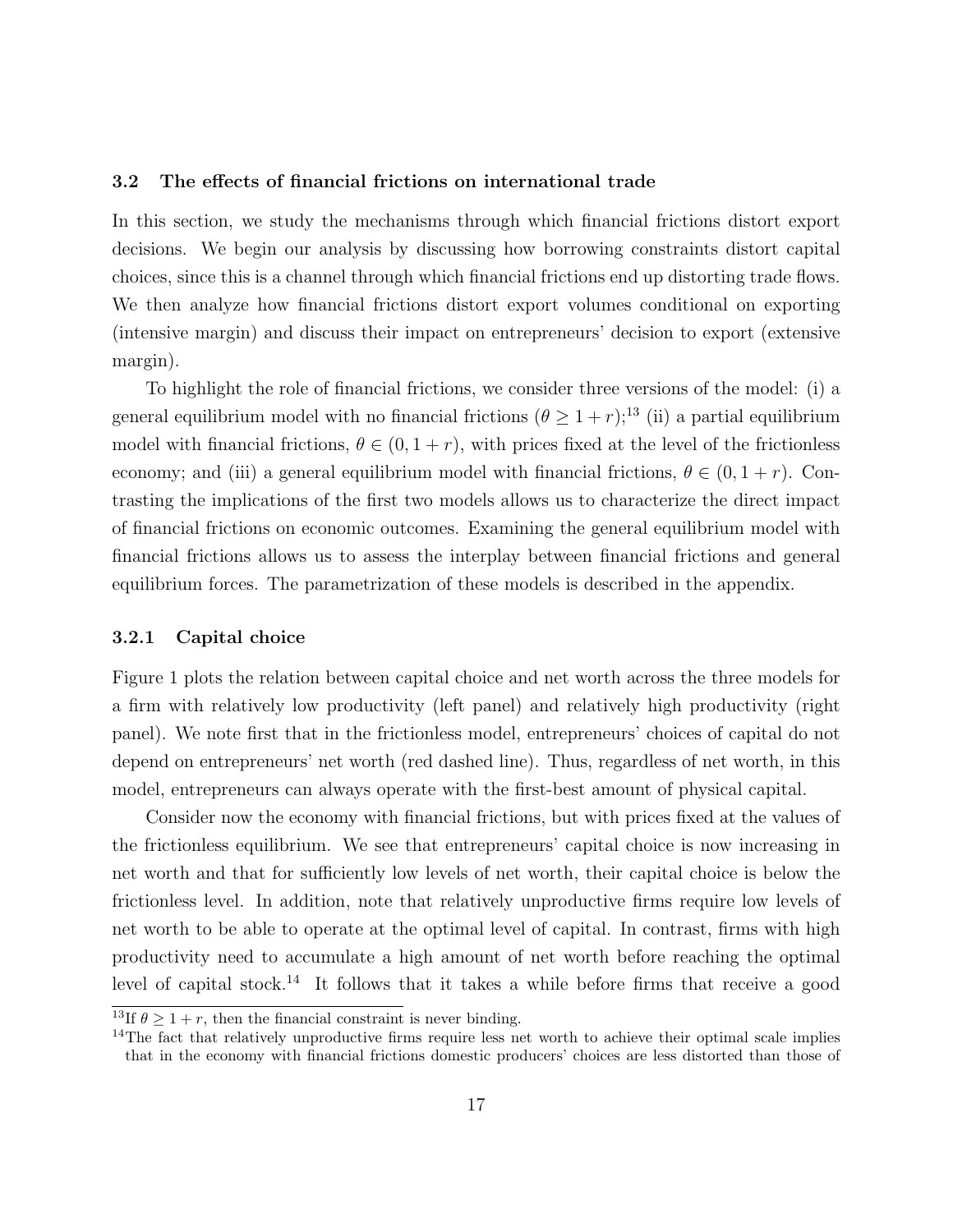### 3.2 The effects of financial frictions on international trade

In this section, we study the mechanisms through which financial frictions distort export decisions. We begin our analysis by discussing how borrowing constraints distort capital choices, since this is a channel through which financial frictions end up distorting trade flows. We then analyze how financial frictions distort export volumes conditional on exporting (intensive margin) and discuss their impact on entrepreneurs' decision to export (extensive margin).

To highlight the role of financial frictions, we consider three versions of the model: (i) a general equilibrium model with no financial frictions ($\theta \geq 1+r$);[13] (ii) a partial equilibrium model with financial frictions, $\theta \in (0, 1+r)$, with prices fixed at the level of the frictionless economy; and (iii) a general equilibrium model with financial frictions, $\theta \in (0, 1+r)$. Contrasting the implications of the first two models allows us to characterize the direct impact of financial frictions on economic outcomes. Examining the general equilibrium model with financial frictions allows us to assess the interplay between financial frictions and general equilibrium forces. The parametrization of these models is described in the appendix.

#### 3.2.1 Capital choice

Figure 1 plots the relation between capital choice and net worth across the three models for a firm with relatively low productivity (left panel) and relatively high productivity (right panel). We note first that in the frictionless model, entrepreneurs' choices of capital do not depend on entrepreneurs' net worth (red dashed line). Thus, regardless of net worth, in this model, entrepreneurs can always operate with the first-best amount of physical capital.

Consider now the economy with financial frictions, but with prices fixed at the values of the frictionless equilibrium. We see that entrepreneurs' capital choice is now increasing in net worth and that for sufficiently low levels of net worth, their capital choice is below the frictionless level. In addition, note that relatively unproductive firms require low levels of net worth to be able to operate at the optimal level of capital. In contrast, firms with high productivity need to accumulate a high amount of net worth before reaching the optimal level of capital stock.[14] It follows that it takes a while before firms that receive a good

[13] If $\theta \geq 1+r$, then the financial constraint is never binding.

[14] The fact that relatively unproductive firms require less net worth to achieve their optimal scale implies that in the economy with financial frictions domestic producers' choices are less distorted than those of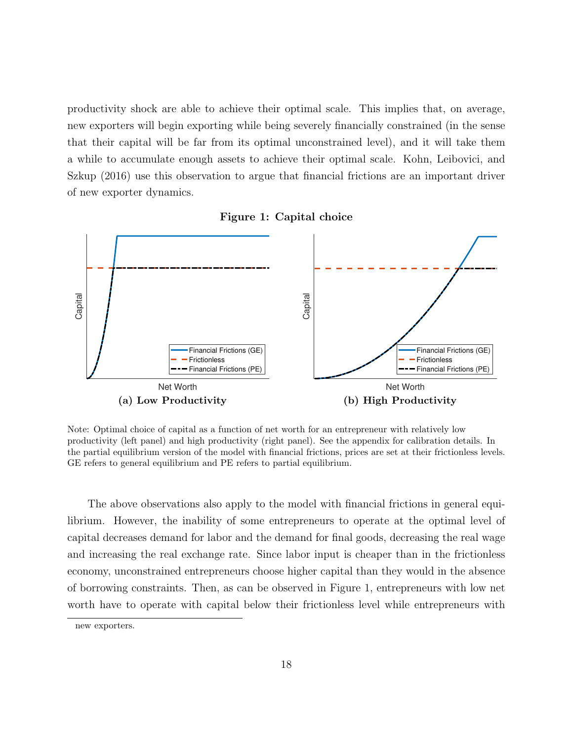productivity shock are able to achieve their optimal scale. This implies that, on average, new exporters will begin exporting while being severely financially constrained (in the sense that their capital will be far from its optimal unconstrained level), and it will take them a while to accumulate enough assets to achieve their optimal scale. Kohn, Leibovici, and Szkup (2016) use this observation to argue that financial frictions are an important driver of new exporter dynamics.

**Figure 1: Capital choice**

**(a) Low Productivity**

**(b) High Productivity**

Note: Optimal choice of capital as a function of net worth for an entrepreneur with relatively low productivity (left panel) and high productivity (right panel). See the appendix for calibration details. In the partial equilibrium version of the model with financial frictions, prices are set at their frictionless levels. GE refers to general equilibrium and PE refers to partial equilibrium.

The above observations also apply to the model with financial frictions in general equilibrium. However, the inability of some entrepreneurs to operate at the optimal level of capital decreases demand for labor and the demand for final goods, decreasing the real wage and increasing the real exchange rate. Since labor input is cheaper than in the frictionless economy, unconstrained entrepreneurs choose higher capital than they would in the absence of borrowing constraints. Then, as can be observed in Figure 1, entrepreneurs with low net worth have to operate with capital below their frictionless level while entrepreneurs with

new exporters.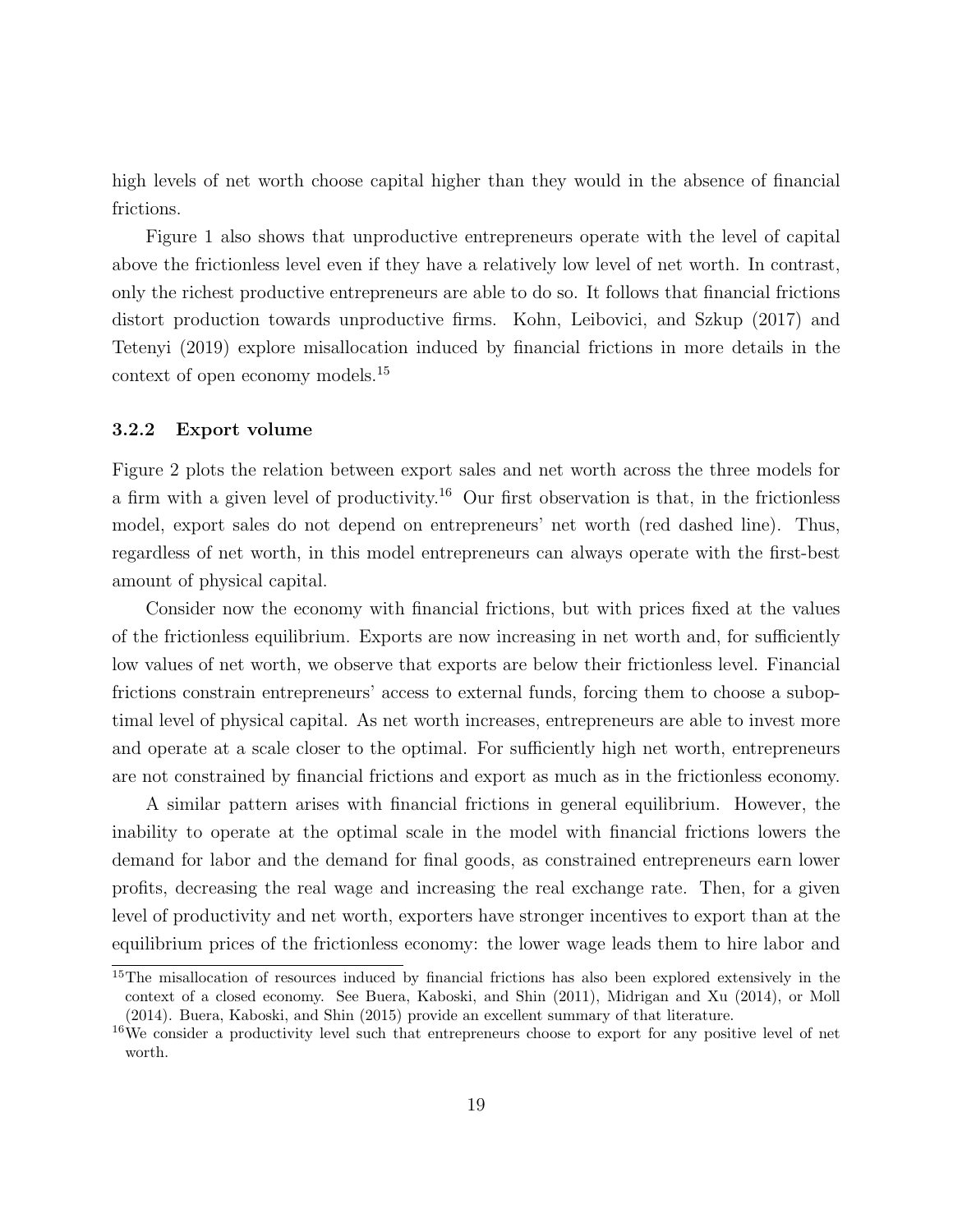high levels of net worth choose capital higher than they would in the absence of financial frictions.

Figure 1 also shows that unproductive entrepreneurs operate with the level of capital above the frictionless level even if they have a relatively low level of net worth. In contrast, only the richest productive entrepreneurs are able to do so. It follows that financial frictions distort production towards unproductive firms. Kohn, Leibovici, and Szkup (2017) and Tetenyi (2019) explore misallocation induced by financial frictions in more details in the context of open economy models.[15]

### 3.2.2 Export volume

Figure 2 plots the relation between export sales and net worth across the three models for a firm with a given level of productivity.[16] Our first observation is that, in the frictionless model, export sales do not depend on entrepreneurs' net worth (red dashed line). Thus, regardless of net worth, in this model entrepreneurs can always operate with the first-best amount of physical capital.

Consider now the economy with financial frictions, but with prices fixed at the values of the frictionless equilibrium. Exports are now increasing in net worth and, for sufficiently low values of net worth, we observe that exports are below their frictionless level. Financial frictions constrain entrepreneurs' access to external funds, forcing them to choose a suboptimal level of physical capital. As net worth increases, entrepreneurs are able to invest more and operate at a scale closer to the optimal. For sufficiently high net worth, entrepreneurs are not constrained by financial frictions and export as much as in the frictionless economy.

A similar pattern arises with financial frictions in general equilibrium. However, the inability to operate at the optimal scale in the model with financial frictions lowers the demand for labor and the demand for final goods, as constrained entrepreneurs earn lower profits, decreasing the real wage and increasing the real exchange rate. Then, for a given level of productivity and net worth, exporters have stronger incentives to export than at the equilibrium prices of the frictionless economy: the lower wage leads them to hire labor and

[15] The misallocation of resources induced by financial frictions has also been explored extensively in the context of a closed economy. See Buera, Kaboski, and Shin (2011), Midrigan and Xu (2014), or Moll (2014). Buera, Kaboski, and Shin (2015) provide an excellent summary of that literature.

[16] We consider a productivity level such that entrepreneurs choose to export for any positive level of net worth.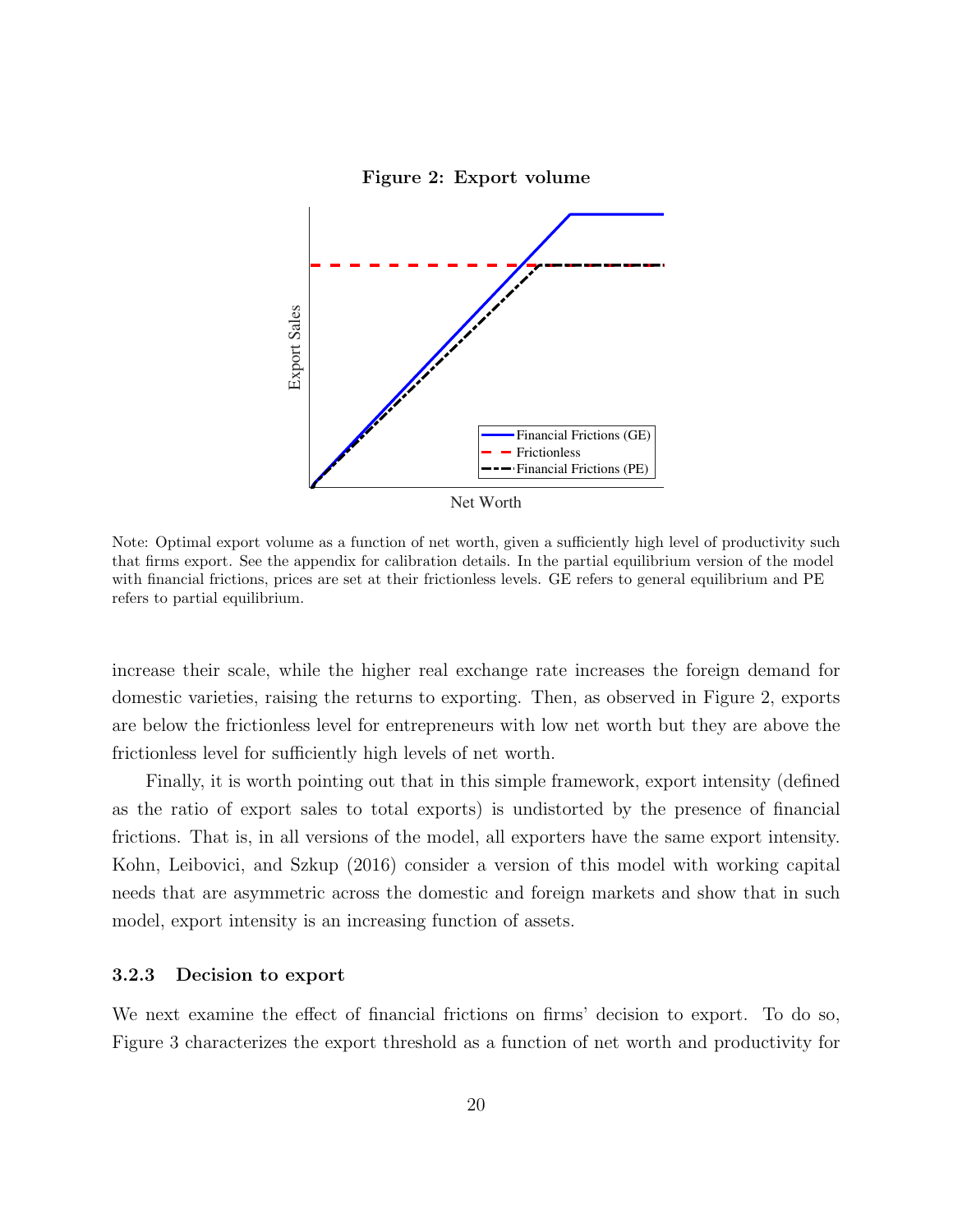**Figure 2: Export volume**

Note: Optimal export volume as a function of net worth, given a sufficiently high level of productivity such that firms export. See the appendix for calibration details. In the partial equilibrium version of the model with financial frictions, prices are set at their frictionless levels. GE refers to general equilibrium and PE refers to partial equilibrium.

increase their scale, while the higher real exchange rate increases the foreign demand for domestic varieties, raising the returns to exporting. Then, as observed in Figure 2, exports are below the frictionless level for entrepreneurs with low net worth but they are above the frictionless level for sufficiently high levels of net worth.

Finally, it is worth pointing out that in this simple framework, export intensity (defined as the ratio of export sales to total exports) is undistorted by the presence of financial frictions. That is, in all versions of the model, all exporters have the same export intensity. Kohn, Leibovici, and Szkup (2016) consider a version of this model with working capital needs that are asymmetric across the domestic and foreign markets and show that in such model, export intensity is an increasing function of assets.

### 3.2.3 Decision to export

We next examine the effect of financial frictions on firms' decision to export. To do so, Figure 3 characterizes the export threshold as a function of net worth and productivity for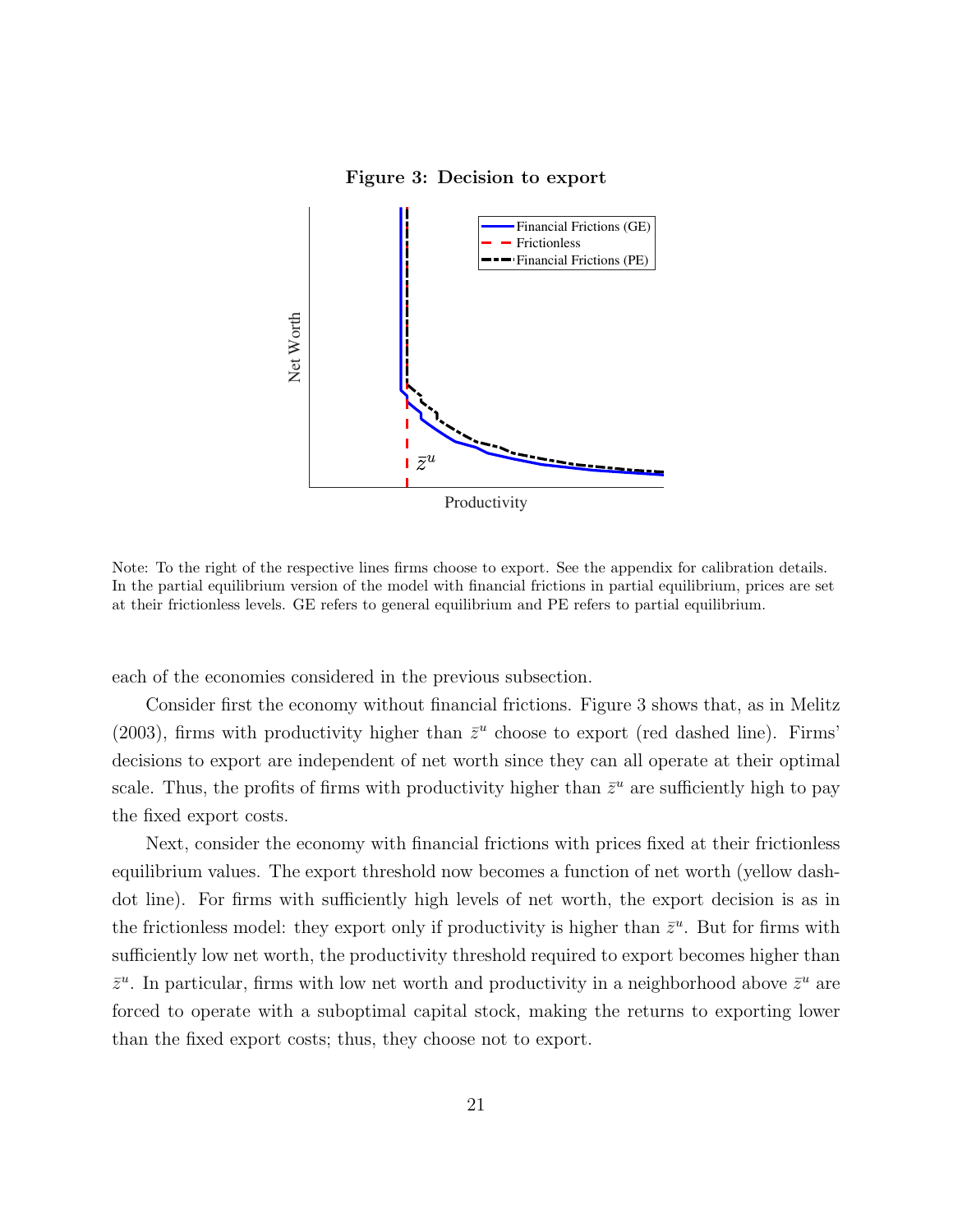**Figure 3: Decision to export**

Note: To the right of the respective lines firms choose to export. See the appendix for calibration details. In the partial equilibrium version of the model with financial frictions in partial equilibrium, prices are set at their frictionless levels. GE refers to general equilibrium and PE refers to partial equilibrium.

each of the economies considered in the previous subsection.

Consider first the economy without financial frictions. Figure 3 shows that, as in Melitz (2003), firms with productivity higher than $\bar{z}^u$ choose to export (red dashed line). Firms' decisions to export are independent of net worth since they can all operate at their optimal scale. Thus, the profits of firms with productivity higher than $\bar{z}^u$ are sufficiently high to pay the fixed export costs.

Next, consider the economy with financial frictions with prices fixed at their frictionless equilibrium values. The export threshold now becomes a function of net worth (yellow dash-dot line). For firms with sufficiently high levels of net worth, the export decision is as in the frictionless model: they export only if productivity is higher than $\bar{z}^u$. But for firms with sufficiently low net worth, the productivity threshold required to export becomes higher than $\bar{z}^u$. In particular, firms with low net worth and productivity in a neighborhood above $\bar{z}^u$ are forced to operate with a suboptimal capital stock, making the returns to exporting lower than the fixed export costs; thus, they choose not to export.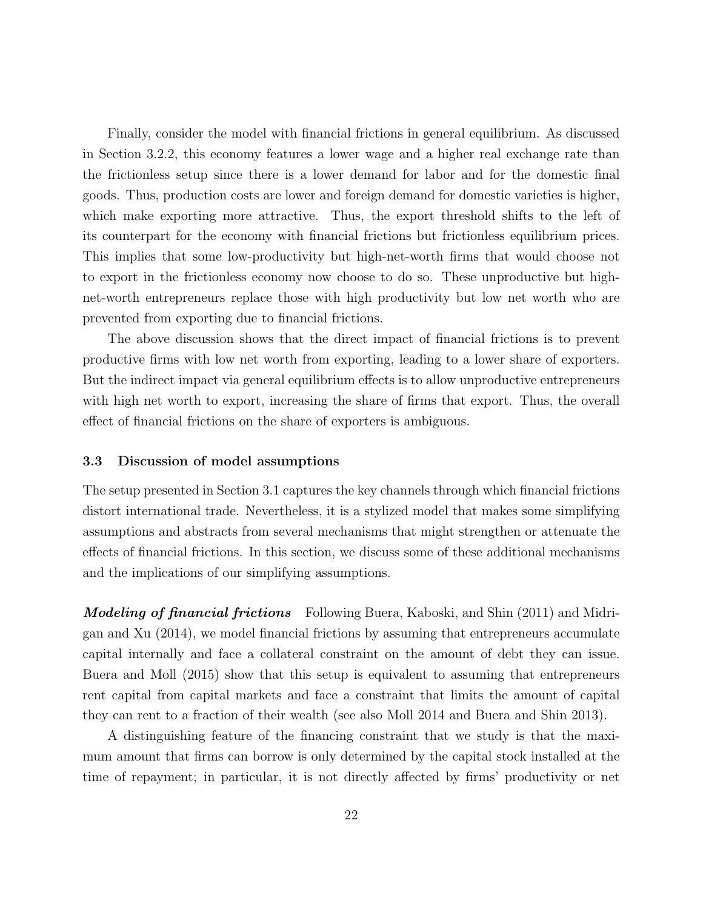Finally, consider the model with financial frictions in general equilibrium. As discussed in Section 3.2.2, this economy features a lower wage and a higher real exchange rate than the frictionless setup since there is a lower demand for labor and for the domestic final goods. Thus, production costs are lower and foreign demand for domestic varieties is higher, which make exporting more attractive. Thus, the export threshold shifts to the left of its counterpart for the economy with financial frictions but frictionless equilibrium prices. This implies that some low-productivity but high-net-worth firms that would choose not to export in the frictionless economy now choose to do so. These unproductive but high-net-worth entrepreneurs replace those with high productivity but low net worth who are prevented from exporting due to financial frictions.

The above discussion shows that the direct impact of financial frictions is to prevent productive firms with low net worth from exporting, leading to a lower share of exporters. But the indirect impact via general equilibrium effects is to allow unproductive entrepreneurs with high net worth to export, increasing the share of firms that export. Thus, the overall effect of financial frictions on the share of exporters is ambiguous.

### 3.3 Discussion of model assumptions

The setup presented in Section 3.1 captures the key channels through which financial frictions distort international trade. Nevertheless, it is a stylized model that makes some simplifying assumptions and abstracts from several mechanisms that might strengthen or attenuate the effects of financial frictions. In this section, we discuss some of these additional mechanisms and the implications of our simplifying assumptions.

***Modeling of financial frictions*** Following Buera, Kaboski, and Shin (2011) and Midrigan and Xu (2014), we model financial frictions by assuming that entrepreneurs accumulate capital internally and face a collateral constraint on the amount of debt they can issue. Buera and Moll (2015) show that this setup is equivalent to assuming that entrepreneurs rent capital from capital markets and face a constraint that limits the amount of capital they can rent to a fraction of their wealth (see also Moll 2014 and Buera and Shin 2013).

A distinguishing feature of the financing constraint that we study is that the maximum amount that firms can borrow is only determined by the capital stock installed at the time of repayment; in particular, it is not directly affected by firms' productivity or net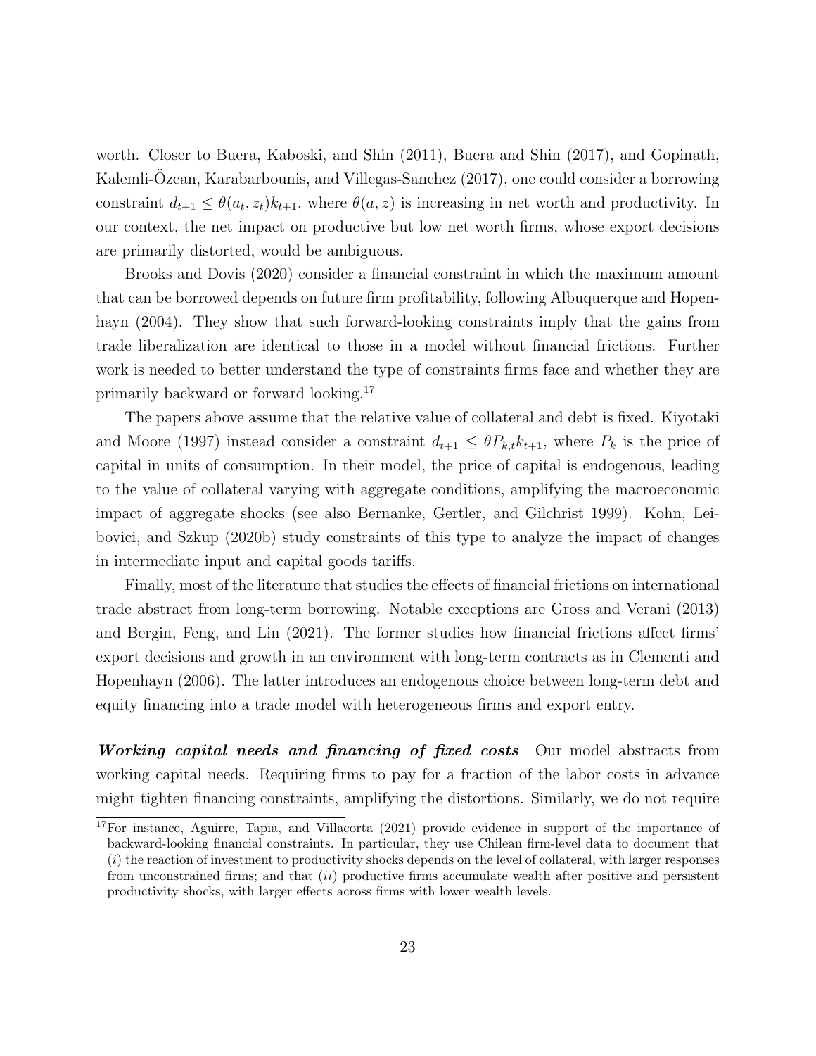worth. Closer to Buera, Kaboski, and Shin (2011), Buera and Shin (2017), and Gopinath, Kalemli-Özcan, Karabarbounis, and Villegas-Sanchez (2017), one could consider a borrowing constraint $d_{t+1} \leq \theta(a_t, z_t)k_{t+1}$, where $\theta(a, z)$ is increasing in net worth and productivity. In our context, the net impact on productive but low net worth firms, whose export decisions are primarily distorted, would be ambiguous.

Brooks and Dovis (2020) consider a financial constraint in which the maximum amount that can be borrowed depends on future firm profitability, following Albuquerque and Hopenhayn (2004). They show that such forward-looking constraints imply that the gains from trade liberalization are identical to those in a model without financial frictions. Further work is needed to better understand the type of constraints firms face and whether they are primarily backward or forward looking.[17]

The papers above assume that the relative value of collateral and debt is fixed. Kiyotaki and Moore (1997) instead consider a constraint $d_{t+1} \leq \theta P_{k,t} k_{t+1}$, where $P_k$ is the price of capital in units of consumption. In their model, the price of capital is endogenous, leading to the value of collateral varying with aggregate conditions, amplifying the macroeconomic impact of aggregate shocks (see also Bernanke, Gertler, and Gilchrist 1999). Kohn, Leibovici, and Szkup (2020b) study constraints of this type to analyze the impact of changes in intermediate input and capital goods tariffs.

Finally, most of the literature that studies the effects of financial frictions on international trade abstract from long-term borrowing. Notable exceptions are Gross and Verani (2013) and Bergin, Feng, and Lin (2021). The former studies how financial frictions affect firms' export decisions and growth in an environment with long-term contracts as in Clementi and Hopenhayn (2006). The latter introduces an endogenous choice between long-term debt and equity financing into a trade model with heterogeneous firms and export entry.

***Working capital needs and financing of fixed costs*** Our model abstracts from working capital needs. Requiring firms to pay for a fraction of the labor costs in advance might tighten financing constraints, amplifying the distortions. Similarly, we do not require

[17] For instance, Aguirre, Tapia, and Villacorta (2021) provide evidence in support of the importance of backward-looking financial constraints. In particular, they use Chilean firm-level data to document that (*i*) the reaction of investment to productivity shocks depends on the level of collateral, with larger responses from unconstrained firms; and that (*ii*) productive firms accumulate wealth after positive and persistent productivity shocks, with larger effects across firms with lower wealth levels.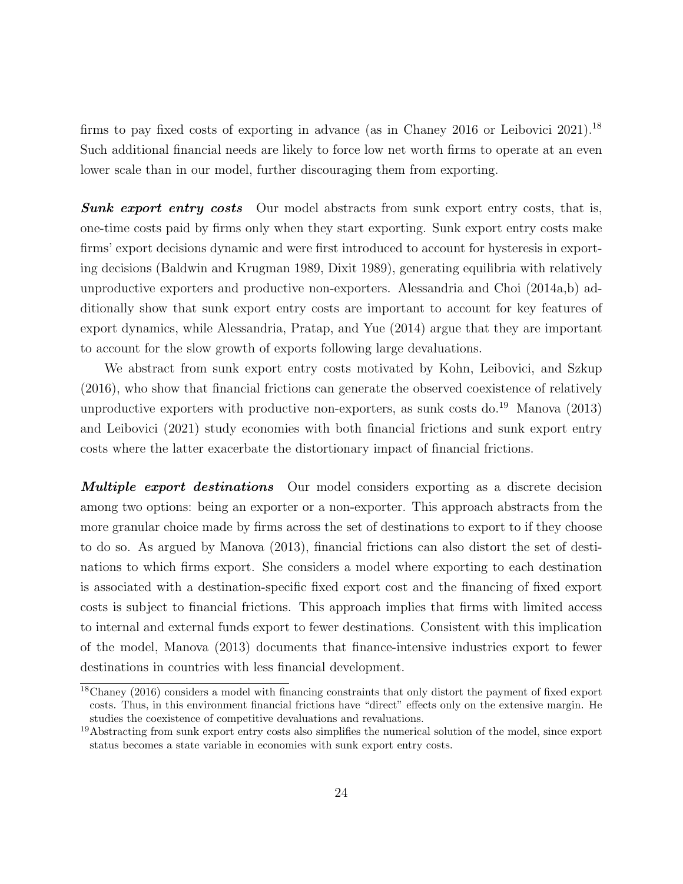firms to pay fixed costs of exporting in advance (as in Chaney 2016 or Leibovici 2021).[18] Such additional financial needs are likely to force low net worth firms to operate at an even lower scale than in our model, further discouraging them from exporting.

***Sunk export entry costs*** Our model abstracts from sunk export entry costs, that is, one-time costs paid by firms only when they start exporting. Sunk export entry costs make firms' export decisions dynamic and were first introduced to account for hysteresis in exporting decisions (Baldwin and Krugman 1989, Dixit 1989), generating equilibria with relatively unproductive exporters and productive non-exporters. Alessandria and Choi (2014a,b) additionally show that sunk export entry costs are important to account for key features of export dynamics, while Alessandria, Pratap, and Yue (2014) argue that they are important to account for the slow growth of exports following large devaluations.

We abstract from sunk export entry costs motivated by Kohn, Leibovici, and Szkup (2016), who show that financial frictions can generate the observed coexistence of relatively unproductive exporters with productive non-exporters, as sunk costs do.[19] Manova (2013) and Leibovici (2021) study economies with both financial frictions and sunk export entry costs where the latter exacerbate the distortionary impact of financial frictions.

***Multiple export destinations*** Our model considers exporting as a discrete decision among two options: being an exporter or a non-exporter. This approach abstracts from the more granular choice made by firms across the set of destinations to export to if they choose to do so. As argued by Manova (2013), financial frictions can also distort the set of destinations to which firms export. She considers a model where exporting to each destination is associated with a destination-specific fixed export cost and the financing of fixed export costs is subject to financial frictions. This approach implies that firms with limited access to internal and external funds export to fewer destinations. Consistent with this implication of the model, Manova (2013) documents that finance-intensive industries export to fewer destinations in countries with less financial development.

[18] Chaney (2016) considers a model with financing constraints that only distort the payment of fixed export costs. Thus, in this environment financial frictions have "direct" effects only on the extensive margin. He studies the coexistence of competitive devaluations and revaluations.

[19] Abstracting from sunk export entry costs also simplifies the numerical solution of the model, since export status becomes a state variable in economies with sunk export entry costs.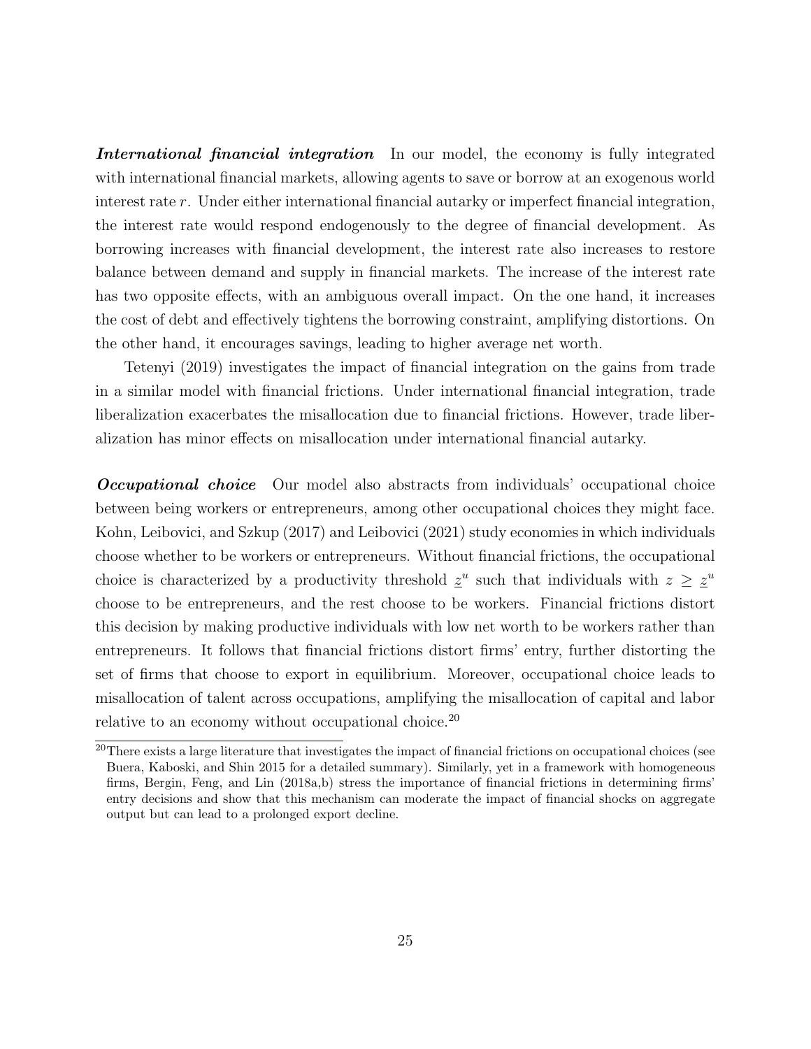***International financial integration*** In our model, the economy is fully integrated with international financial markets, allowing agents to save or borrow at an exogenous world interest rate $r$. Under either international financial autarky or imperfect financial integration, the interest rate would respond endogenously to the degree of financial development. As borrowing increases with financial development, the interest rate also increases to restore balance between demand and supply in financial markets. The increase of the interest rate has two opposite effects, with an ambiguous overall impact. On the one hand, it increases the cost of debt and effectively tightens the borrowing constraint, amplifying distortions. On the other hand, it encourages savings, leading to higher average net worth.

Tetenyi (2019) investigates the impact of financial integration on the gains from trade in a similar model with financial frictions. Under international financial integration, trade liberalization exacerbates the misallocation due to financial frictions. However, trade liberalization has minor effects on misallocation under international financial autarky.

***Occupational choice*** Our model also abstracts from individuals' occupational choice between being workers or entrepreneurs, among other occupational choices they might face. Kohn, Leibovici, and Szkup (2017) and Leibovici (2021) study economies in which individuals choose whether to be workers or entrepreneurs. Without financial frictions, the occupational choice is characterized by a productivity threshold $\underline{z}^u$ such that individuals with $z \geq \underline{z}^u$ choose to be entrepreneurs, and the rest choose to be workers. Financial frictions distort this decision by making productive individuals with low net worth to be workers rather than entrepreneurs. It follows that financial frictions distort firms' entry, further distorting the set of firms that choose to export in equilibrium. Moreover, occupational choice leads to misallocation of talent across occupations, amplifying the misallocation of capital and labor relative to an economy without occupational choice.[20]

[20] There exists a large literature that investigates the impact of financial frictions on occupational choices (see Buera, Kaboski, and Shin 2015 for a detailed summary). Similarly, yet in a framework with homogeneous firms, Bergin, Feng, and Lin (2018a,b) stress the importance of financial frictions in determining firms' entry decisions and show that this mechanism can moderate the impact of financial shocks on aggregate output but can lead to a prolonged export decline.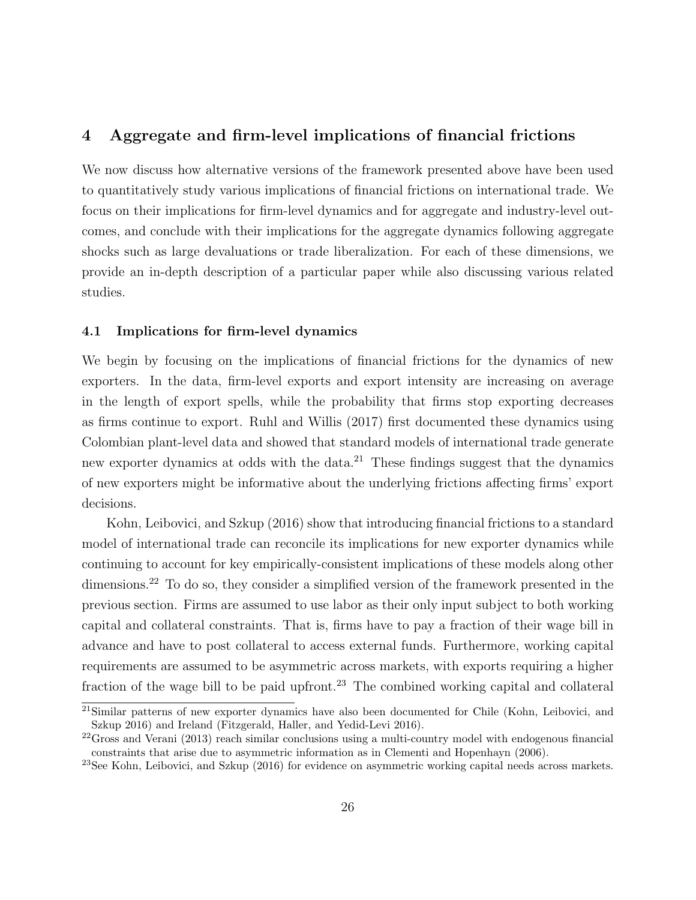## 4 Aggregate and firm-level implications of financial frictions

We now discuss how alternative versions of the framework presented above have been used to quantitatively study various implications of financial frictions on international trade. We focus on their implications for firm-level dynamics and for aggregate and industry-level outcomes, and conclude with their implications for the aggregate dynamics following aggregate shocks such as large devaluations or trade liberalization. For each of these dimensions, we provide an in-depth description of a particular paper while also discussing various related studies.

### 4.1 Implications for firm-level dynamics

We begin by focusing on the implications of financial frictions for the dynamics of new exporters. In the data, firm-level exports and export intensity are increasing on average in the length of export spells, while the probability that firms stop exporting decreases as firms continue to export. Ruhl and Willis (2017) first documented these dynamics using Colombian plant-level data and showed that standard models of international trade generate new exporter dynamics at odds with the data.[21] These findings suggest that the dynamics of new exporters might be informative about the underlying frictions affecting firms' export decisions.

Kohn, Leibovici, and Szkup (2016) show that introducing financial frictions to a standard model of international trade can reconcile its implications for new exporter dynamics while continuing to account for key empirically-consistent implications of these models along other dimensions.[22] To do so, they consider a simplified version of the framework presented in the previous section. Firms are assumed to use labor as their only input subject to both working capital and collateral constraints. That is, firms have to pay a fraction of their wage bill in advance and have to post collateral to access external funds. Furthermore, working capital requirements are assumed to be asymmetric across markets, with exports requiring a higher fraction of the wage bill to be paid upfront.[23] The combined working capital and collateral

[21] Similar patterns of new exporter dynamics have also been documented for Chile (Kohn, Leibovici, and Szkup 2016) and Ireland (Fitzgerald, Haller, and Yedid-Levi 2016).

[22] Gross and Verani (2013) reach similar conclusions using a multi-country model with endogenous financial constraints that arise due to asymmetric information as in Clementi and Hopenhayn (2006).

[23] See Kohn, Leibovici, and Szkup (2016) for evidence on asymmetric working capital needs across markets.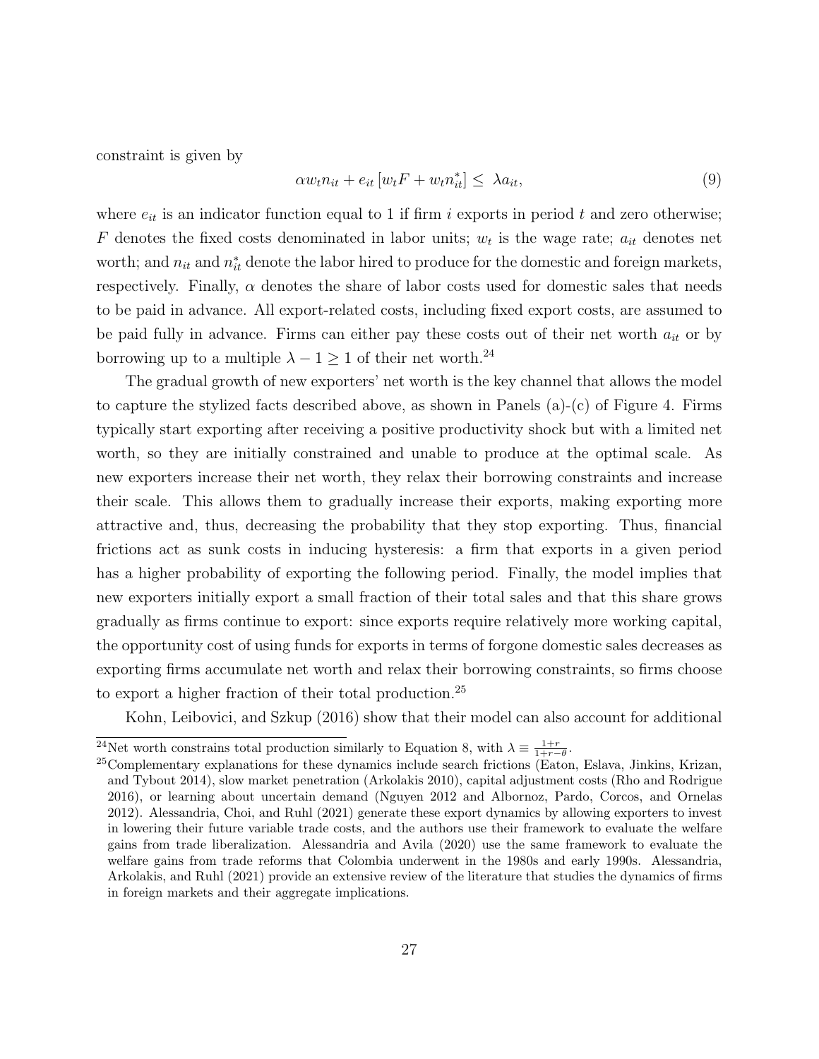constraint is given by

$$\alpha w_t n_{it} + e_{it} \left[ w_t F + w_t n_{it}^* \right] \leq \lambda a_{it}, \tag{9}$$

where $e_{it}$ is an indicator function equal to 1 if firm $i$ exports in period $t$ and zero otherwise; $F$ denotes the fixed costs denominated in labor units; $w_t$ is the wage rate; $a_{it}$ denotes net worth; and $n_{it}$ and $n_{it}^*$ denote the labor hired to produce for the domestic and foreign markets, respectively. Finally, $\alpha$ denotes the share of labor costs used for domestic sales that needs to be paid in advance. All export-related costs, including fixed export costs, are assumed to be paid fully in advance. Firms can either pay these costs out of their net worth $a_{it}$ or by borrowing up to a multiple $\lambda - 1 \geq 1$ of their net worth.[24]

The gradual growth of new exporters' net worth is the key channel that allows the model to capture the stylized facts described above, as shown in Panels (a)-(c) of Figure 4. Firms typically start exporting after receiving a positive productivity shock but with a limited net worth, so they are initially constrained and unable to produce at the optimal scale. As new exporters increase their net worth, they relax their borrowing constraints and increase their scale. This allows them to gradually increase their exports, making exporting more attractive and, thus, decreasing the probability that they stop exporting. Thus, financial frictions act as sunk costs in inducing hysteresis: a firm that exports in a given period has a higher probability of exporting the following period. Finally, the model implies that new exporters initially export a small fraction of their total sales and that this share grows gradually as firms continue to export: since exports require relatively more working capital, the opportunity cost of using funds for exports in terms of forgone domestic sales decreases as exporting firms accumulate net worth and relax their borrowing constraints, so firms choose to export a higher fraction of their total production.[25]

Kohn, Leibovici, and Szkup (2016) show that their model can also account for additional

[24] Net worth constrains total production similarly to Equation 8, with $\lambda \equiv \frac{1+r}{1+r-\theta}$.

[25] Complementary explanations for these dynamics include search frictions (Eaton, Eslava, Jinkins, Krizan, and Tybout 2014), slow market penetration (Arkolakis 2010), capital adjustment costs (Rho and Rodrigue 2016), or learning about uncertain demand (Nguyen 2012 and Albornoz, Pardo, Corcos, and Ornelas 2012). Alessandria, Choi, and Ruhl (2021) generate these export dynamics by allowing exporters to invest in lowering their future variable trade costs, and the authors use their framework to evaluate the welfare gains from trade liberalization. Alessandria and Avila (2020) use the same framework to evaluate the welfare gains from trade reforms that Colombia underwent in the 1980s and early 1990s. Alessandria, Arkolakis, and Ruhl (2021) provide an extensive review of the literature that studies the dynamics of firms in foreign markets and their aggregate implications.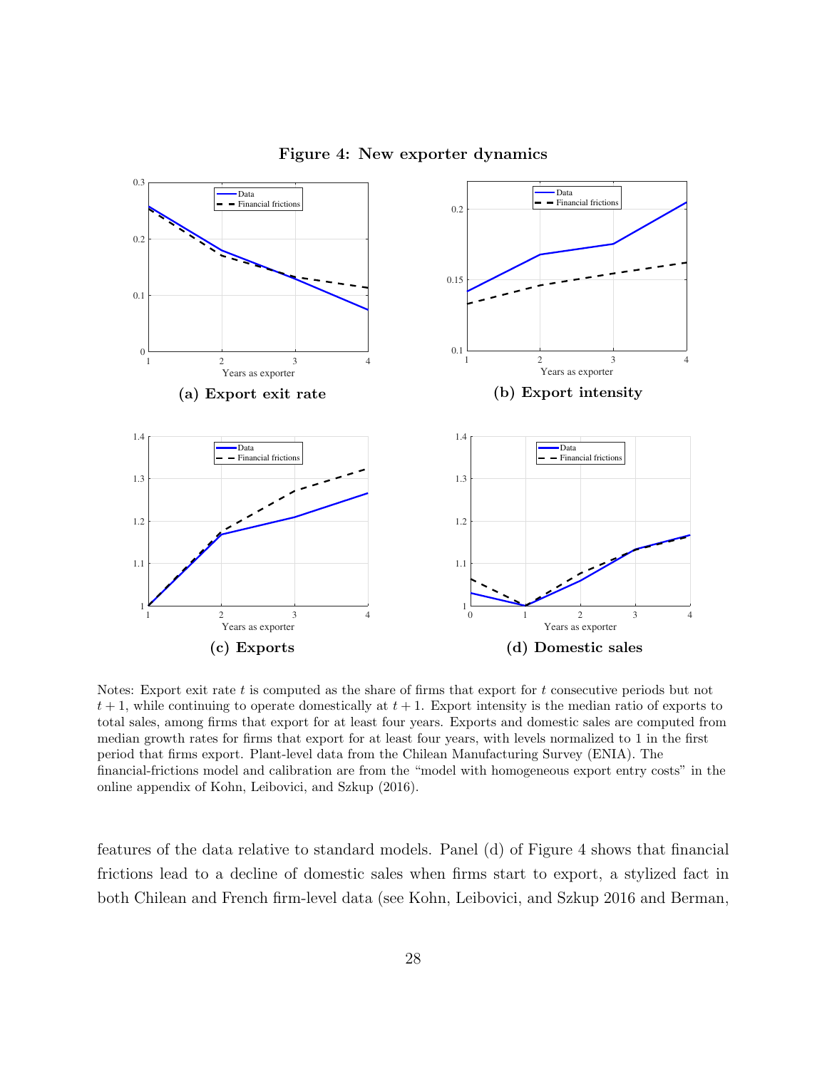**Figure 4: New exporter dynamics**

**(a) Export exit rate**

**(b) Export intensity**

**(c) Exports**

**(d) Domestic sales**

Notes: Export exit rate $t$ is computed as the share of firms that export for $t$ consecutive periods but not $t+1$, while continuing to operate domestically at $t+1$. Export intensity is the median ratio of exports to total sales, among firms that export for at least four years. Exports and domestic sales are computed from median growth rates for firms that export for at least four years, with levels normalized to 1 in the first period that firms export. Plant-level data from the Chilean Manufacturing Survey (ENIA). The financial-frictions model and calibration are from the "model with homogeneous export entry costs" in the online appendix of Kohn, Leibovici, and Szkup (2016).

features of the data relative to standard models. Panel (d) of Figure 4 shows that financial frictions lead to a decline of domestic sales when firms start to export, a stylized fact in both Chilean and French firm-level data (see Kohn, Leibovici, and Szkup 2016 and Berman,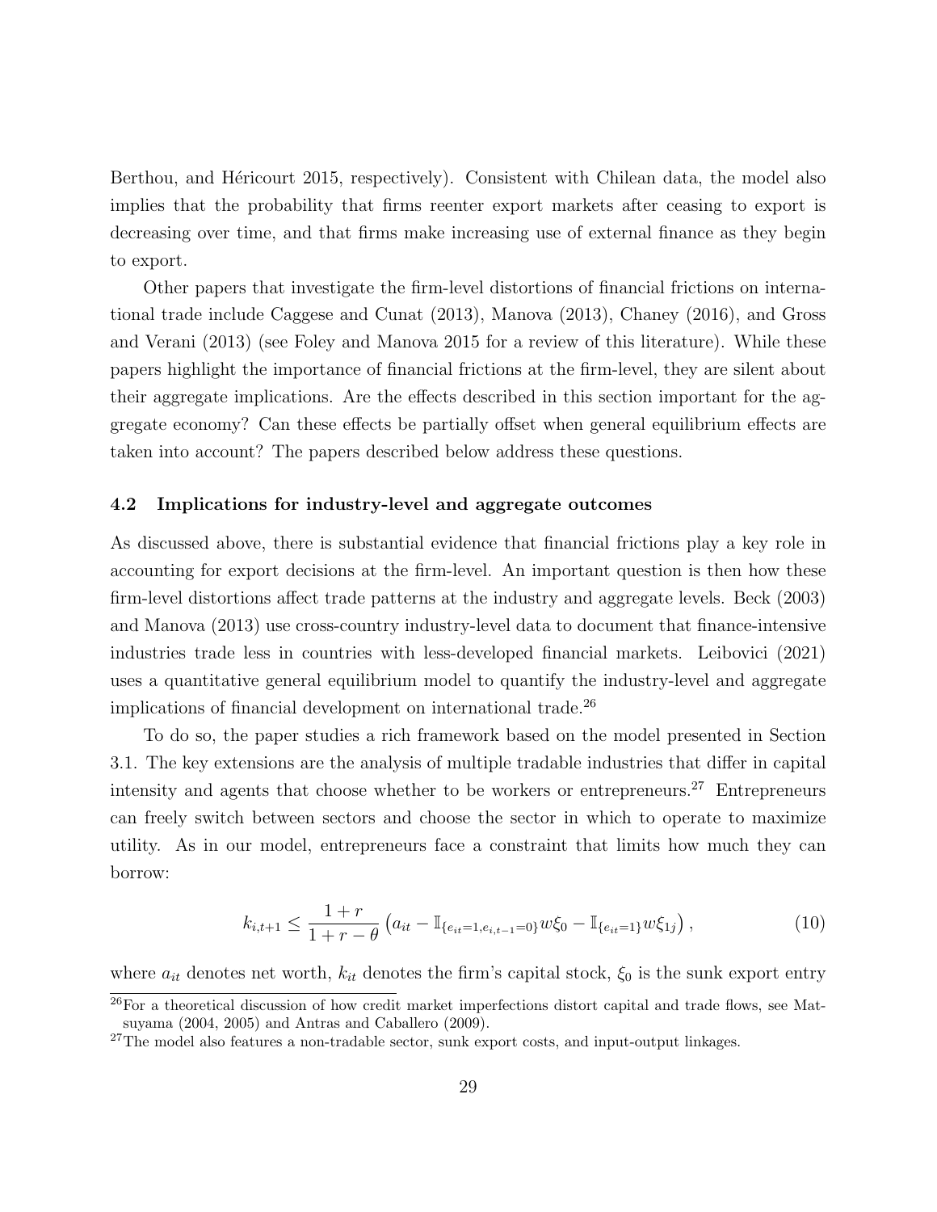Berthou, and Héricourt 2015, respectively). Consistent with Chilean data, the model also implies that the probability that firms reenter export markets after ceasing to export is decreasing over time, and that firms make increasing use of external finance as they begin to export.

Other papers that investigate the firm-level distortions of financial frictions on international trade include Caggese and Cunat (2013), Manova (2013), Chaney (2016), and Gross and Verani (2013) (see Foley and Manova 2015 for a review of this literature). While these papers highlight the importance of financial frictions at the firm-level, they are silent about their aggregate implications. Are the effects described in this section important for the aggregate economy? Can these effects be partially offset when general equilibrium effects are taken into account? The papers described below address these questions.

### 4.2 Implications for industry-level and aggregate outcomes

As discussed above, there is substantial evidence that financial frictions play a key role in accounting for export decisions at the firm-level. An important question is then how these firm-level distortions affect trade patterns at the industry and aggregate levels. Beck (2003) and Manova (2013) use cross-country industry-level data to document that finance-intensive industries trade less in countries with less-developed financial markets. Leibovici (2021) uses a quantitative general equilibrium model to quantify the industry-level and aggregate implications of financial development on international trade.[26]

To do so, the paper studies a rich framework based on the model presented in Section 3.1. The key extensions are the analysis of multiple tradable industries that differ in capital intensity and agents that choose whether to be workers or entrepreneurs.[27] Entrepreneurs can freely switch between sectors and choose the sector in which to operate to maximize utility. As in our model, entrepreneurs face a constraint that limits how much they can borrow:

$$k_{i,t+1} \leq \frac{1+r}{1+r-\theta}\left(a_{it} - \mathbb{I}_{\{e_{it}=1,e_{i,t-1}=0\}} w\xi_0 - \mathbb{I}_{\{e_{it}=1\}} w\xi_{1j}\right), \tag{10}$$

where $a_{it}$ denotes net worth, $k_{it}$ denotes the firm's capital stock, $\xi_0$ is the sunk export entry

[26] For a theoretical discussion of how credit market imperfections distort capital and trade flows, see Matsuyama (2004, 2005) and Antras and Caballero (2009).

[27] The model also features a non-tradable sector, sunk export costs, and input-output linkages.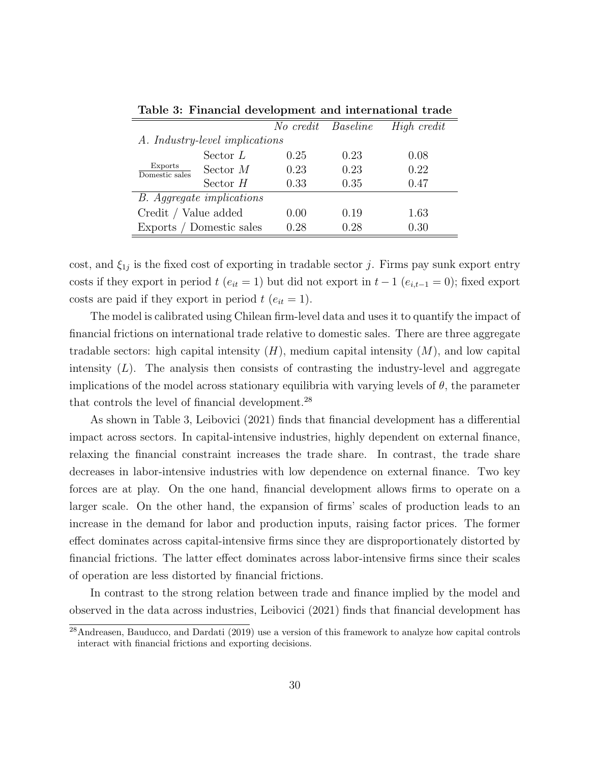**Table 3: Financial development and international trade**

| | | *No credit* | *Baseline* | *High credit* |
|---|---|---|---|---|
| *A. Industry-level implications* | | | | |
| $\frac{\text{Exports}}{\text{Domestic sales}}$ | Sector $L$ | 0.25 | 0.23 | 0.08 |
| | Sector $M$ | 0.23 | 0.23 | 0.22 |
| | Sector $H$ | 0.33 | 0.35 | 0.47 |
| *B. Aggregate implications* | | | | |
| Credit / Value added | | 0.00 | 0.19 | 1.63 |
| Exports / Domestic sales | | 0.28 | 0.28 | 0.30 |

cost, and $\xi_{1j}$ is the fixed cost of exporting in tradable sector $j$. Firms pay sunk export entry costs if they export in period $t$ ($e_{it} = 1$) but did not export in $t-1$ ($e_{i,t-1} = 0$); fixed export costs are paid if they export in period $t$ ($e_{it} = 1$).

The model is calibrated using Chilean firm-level data and uses it to quantify the impact of financial frictions on international trade relative to domestic sales. There are three aggregate tradable sectors: high capital intensity ($H$), medium capital intensity ($M$), and low capital intensity ($L$). The analysis then consists of contrasting the industry-level and aggregate implications of the model across stationary equilibria with varying levels of $\theta$, the parameter that controls the level of financial development.[28]

As shown in Table 3, Leibovici (2021) finds that financial development has a differential impact across sectors. In capital-intensive industries, highly dependent on external finance, relaxing the financial constraint increases the trade share. In contrast, the trade share decreases in labor-intensive industries with low dependence on external finance. Two key forces are at play. On the one hand, financial development allows firms to operate on a larger scale. On the other hand, the expansion of firms' scales of production leads to an increase in the demand for labor and production inputs, raising factor prices. The former effect dominates across capital-intensive firms since they are disproportionately distorted by financial frictions. The latter effect dominates across labor-intensive firms since their scales of operation are less distorted by financial frictions.

In contrast to the strong relation between trade and finance implied by the model and observed in the data across industries, Leibovici (2021) finds that financial development has

[28] Andreasen, Bauducco, and Dardati (2019) use a version of this framework to analyze how capital controls interact with financial frictions and exporting decisions.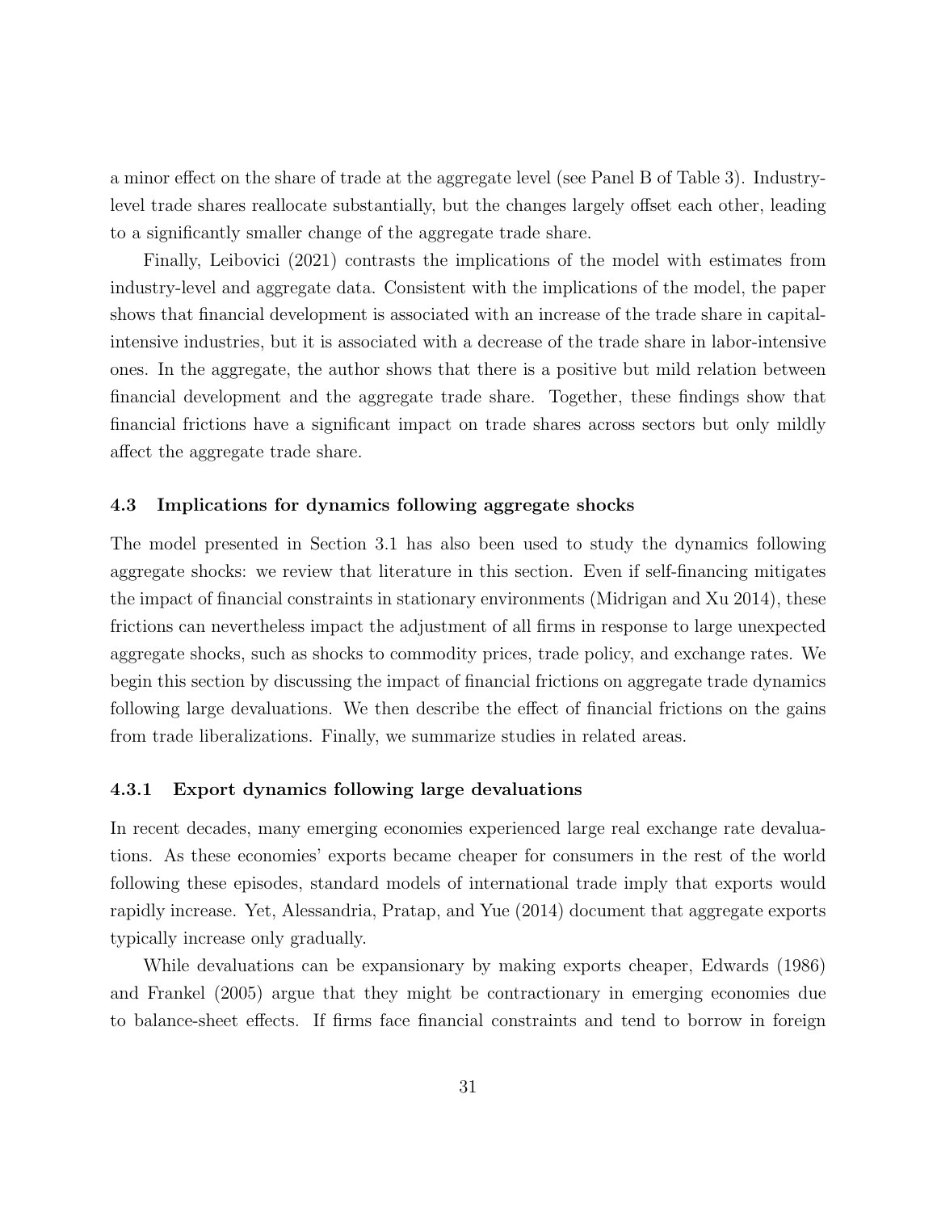a minor effect on the share of trade at the aggregate level (see Panel B of Table 3). Industry-level trade shares reallocate substantially, but the changes largely offset each other, leading to a significantly smaller change of the aggregate trade share.

Finally, Leibovici (2021) contrasts the implications of the model with estimates from industry-level and aggregate data. Consistent with the implications of the model, the paper shows that financial development is associated with an increase of the trade share in capital-intensive industries, but it is associated with a decrease of the trade share in labor-intensive ones. In the aggregate, the author shows that there is a positive but mild relation between financial development and the aggregate trade share. Together, these findings show that financial frictions have a significant impact on trade shares across sectors but only mildly affect the aggregate trade share.

### 4.3 Implications for dynamics following aggregate shocks

The model presented in Section 3.1 has also been used to study the dynamics following aggregate shocks: we review that literature in this section. Even if self-financing mitigates the impact of financial constraints in stationary environments (Midrigan and Xu 2014), these frictions can nevertheless impact the adjustment of all firms in response to large unexpected aggregate shocks, such as shocks to commodity prices, trade policy, and exchange rates. We begin this section by discussing the impact of financial frictions on aggregate trade dynamics following large devaluations. We then describe the effect of financial frictions on the gains from trade liberalizations. Finally, we summarize studies in related areas.

#### 4.3.1 Export dynamics following large devaluations

In recent decades, many emerging economies experienced large real exchange rate devaluations. As these economies' exports became cheaper for consumers in the rest of the world following these episodes, standard models of international trade imply that exports would rapidly increase. Yet, Alessandria, Pratap, and Yue (2014) document that aggregate exports typically increase only gradually.

While devaluations can be expansionary by making exports cheaper, Edwards (1986) and Frankel (2005) argue that they might be contractionary in emerging economies due to balance-sheet effects. If firms face financial constraints and tend to borrow in foreign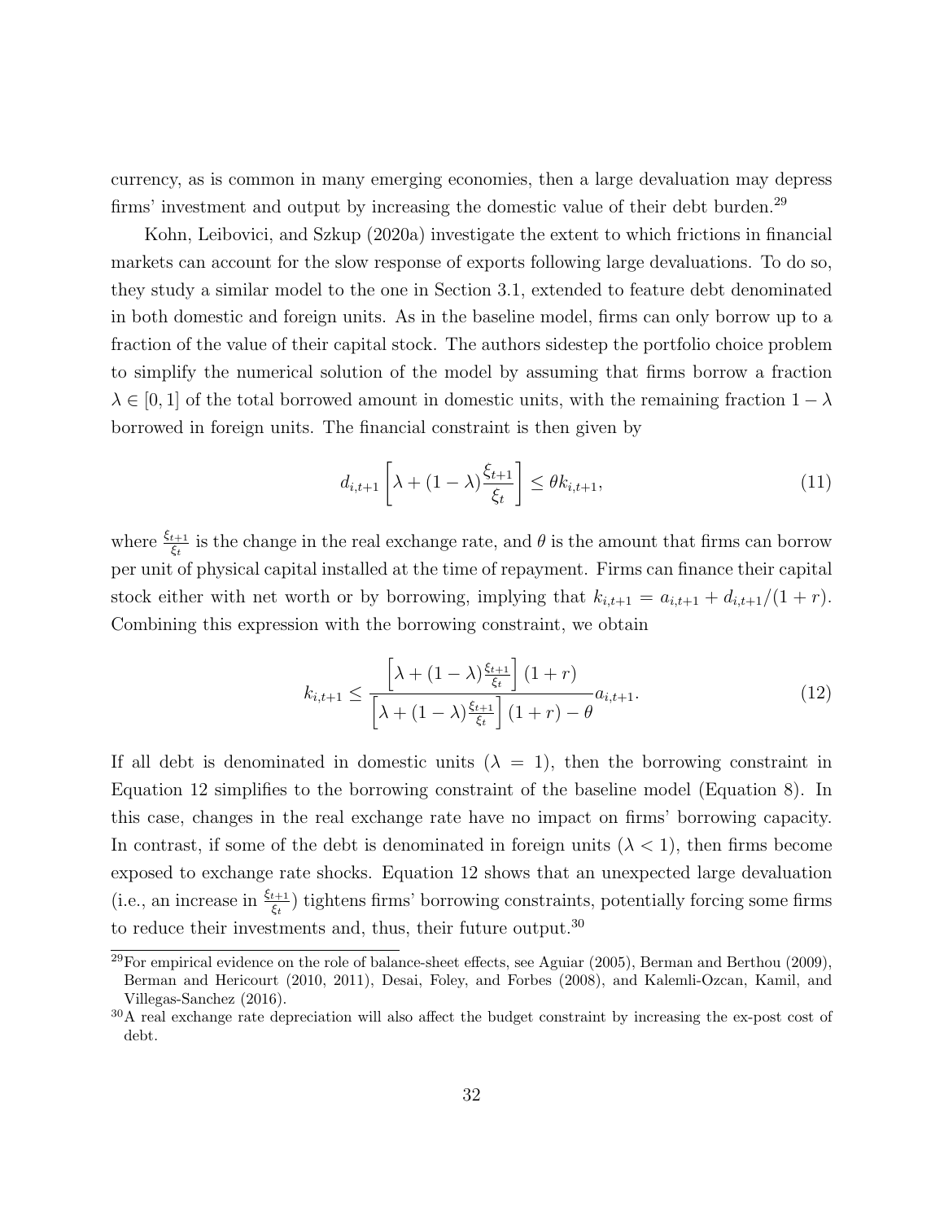currency, as is common in many emerging economies, then a large devaluation may depress firms' investment and output by increasing the domestic value of their debt burden.[29]

Kohn, Leibovici, and Szkup (2020a) investigate the extent to which frictions in financial markets can account for the slow response of exports following large devaluations. To do so, they study a similar model to the one in Section 3.1, extended to feature debt denominated in both domestic and foreign units. As in the baseline model, firms can only borrow up to a fraction of the value of their capital stock. The authors sidestep the portfolio choice problem to simplify the numerical solution of the model by assuming that firms borrow a fraction $\lambda \in [0, 1]$ of the total borrowed amount in domestic units, with the remaining fraction $1 - \lambda$ borrowed in foreign units. The financial constraint is then given by

$$d_{i,t+1} \left[ \lambda + (1 - \lambda) \frac{\xi_{t+1}}{\xi_t} \right] \leq \theta k_{i,t+1}, \tag{11}$$

where $\frac{\xi_{t+1}}{\xi_t}$ is the change in the real exchange rate, and $\theta$ is the amount that firms can borrow per unit of physical capital installed at the time of repayment. Firms can finance their capital stock either with net worth or by borrowing, implying that $k_{i,t+1} = a_{i,t+1} + d_{i,t+1}/(1 + r)$. Combining this expression with the borrowing constraint, we obtain

$$k_{i,t+1} \leq \frac{\left[ \lambda + (1 - \lambda) \frac{\xi_{t+1}}{\xi_t} \right] (1 + r)}{\left[ \lambda + (1 - \lambda) \frac{\xi_{t+1}}{\xi_t} \right] (1 + r) - \theta} a_{i,t+1}. \tag{12}$$

If all debt is denominated in domestic units ($\lambda = 1$), then the borrowing constraint in Equation 12 simplifies to the borrowing constraint of the baseline model (Equation 8). In this case, changes in the real exchange rate have no impact on firms' borrowing capacity. In contrast, if some of the debt is denominated in foreign units ($\lambda < 1$), then firms become exposed to exchange rate shocks. Equation 12 shows that an unexpected large devaluation (i.e., an increase in $\frac{\xi_{t+1}}{\xi_t}$) tightens firms' borrowing constraints, potentially forcing some firms to reduce their investments and, thus, their future output.[30]

[29] For empirical evidence on the role of balance-sheet effects, see Aguiar (2005), Berman and Berthou (2009), Berman and Hericourt (2010, 2011), Desai, Foley, and Forbes (2008), and Kalemli-Ozcan, Kamil, and Villegas-Sanchez (2016).

[30] A real exchange rate depreciation will also affect the budget constraint by increasing the ex-post cost of debt.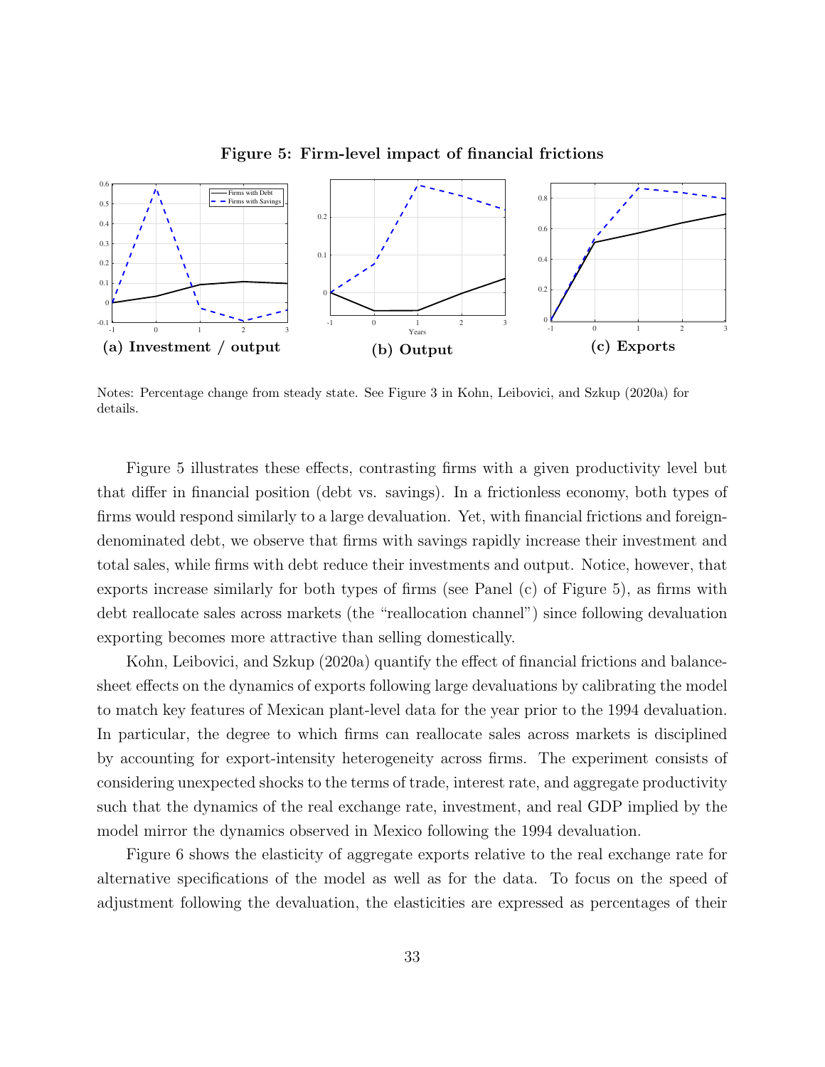**Figure 5: Firm-level impact of financial frictions**

**(a) Investment / output** **(b) Output** **(c) Exports**

Notes: Percentage change from steady state. See Figure 3 in Kohn, Leibovici, and Szkup (2020a) for details.

Figure 5 illustrates these effects, contrasting firms with a given productivity level but that differ in financial position (debt vs. savings). In a frictionless economy, both types of firms would respond similarly to a large devaluation. Yet, with financial frictions and foreign-denominated debt, we observe that firms with savings rapidly increase their investment and total sales, while firms with debt reduce their investments and output. Notice, however, that exports increase similarly for both types of firms (see Panel (c) of Figure 5), as firms with debt reallocate sales across markets (the "reallocation channel") since following devaluation exporting becomes more attractive than selling domestically.

Kohn, Leibovici, and Szkup (2020a) quantify the effect of financial frictions and balance-sheet effects on the dynamics of exports following large devaluations by calibrating the model to match key features of Mexican plant-level data for the year prior to the 1994 devaluation. In particular, the degree to which firms can reallocate sales across markets is disciplined by accounting for export-intensity heterogeneity across firms. The experiment consists of considering unexpected shocks to the terms of trade, interest rate, and aggregate productivity such that the dynamics of the real exchange rate, investment, and real GDP implied by the model mirror the dynamics observed in Mexico following the 1994 devaluation.

Figure 6 shows the elasticity of aggregate exports relative to the real exchange rate for alternative specifications of the model as well as for the data. To focus on the speed of adjustment following the devaluation, the elasticities are expressed as percentages of their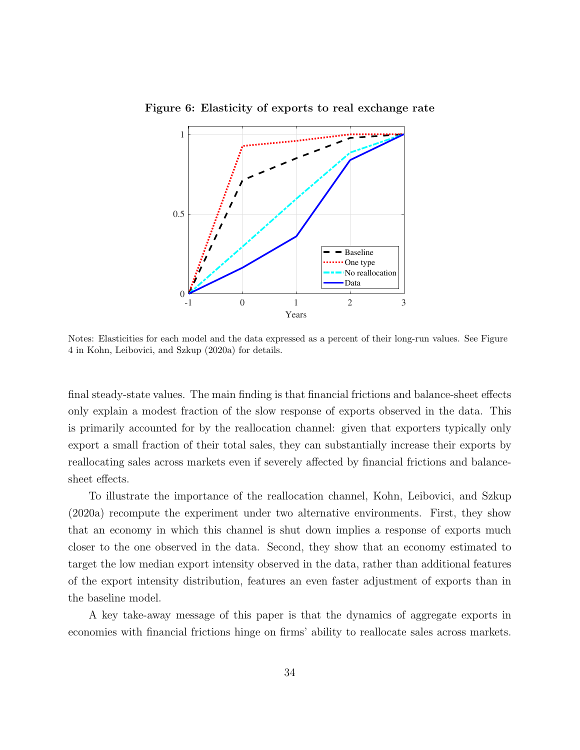**Figure 6: Elasticity of exports to real exchange rate**

Notes: Elasticities for each model and the data expressed as a percent of their long-run values. See Figure 4 in Kohn, Leibovici, and Szkup (2020a) for details.

final steady-state values. The main finding is that financial frictions and balance-sheet effects only explain a modest fraction of the slow response of exports observed in the data. This is primarily accounted for by the reallocation channel: given that exporters typically only export a small fraction of their total sales, they can substantially increase their exports by reallocating sales across markets even if severely affected by financial frictions and balance-sheet effects.

To illustrate the importance of the reallocation channel, Kohn, Leibovici, and Szkup (2020a) recompute the experiment under two alternative environments. First, they show that an economy in which this channel is shut down implies a response of exports much closer to the one observed in the data. Second, they show that an economy estimated to target the low median export intensity observed in the data, rather than additional features of the export intensity distribution, features an even faster adjustment of exports than in the baseline model.

A key take-away message of this paper is that the dynamics of aggregate exports in economies with financial frictions hinge on firms' ability to reallocate sales across markets.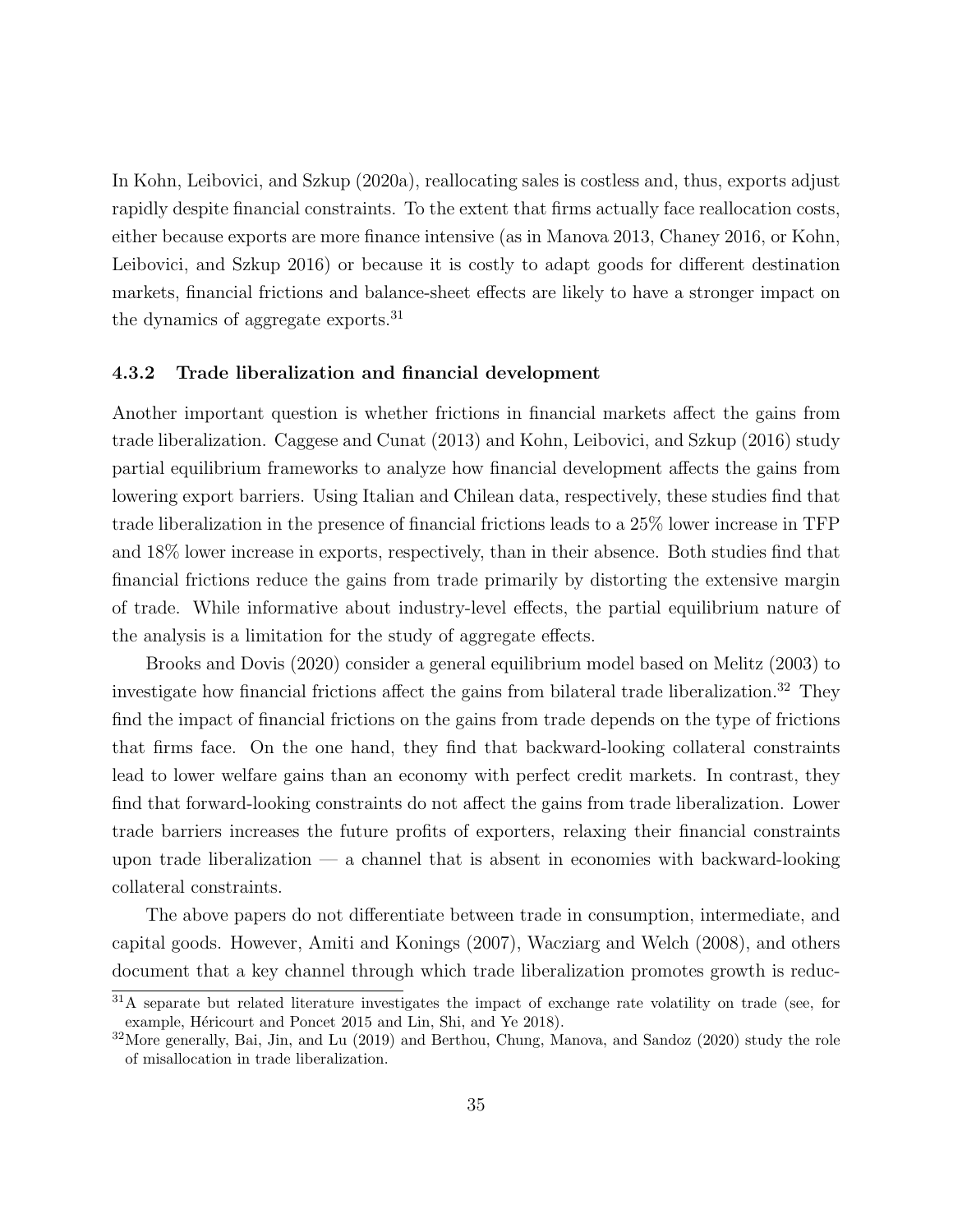In Kohn, Leibovici, and Szkup (2020a), reallocating sales is costless and, thus, exports adjust rapidly despite financial constraints. To the extent that firms actually face reallocation costs, either because exports are more finance intensive (as in Manova 2013, Chaney 2016, or Kohn, Leibovici, and Szkup 2016) or because it is costly to adapt goods for different destination markets, financial frictions and balance-sheet effects are likely to have a stronger impact on the dynamics of aggregate exports.[31]

### 4.3.2 Trade liberalization and financial development

Another important question is whether frictions in financial markets affect the gains from trade liberalization. Caggese and Cunat (2013) and Kohn, Leibovici, and Szkup (2016) study partial equilibrium frameworks to analyze how financial development affects the gains from lowering export barriers. Using Italian and Chilean data, respectively, these studies find that trade liberalization in the presence of financial frictions leads to a 25% lower increase in TFP and 18% lower increase in exports, respectively, than in their absence. Both studies find that financial frictions reduce the gains from trade primarily by distorting the extensive margin of trade. While informative about industry-level effects, the partial equilibrium nature of the analysis is a limitation for the study of aggregate effects.

Brooks and Dovis (2020) consider a general equilibrium model based on Melitz (2003) to investigate how financial frictions affect the gains from bilateral trade liberalization.[32] They find the impact of financial frictions on the gains from trade depends on the type of frictions that firms face. On the one hand, they find that backward-looking collateral constraints lead to lower welfare gains than an economy with perfect credit markets. In contrast, they find that forward-looking constraints do not affect the gains from trade liberalization. Lower trade barriers increases the future profits of exporters, relaxing their financial constraints upon trade liberalization — a channel that is absent in economies with backward-looking collateral constraints.

The above papers do not differentiate between trade in consumption, intermediate, and capital goods. However, Amiti and Konings (2007), Wacziarg and Welch (2008), and others document that a key channel through which trade liberalization promotes growth is reduc-

[31] A separate but related literature investigates the impact of exchange rate volatility on trade (see, for example, Héricourt and Poncet 2015 and Lin, Shi, and Ye 2018).

[32] More generally, Bai, Jin, and Lu (2019) and Berthou, Chung, Manova, and Sandoz (2020) study the role of misallocation in trade liberalization.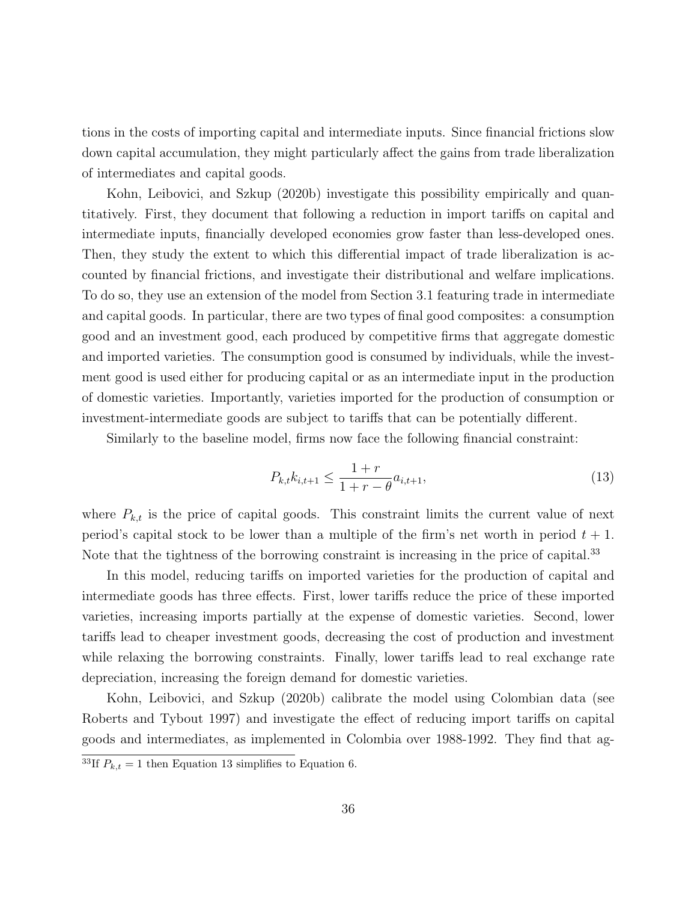tions in the costs of importing capital and intermediate inputs. Since financial frictions slow down capital accumulation, they might particularly affect the gains from trade liberalization of intermediates and capital goods.

Kohn, Leibovici, and Szkup (2020b) investigate this possibility empirically and quantitatively. First, they document that following a reduction in import tariffs on capital and intermediate inputs, financially developed economies grow faster than less-developed ones. Then, they study the extent to which this differential impact of trade liberalization is accounted by financial frictions, and investigate their distributional and welfare implications. To do so, they use an extension of the model from Section 3.1 featuring trade in intermediate and capital goods. In particular, there are two types of final good composites: a consumption good and an investment good, each produced by competitive firms that aggregate domestic and imported varieties. The consumption good is consumed by individuals, while the investment good is used either for producing capital or as an intermediate input in the production of domestic varieties. Importantly, varieties imported for the production of consumption or investment-intermediate goods are subject to tariffs that can be potentially different.

Similarly to the baseline model, firms now face the following financial constraint:

$$P_{k,t}k_{i,t+1} \leq \frac{1+r}{1+r-\theta}a_{i,t+1}, \tag{13}$$

where $P_{k,t}$ is the price of capital goods. This constraint limits the current value of next period's capital stock to be lower than a multiple of the firm's net worth in period $t+1$. Note that the tightness of the borrowing constraint is increasing in the price of capital.[33]

In this model, reducing tariffs on imported varieties for the production of capital and intermediate goods has three effects. First, lower tariffs reduce the price of these imported varieties, increasing imports partially at the expense of domestic varieties. Second, lower tariffs lead to cheaper investment goods, decreasing the cost of production and investment while relaxing the borrowing constraints. Finally, lower tariffs lead to real exchange rate depreciation, increasing the foreign demand for domestic varieties.

Kohn, Leibovici, and Szkup (2020b) calibrate the model using Colombian data (see Roberts and Tybout 1997) and investigate the effect of reducing import tariffs on capital goods and intermediates, as implemented in Colombia over 1988-1992. They find that ag-

[33] If $P_{k,t} = 1$ then Equation 13 simplifies to Equation 6.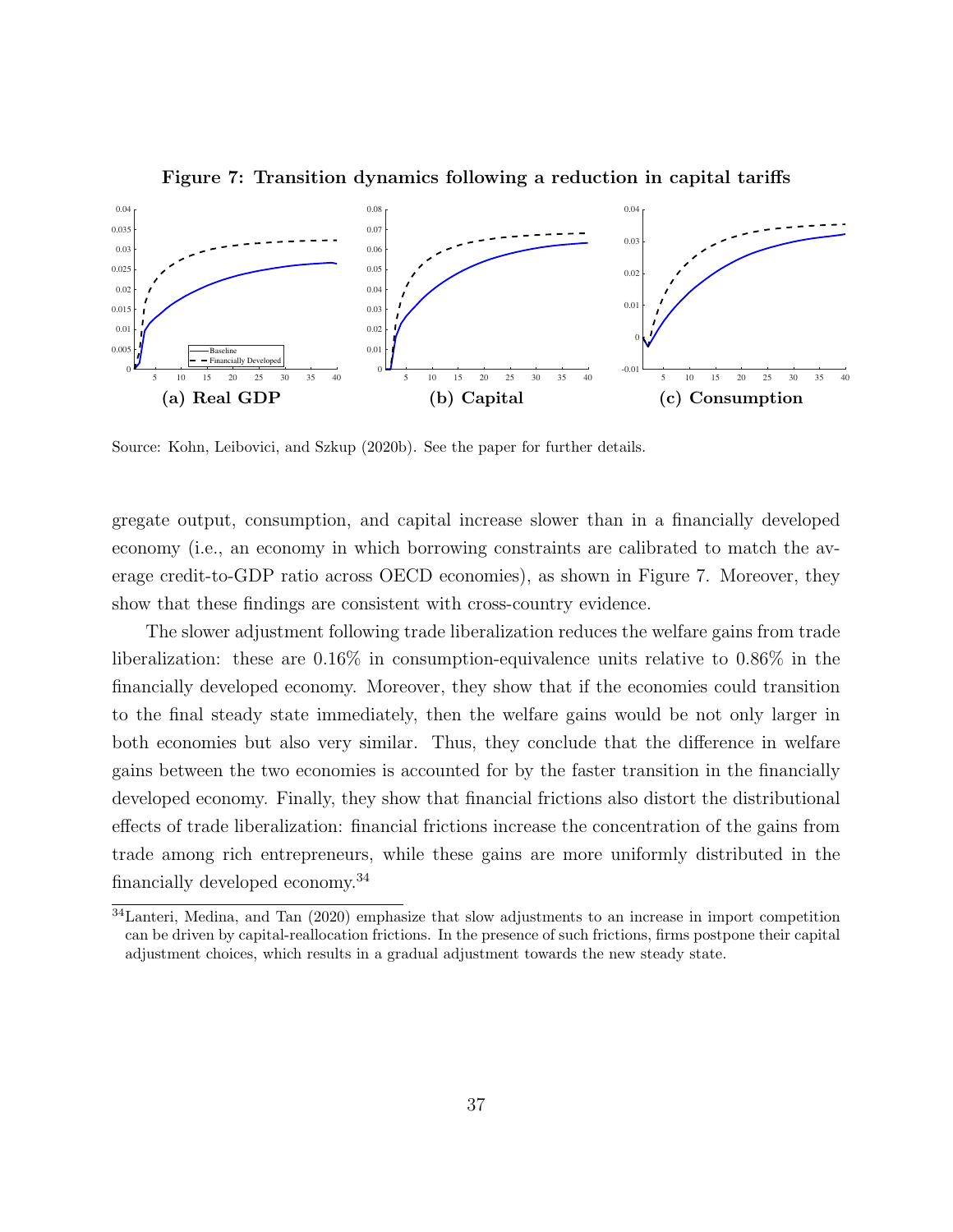**Figure 7: Transition dynamics following a reduction in capital tariffs**

(a) Real GDP (b) Capital (c) Consumption

Source: Kohn, Leibovici, and Szkup (2020b). See the paper for further details.

gregate output, consumption, and capital increase slower than in a financially developed economy (i.e., an economy in which borrowing constraints are calibrated to match the average credit-to-GDP ratio across OECD economies), as shown in Figure 7. Moreover, they show that these findings are consistent with cross-country evidence.

The slower adjustment following trade liberalization reduces the welfare gains from trade liberalization: these are 0.16% in consumption-equivalence units relative to 0.86% in the financially developed economy. Moreover, they show that if the economies could transition to the final steady state immediately, then the welfare gains would be not only larger in both economies but also very similar. Thus, they conclude that the difference in welfare gains between the two economies is accounted for by the faster transition in the financially developed economy. Finally, they show that financial frictions also distort the distributional effects of trade liberalization: financial frictions increase the concentration of the gains from trade among rich entrepreneurs, while these gains are more uniformly distributed in the financially developed economy.[34]

[34] Lanteri, Medina, and Tan (2020) emphasize that slow adjustments to an increase in import competition can be driven by capital-reallocation frictions. In the presence of such frictions, firms postpone their capital adjustment choices, which results in a gradual adjustment towards the new steady state.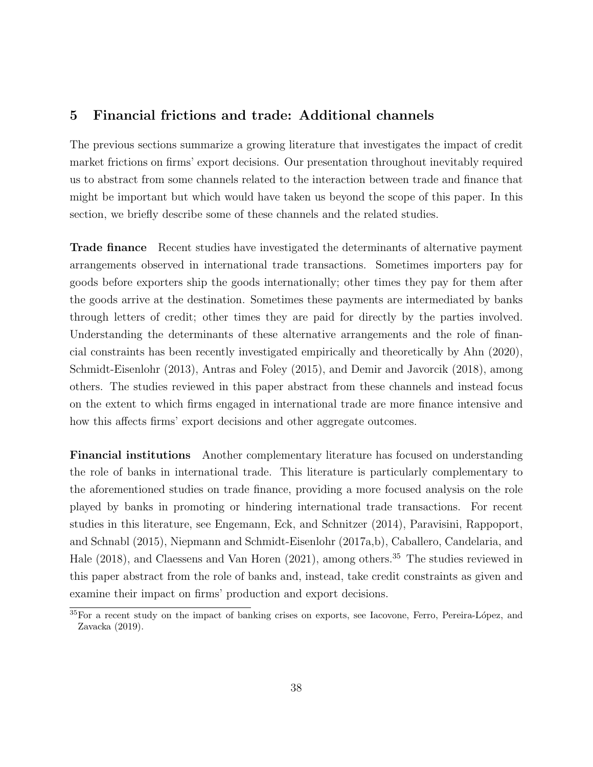## 5 Financial frictions and trade: Additional channels

The previous sections summarize a growing literature that investigates the impact of credit market frictions on firms' export decisions. Our presentation throughout inevitably required us to abstract from some channels related to the interaction between trade and finance that might be important but which would have taken us beyond the scope of this paper. In this section, we briefly describe some of these channels and the related studies.

**Trade finance** Recent studies have investigated the determinants of alternative payment arrangements observed in international trade transactions. Sometimes importers pay for goods before exporters ship the goods internationally; other times they pay for them after the goods arrive at the destination. Sometimes these payments are intermediated by banks through letters of credit; other times they are paid for directly by the parties involved. Understanding the determinants of these alternative arrangements and the role of financial constraints has been recently investigated empirically and theoretically by Ahn (2020), Schmidt-Eisenlohr (2013), Antras and Foley (2015), and Demir and Javorcik (2018), among others. The studies reviewed in this paper abstract from these channels and instead focus on the extent to which firms engaged in international trade are more finance intensive and how this affects firms' export decisions and other aggregate outcomes.

**Financial institutions** Another complementary literature has focused on understanding the role of banks in international trade. This literature is particularly complementary to the aforementioned studies on trade finance, providing a more focused analysis on the role played by banks in promoting or hindering international trade transactions. For recent studies in this literature, see Engemann, Eck, and Schnitzer (2014), Paravisini, Rappoport, and Schnabl (2015), Niepmann and Schmidt-Eisenlohr (2017a,b), Caballero, Candelaria, and Hale (2018), and Claessens and Van Horen (2021), among others.[35] The studies reviewed in this paper abstract from the role of banks and, instead, take credit constraints as given and examine their impact on firms' production and export decisions.

[35] For a recent study on the impact of banking crises on exports, see Iacovone, Ferro, Pereira-López, and Zavacka (2019).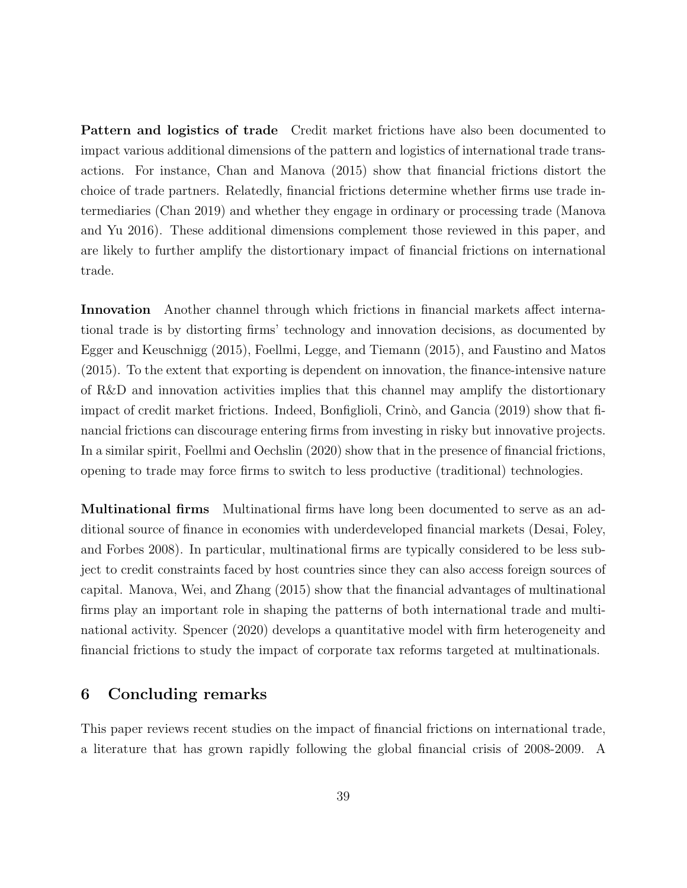**Pattern and logistics of trade** Credit market frictions have also been documented to impact various additional dimensions of the pattern and logistics of international trade transactions. For instance, Chan and Manova (2015) show that financial frictions distort the choice of trade partners. Relatedly, financial frictions determine whether firms use trade intermediaries (Chan 2019) and whether they engage in ordinary or processing trade (Manova and Yu 2016). These additional dimensions complement those reviewed in this paper, and are likely to further amplify the distortionary impact of financial frictions on international trade.

**Innovation** Another channel through which frictions in financial markets affect international trade is by distorting firms' technology and innovation decisions, as documented by Egger and Keuschnigg (2015), Foellmi, Legge, and Tiemann (2015), and Faustino and Matos (2015). To the extent that exporting is dependent on innovation, the finance-intensive nature of R&D and innovation activities implies that this channel may amplify the distortionary impact of credit market frictions. Indeed, Bonfiglioli, Crinò, and Gancia (2019) show that financial frictions can discourage entering firms from investing in risky but innovative projects. In a similar spirit, Foellmi and Oechslin (2020) show that in the presence of financial frictions, opening to trade may force firms to switch to less productive (traditional) technologies.

**Multinational firms** Multinational firms have long been documented to serve as an additional source of finance in economies with underdeveloped financial markets (Desai, Foley, and Forbes 2008). In particular, multinational firms are typically considered to be less subject to credit constraints faced by host countries since they can also access foreign sources of capital. Manova, Wei, and Zhang (2015) show that the financial advantages of multinational firms play an important role in shaping the patterns of both international trade and multinational activity. Spencer (2020) develops a quantitative model with firm heterogeneity and financial frictions to study the impact of corporate tax reforms targeted at multinationals.

## 6 Concluding remarks

This paper reviews recent studies on the impact of financial frictions on international trade, a literature that has grown rapidly following the global financial crisis of 2008-2009. A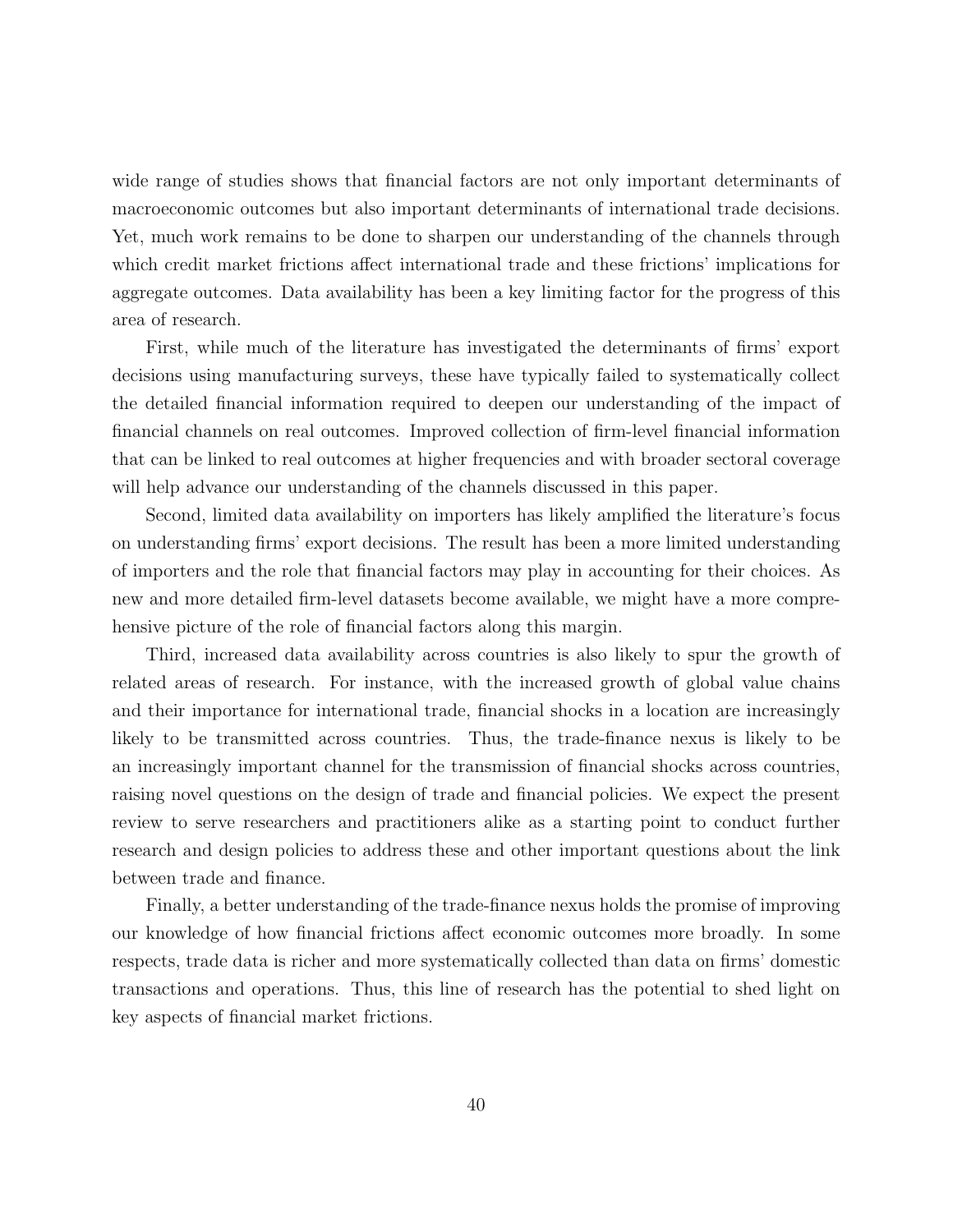wide range of studies shows that financial factors are not only important determinants of macroeconomic outcomes but also important determinants of international trade decisions. Yet, much work remains to be done to sharpen our understanding of the channels through which credit market frictions affect international trade and these frictions' implications for aggregate outcomes. Data availability has been a key limiting factor for the progress of this area of research.

First, while much of the literature has investigated the determinants of firms' export decisions using manufacturing surveys, these have typically failed to systematically collect the detailed financial information required to deepen our understanding of the impact of financial channels on real outcomes. Improved collection of firm-level financial information that can be linked to real outcomes at higher frequencies and with broader sectoral coverage will help advance our understanding of the channels discussed in this paper.

Second, limited data availability on importers has likely amplified the literature's focus on understanding firms' export decisions. The result has been a more limited understanding of importers and the role that financial factors may play in accounting for their choices. As new and more detailed firm-level datasets become available, we might have a more comprehensive picture of the role of financial factors along this margin.

Third, increased data availability across countries is also likely to spur the growth of related areas of research. For instance, with the increased growth of global value chains and their importance for international trade, financial shocks in a location are increasingly likely to be transmitted across countries. Thus, the trade-finance nexus is likely to be an increasingly important channel for the transmission of financial shocks across countries, raising novel questions on the design of trade and financial policies. We expect the present review to serve researchers and practitioners alike as a starting point to conduct further research and design policies to address these and other important questions about the link between trade and finance.

Finally, a better understanding of the trade-finance nexus holds the promise of improving our knowledge of how financial frictions affect economic outcomes more broadly. In some respects, trade data is richer and more systematically collected than data on firms' domestic transactions and operations. Thus, this line of research has the potential to shed light on key aspects of financial market frictions.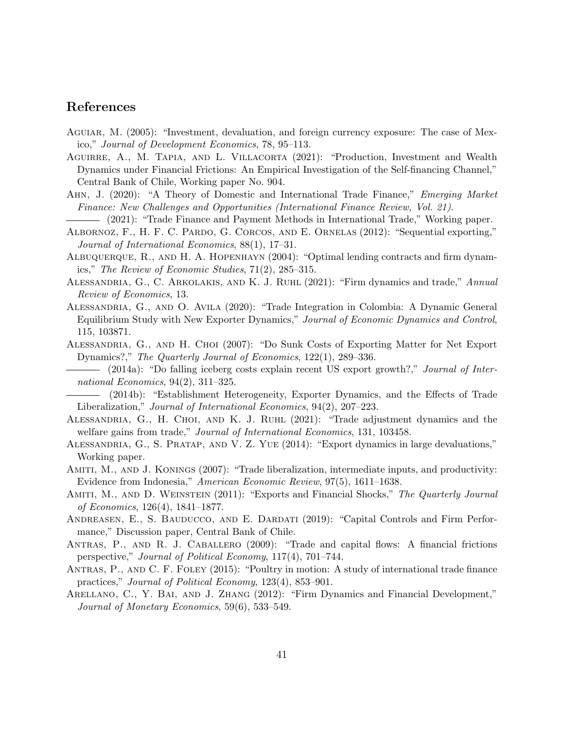# References

Aguiar, M. (2005): "Investment, devaluation, and foreign currency exposure: The case of Mexico," *Journal of Development Economics*, 78, 95–113.

Aguirre, A., M. Tapia, and L. Villacorta (2021): "Production, Investment and Wealth Dynamics under Financial Frictions: An Empirical Investigation of the Self-financing Channel," Central Bank of Chile, Working paper No. 904.

Ahn, J. (2020): "A Theory of Domestic and International Trade Finance," *Emerging Market Finance: New Challenges and Opportunities (International Finance Review, Vol. 21).*

——— (2021): "Trade Finance and Payment Methods in International Trade," Working paper.

Albornoz, F., H. F. C. Pardo, G. Corcos, and E. Ornelas (2012): "Sequential exporting," *Journal of International Economics*, 88(1), 17–31.

Albuquerque, R., and H. A. Hopenhayn (2004): "Optimal lending contracts and firm dynamics," *The Review of Economic Studies*, 71(2), 285–315.

Alessandria, G., C. Arkolakis, and K. J. Ruhl (2021): "Firm dynamics and trade," *Annual Review of Economics*, 13.

Alessandria, G., and O. Avila (2020): "Trade Integration in Colombia: A Dynamic General Equilibrium Study with New Exporter Dynamics," *Journal of Economic Dynamics and Control*, 115, 103871.

Alessandria, G., and H. Choi (2007): "Do Sunk Costs of Exporting Matter for Net Export Dynamics?," *The Quarterly Journal of Economics*, 122(1), 289–336.

——— (2014a): "Do falling iceberg costs explain recent US export growth?," *Journal of International Economics*, 94(2), 311–325.

——— (2014b): "Establishment Heterogeneity, Exporter Dynamics, and the Effects of Trade Liberalization," *Journal of International Economics*, 94(2), 207–223.

Alessandria, G., H. Choi, and K. J. Ruhl (2021): "Trade adjustment dynamics and the welfare gains from trade," *Journal of International Economics*, 131, 103458.

Alessandria, G., S. Pratap, and V. Z. Yue (2014): "Export dynamics in large devaluations," Working paper.

Amiti, M., and J. Konings (2007): "Trade liberalization, intermediate inputs, and productivity: Evidence from Indonesia," *American Economic Review*, 97(5), 1611–1638.

Amiti, M., and D. Weinstein (2011): "Exports and Financial Shocks," *The Quarterly Journal of Economics*, 126(4), 1841–1877.

Andreasen, E., S. Bauducco, and E. Dardati (2019): "Capital Controls and Firm Performance," Discussion paper, Central Bank of Chile.

Antras, P., and R. J. Caballero (2009): "Trade and capital flows: A financial frictions perspective," *Journal of Political Economy*, 117(4), 701–744.

Antras, P., and C. F. Foley (2015): "Poultry in motion: A study of international trade finance practices," *Journal of Political Economy*, 123(4), 853–901.

Arellano, C., Y. Bai, and J. Zhang (2012): "Firm Dynamics and Financial Development," *Journal of Monetary Economics*, 59(6), 533–549.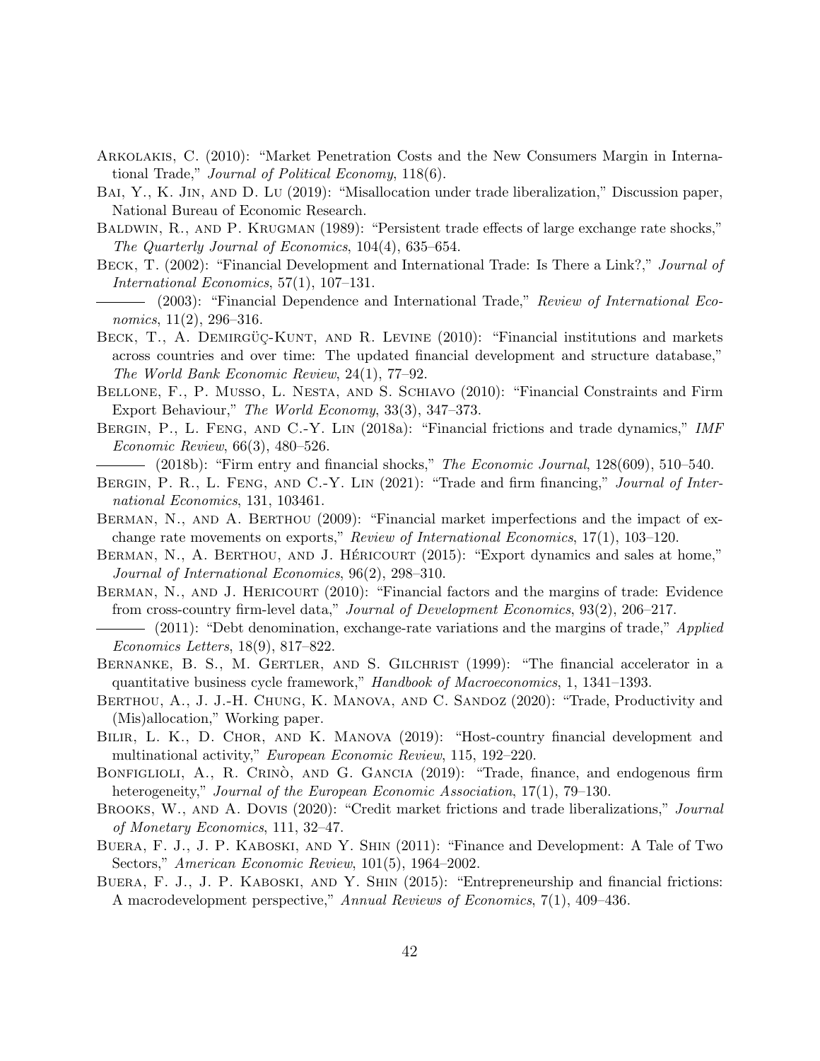Arkolakis, C. (2010): "Market Penetration Costs and the New Consumers Margin in International Trade," *Journal of Political Economy*, 118(6).

Bai, Y., K. Jin, and D. Lu (2019): "Misallocation under trade liberalization," Discussion paper, National Bureau of Economic Research.

Baldwin, R., and P. Krugman (1989): "Persistent trade effects of large exchange rate shocks," *The Quarterly Journal of Economics*, 104(4), 635–654.

Beck, T. (2002): "Financial Development and International Trade: Is There a Link?," *Journal of International Economics*, 57(1), 107–131.

——— (2003): "Financial Dependence and International Trade," *Review of International Economics*, 11(2), 296–316.

Beck, T., A. Demirgüç-Kunt, and R. Levine (2010): "Financial institutions and markets across countries and over time: The updated financial development and structure database," *The World Bank Economic Review*, 24(1), 77–92.

Bellone, F., P. Musso, L. Nesta, and S. Schiavo (2010): "Financial Constraints and Firm Export Behaviour," *The World Economy*, 33(3), 347–373.

Bergin, P., L. Feng, and C.-Y. Lin (2018a): "Financial frictions and trade dynamics," *IMF Economic Review*, 66(3), 480–526.

——— (2018b): "Firm entry and financial shocks," *The Economic Journal*, 128(609), 510–540.

Bergin, P. R., L. Feng, and C.-Y. Lin (2021): "Trade and firm financing," *Journal of International Economics*, 131, 103461.

Berman, N., and A. Berthou (2009): "Financial market imperfections and the impact of exchange rate movements on exports," *Review of International Economics*, 17(1), 103–120.

Berman, N., A. Berthou, and J. Héricourt (2015): "Export dynamics and sales at home," *Journal of International Economics*, 96(2), 298–310.

Berman, N., and J. Hericourt (2010): "Financial factors and the margins of trade: Evidence from cross-country firm-level data," *Journal of Development Economics*, 93(2), 206–217.

——— (2011): "Debt denomination, exchange-rate variations and the margins of trade," *Applied Economics Letters*, 18(9), 817–822.

Bernanke, B. S., M. Gertler, and S. Gilchrist (1999): "The financial accelerator in a quantitative business cycle framework," *Handbook of Macroeconomics*, 1, 1341–1393.

Berthou, A., J. J.-H. Chung, K. Manova, and C. Sandoz (2020): "Trade, Productivity and (Mis)allocation," Working paper.

Bilir, L. K., D. Chor, and K. Manova (2019): "Host-country financial development and multinational activity," *European Economic Review*, 115, 192–220.

Bonfiglioli, A., R. Crinò, and G. Gancia (2019): "Trade, finance, and endogenous firm heterogeneity," *Journal of the European Economic Association*, 17(1), 79–130.

Brooks, W., and A. Dovis (2020): "Credit market frictions and trade liberalizations," *Journal of Monetary Economics*, 111, 32–47.

Buera, F. J., J. P. Kaboski, and Y. Shin (2011): "Finance and Development: A Tale of Two Sectors," *American Economic Review*, 101(5), 1964–2002.

Buera, F. J., J. P. Kaboski, and Y. Shin (2015): "Entrepreneurship and financial frictions: A macrodevelopment perspective," *Annual Reviews of Economics*, 7(1), 409–436.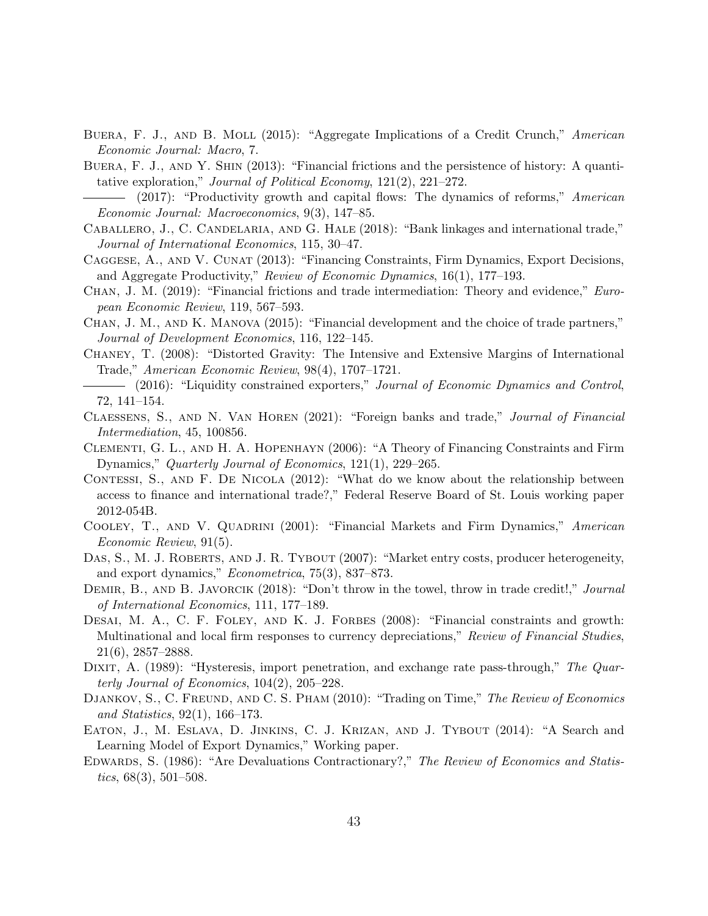Buera, F. J., and B. Moll (2015): "Aggregate Implications of a Credit Crunch," *American Economic Journal: Macro*, 7.

Buera, F. J., and Y. Shin (2013): "Financial frictions and the persistence of history: A quantitative exploration," *Journal of Political Economy*, 121(2), 221–272.

——— (2017): "Productivity growth and capital flows: The dynamics of reforms," *American Economic Journal: Macroeconomics*, 9(3), 147–85.

Caballero, J., C. Candelaria, and G. Hale (2018): "Bank linkages and international trade," *Journal of International Economics*, 115, 30–47.

Caggese, A., and V. Cunat (2013): "Financing Constraints, Firm Dynamics, Export Decisions, and Aggregate Productivity," *Review of Economic Dynamics*, 16(1), 177–193.

Chan, J. M. (2019): "Financial frictions and trade intermediation: Theory and evidence," *European Economic Review*, 119, 567–593.

Chan, J. M., and K. Manova (2015): "Financial development and the choice of trade partners," *Journal of Development Economics*, 116, 122–145.

Chaney, T. (2008): "Distorted Gravity: The Intensive and Extensive Margins of International Trade," *American Economic Review*, 98(4), 1707–1721.

——— (2016): "Liquidity constrained exporters," *Journal of Economic Dynamics and Control*, 72, 141–154.

Claessens, S., and N. Van Horen (2021): "Foreign banks and trade," *Journal of Financial Intermediation*, 45, 100856.

Clementi, G. L., and H. A. Hopenhayn (2006): "A Theory of Financing Constraints and Firm Dynamics," *Quarterly Journal of Economics*, 121(1), 229–265.

Contessi, S., and F. De Nicola (2012): "What do we know about the relationship between access to finance and international trade?," Federal Reserve Board of St. Louis working paper 2012-054B.

Cooley, T., and V. Quadrini (2001): "Financial Markets and Firm Dynamics," *American Economic Review*, 91(5).

Das, S., M. J. Roberts, and J. R. Tybout (2007): "Market entry costs, producer heterogeneity, and export dynamics," *Econometrica*, 75(3), 837–873.

Demir, B., and B. Javorcik (2018): "Don't throw in the towel, throw in trade credit!," *Journal of International Economics*, 111, 177–189.

Desai, M. A., C. F. Foley, and K. J. Forbes (2008): "Financial constraints and growth: Multinational and local firm responses to currency depreciations," *Review of Financial Studies*, 21(6), 2857–2888.

Dixit, A. (1989): "Hysteresis, import penetration, and exchange rate pass-through," *The Quarterly Journal of Economics*, 104(2), 205–228.

Djankov, S., C. Freund, and C. S. Pham (2010): "Trading on Time," *The Review of Economics and Statistics*, 92(1), 166–173.

Eaton, J., M. Eslava, D. Jinkins, C. J. Krizan, and J. Tybout (2014): "A Search and Learning Model of Export Dynamics," Working paper.

Edwards, S. (1986): "Are Devaluations Contractionary?," *The Review of Economics and Statistics*, 68(3), 501–508.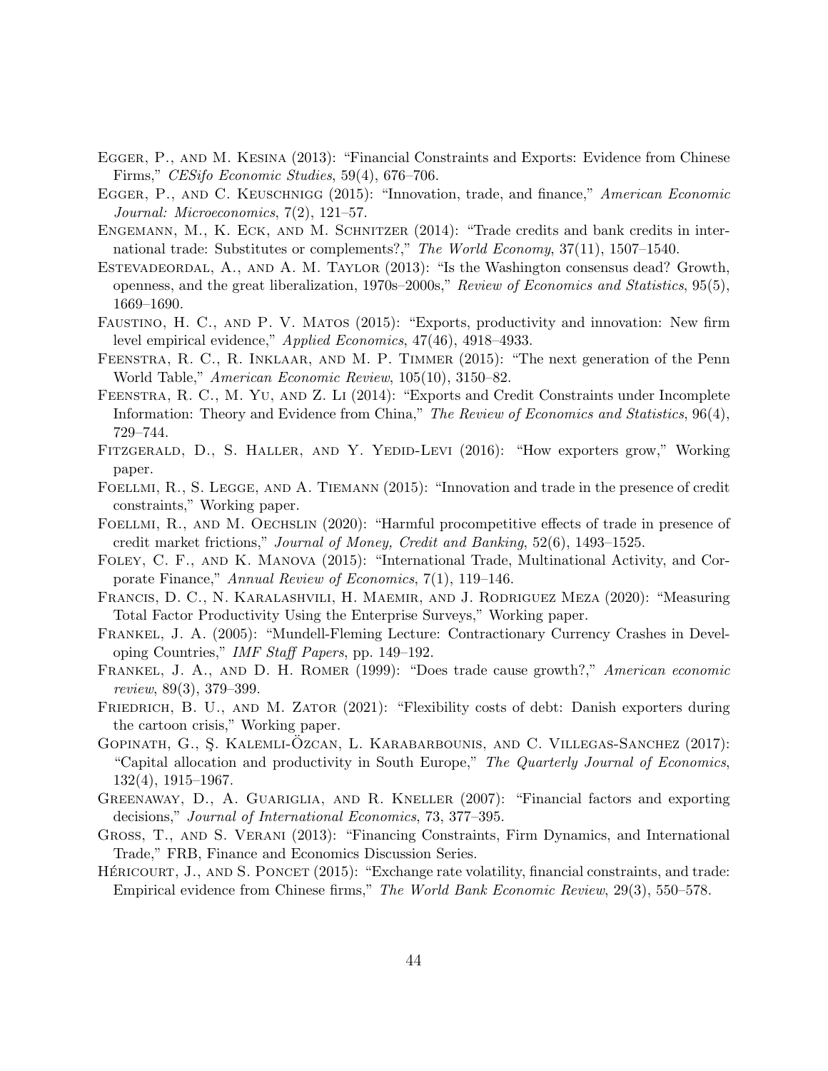Egger, P., and M. Kesina (2013): "Financial Constraints and Exports: Evidence from Chinese Firms," *CESifo Economic Studies*, 59(4), 676–706.

Egger, P., and C. Keuschnigg (2015): "Innovation, trade, and finance," *American Economic Journal: Microeconomics*, 7(2), 121–57.

Engemann, M., K. Eck, and M. Schnitzer (2014): "Trade credits and bank credits in international trade: Substitutes or complements?," *The World Economy*, 37(11), 1507–1540.

Estevadeordal, A., and A. M. Taylor (2013): "Is the Washington consensus dead? Growth, openness, and the great liberalization, 1970s–2000s," *Review of Economics and Statistics*, 95(5), 1669–1690.

Faustino, H. C., and P. V. Matos (2015): "Exports, productivity and innovation: New firm level empirical evidence," *Applied Economics*, 47(46), 4918–4933.

Feenstra, R. C., R. Inklaar, and M. P. Timmer (2015): "The next generation of the Penn World Table," *American Economic Review*, 105(10), 3150–82.

Feenstra, R. C., M. Yu, and Z. Li (2014): "Exports and Credit Constraints under Incomplete Information: Theory and Evidence from China," *The Review of Economics and Statistics*, 96(4), 729–744.

Fitzgerald, D., S. Haller, and Y. Yedid-Levi (2016): "How exporters grow," Working paper.

Foellmi, R., S. Legge, and A. Tiemann (2015): "Innovation and trade in the presence of credit constraints," Working paper.

Foellmi, R., and M. Oechslin (2020): "Harmful procompetitive effects of trade in presence of credit market frictions," *Journal of Money, Credit and Banking*, 52(6), 1493–1525.

Foley, C. F., and K. Manova (2015): "International Trade, Multinational Activity, and Corporate Finance," *Annual Review of Economics*, 7(1), 119–146.

Francis, D. C., N. Karalashvili, H. Maemir, and J. Rodriguez Meza (2020): "Measuring Total Factor Productivity Using the Enterprise Surveys," Working paper.

Frankel, J. A. (2005): "Mundell-Fleming Lecture: Contractionary Currency Crashes in Developing Countries," *IMF Staff Papers*, pp. 149–192.

Frankel, J. A., and D. H. Romer (1999): "Does trade cause growth?," *American economic review*, 89(3), 379–399.

Friedrich, B. U., and M. Zator (2021): "Flexibility costs of debt: Danish exporters during the cartoon crisis," Working paper.

Gopinath, G., Ş. Kalemli-Özcan, L. Karabarbounis, and C. Villegas-Sanchez (2017): "Capital allocation and productivity in South Europe," *The Quarterly Journal of Economics*, 132(4), 1915–1967.

Greenaway, D., A. Guariglia, and R. Kneller (2007): "Financial factors and exporting decisions," *Journal of International Economics*, 73, 377–395.

Gross, T., and S. Verani (2013): "Financing Constraints, Firm Dynamics, and International Trade," FRB, Finance and Economics Discussion Series.

Héricourt, J., and S. Poncet (2015): "Exchange rate volatility, financial constraints, and trade: Empirical evidence from Chinese firms," *The World Bank Economic Review*, 29(3), 550–578.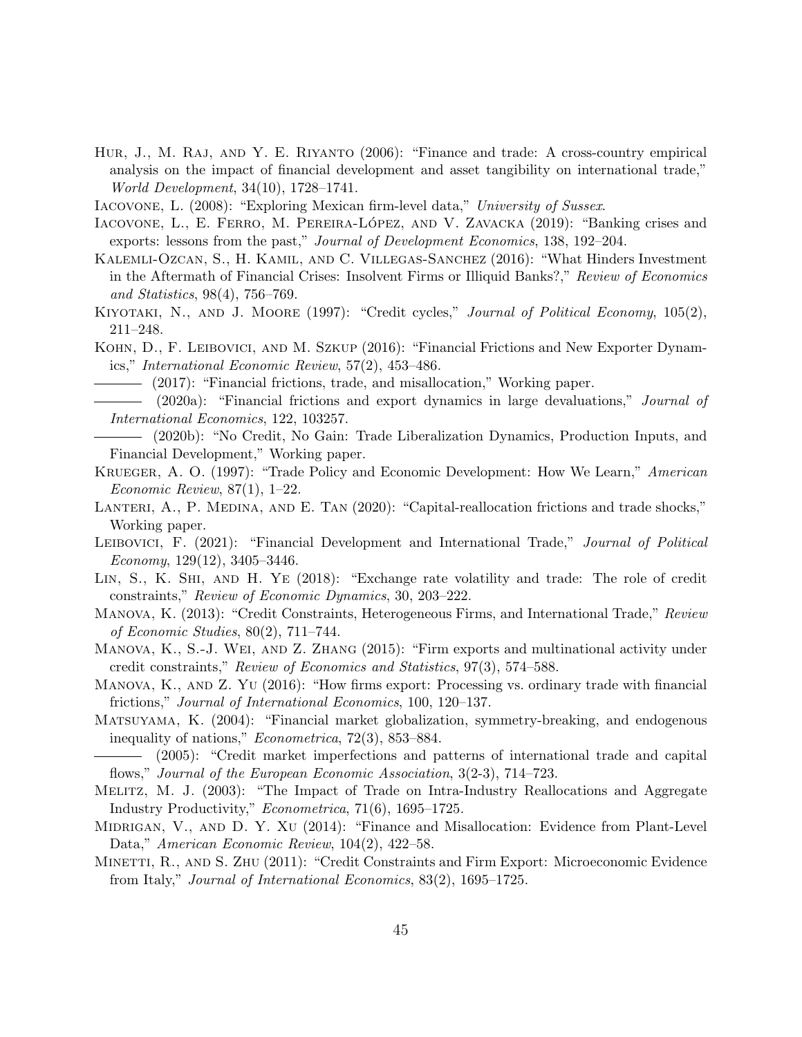Hur, J., M. Raj, and Y. E. Riyanto (2006): "Finance and trade: A cross-country empirical analysis on the impact of financial development and asset tangibility on international trade," *World Development*, 34(10), 1728–1741.

Iacovone, L. (2008): "Exploring Mexican firm-level data," *University of Sussex*.

Iacovone, L., E. Ferro, M. Pereira-López, and V. Zavacka (2019): "Banking crises and exports: lessons from the past," *Journal of Development Economics*, 138, 192–204.

Kalemli-Ozcan, S., H. Kamil, and C. Villegas-Sanchez (2016): "What Hinders Investment in the Aftermath of Financial Crises: Insolvent Firms or Illiquid Banks?," *Review of Economics and Statistics*, 98(4), 756–769.

Kiyotaki, N., and J. Moore (1997): "Credit cycles," *Journal of Political Economy*, 105(2), 211–248.

Kohn, D., F. Leibovici, and M. Szkup (2016): "Financial Frictions and New Exporter Dynamics," *International Economic Review*, 57(2), 453–486.

——— (2017): "Financial frictions, trade, and misallocation," Working paper.

——— (2020a): "Financial frictions and export dynamics in large devaluations," *Journal of International Economics*, 122, 103257.

——— (2020b): "No Credit, No Gain: Trade Liberalization Dynamics, Production Inputs, and Financial Development," Working paper.

Krueger, A. O. (1997): "Trade Policy and Economic Development: How We Learn," *American Economic Review*, 87(1), 1–22.

Lanteri, A., P. Medina, and E. Tan (2020): "Capital-reallocation frictions and trade shocks," Working paper.

Leibovici, F. (2021): "Financial Development and International Trade," *Journal of Political Economy*, 129(12), 3405–3446.

Lin, S., K. Shi, and H. Ye (2018): "Exchange rate volatility and trade: The role of credit constraints," *Review of Economic Dynamics*, 30, 203–222.

Manova, K. (2013): "Credit Constraints, Heterogeneous Firms, and International Trade," *Review of Economic Studies*, 80(2), 711–744.

Manova, K., S.-J. Wei, and Z. Zhang (2015): "Firm exports and multinational activity under credit constraints," *Review of Economics and Statistics*, 97(3), 574–588.

Manova, K., and Z. Yu (2016): "How firms export: Processing vs. ordinary trade with financial frictions," *Journal of International Economics*, 100, 120–137.

Matsuyama, K. (2004): "Financial market globalization, symmetry-breaking, and endogenous inequality of nations," *Econometrica*, 72(3), 853–884.

——— (2005): "Credit market imperfections and patterns of international trade and capital flows," *Journal of the European Economic Association*, 3(2-3), 714–723.

Melitz, M. J. (2003): "The Impact of Trade on Intra-Industry Reallocations and Aggregate Industry Productivity," *Econometrica*, 71(6), 1695–1725.

Midrigan, V., and D. Y. Xu (2014): "Finance and Misallocation: Evidence from Plant-Level Data," *American Economic Review*, 104(2), 422–58.

Minetti, R., and S. Zhu (2011): "Credit Constraints and Firm Export: Microeconomic Evidence from Italy," *Journal of International Economics*, 83(2), 1695–1725.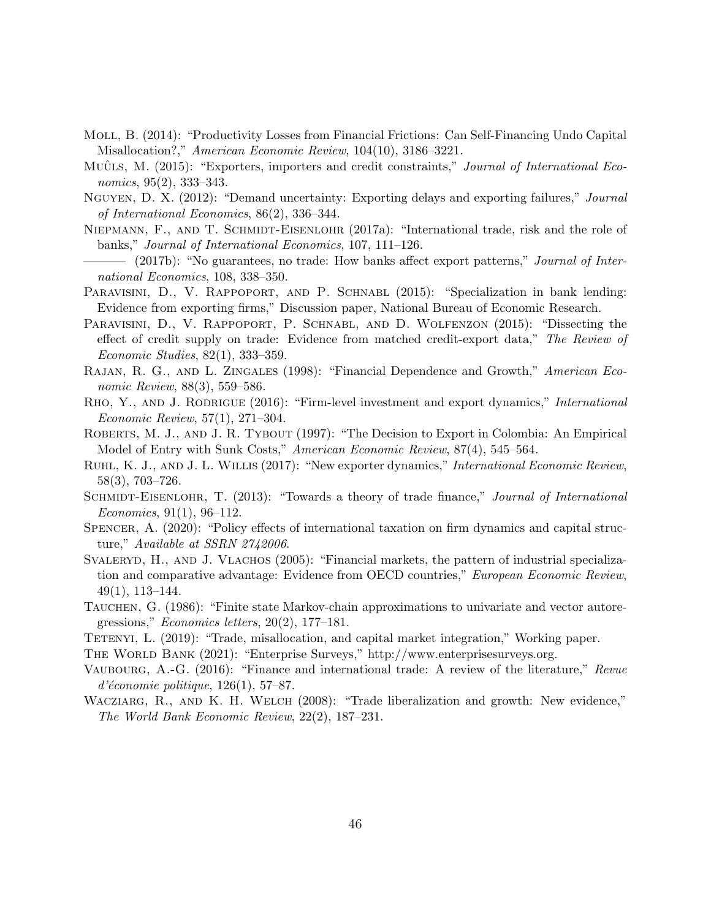Moll, B. (2014): "Productivity Losses from Financial Frictions: Can Self-Financing Undo Capital Misallocation?," *American Economic Review*, 104(10), 3186–3221.

Muûls, M. (2015): "Exporters, importers and credit constraints," *Journal of International Economics*, 95(2), 333–343.

Nguyen, D. X. (2012): "Demand uncertainty: Exporting delays and exporting failures," *Journal of International Economics*, 86(2), 336–344.

Niepmann, F., and T. Schmidt-Eisenlohr (2017a): "International trade, risk and the role of banks," *Journal of International Economics*, 107, 111–126.

——— (2017b): "No guarantees, no trade: How banks affect export patterns," *Journal of International Economics*, 108, 338–350.

Paravisini, D., V. Rappoport, and P. Schnabl (2015): "Specialization in bank lending: Evidence from exporting firms," Discussion paper, National Bureau of Economic Research.

Paravisini, D., V. Rappoport, P. Schnabl, and D. Wolfenzon (2015): "Dissecting the effect of credit supply on trade: Evidence from matched credit-export data," *The Review of Economic Studies*, 82(1), 333–359.

Rajan, R. G., and L. Zingales (1998): "Financial Dependence and Growth," *American Economic Review*, 88(3), 559–586.

Rho, Y., and J. Rodrigue (2016): "Firm-level investment and export dynamics," *International Economic Review*, 57(1), 271–304.

Roberts, M. J., and J. R. Tybout (1997): "The Decision to Export in Colombia: An Empirical Model of Entry with Sunk Costs," *American Economic Review*, 87(4), 545–564.

Ruhl, K. J., and J. L. Willis (2017): "New exporter dynamics," *International Economic Review*, 58(3), 703–726.

Schmidt-Eisenlohr, T. (2013): "Towards a theory of trade finance," *Journal of International Economics*, 91(1), 96–112.

Spencer, A. (2020): "Policy effects of international taxation on firm dynamics and capital structure," *Available at SSRN 2742006*.

Svaleryd, H., and J. Vlachos (2005): "Financial markets, the pattern of industrial specialization and comparative advantage: Evidence from OECD countries," *European Economic Review*, 49(1), 113–144.

Tauchen, G. (1986): "Finite state Markov-chain approximations to univariate and vector autoregressions," *Economics letters*, 20(2), 177–181.

Tetenyi, L. (2019): "Trade, misallocation, and capital market integration," Working paper.

The World Bank (2021): "Enterprise Surveys," http://www.enterprisesurveys.org.

Vaubourg, A.-G. (2016): "Finance and international trade: A review of the literature," *Revue d'économie politique*, 126(1), 57–87.

Wacziarg, R., and K. H. Welch (2008): "Trade liberalization and growth: New evidence," *The World Bank Economic Review*, 22(2), 187–231.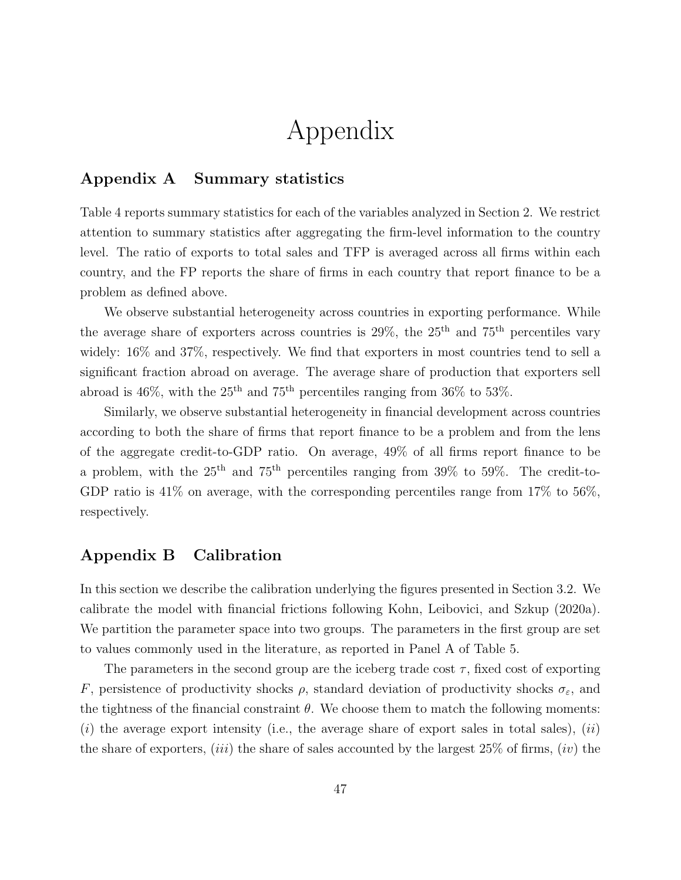# Appendix

## Appendix A Summary statistics

Table 4 reports summary statistics for each of the variables analyzed in Section 2. We restrict attention to summary statistics after aggregating the firm-level information to the country level. The ratio of exports to total sales and TFP is averaged across all firms within each country, and the FP reports the share of firms in each country that report finance to be a problem as defined above.

We observe substantial heterogeneity across countries in exporting performance. While the average share of exporters across countries is 29%, the $25^{\text{th}}$ and $75^{\text{th}}$ percentiles vary widely: 16% and 37%, respectively. We find that exporters in most countries tend to sell a significant fraction abroad on average. The average share of production that exporters sell abroad is 46%, with the $25^{\text{th}}$ and $75^{\text{th}}$ percentiles ranging from 36% to 53%.

Similarly, we observe substantial heterogeneity in financial development across countries according to both the share of firms that report finance to be a problem and from the lens of the aggregate credit-to-GDP ratio. On average, 49% of all firms report finance to be a problem, with the $25^{\text{th}}$ and $75^{\text{th}}$ percentiles ranging from 39% to 59%. The credit-to-GDP ratio is 41% on average, with the corresponding percentiles range from 17% to 56%, respectively.

## Appendix B Calibration

In this section we describe the calibration underlying the figures presented in Section 3.2. We calibrate the model with financial frictions following Kohn, Leibovici, and Szkup (2020a). We partition the parameter space into two groups. The parameters in the first group are set to values commonly used in the literature, as reported in Panel A of Table 5.

The parameters in the second group are the iceberg trade cost $\tau$, fixed cost of exporting $F$, persistence of productivity shocks $\rho$, standard deviation of productivity shocks $\sigma_{\varepsilon}$, and the tightness of the financial constraint $\theta$. We choose them to match the following moments: (*i*) the average export intensity (i.e., the average share of export sales in total sales), (*ii*) the share of exporters, (*iii*) the share of sales accounted by the largest 25% of firms, (*iv*) the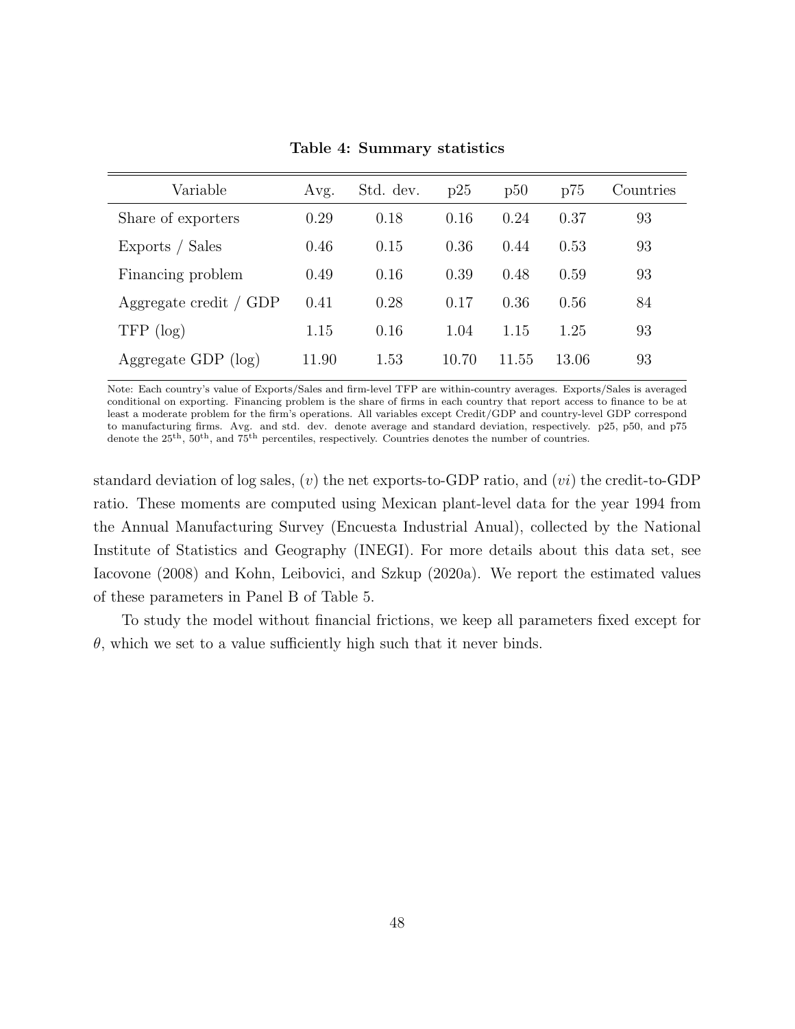**Table 4: Summary statistics**

| Variable | Avg. | Std. dev. | p25 | p50 | p75 | Countries |
|---|---|---|---|---|---|---|
| Share of exporters | 0.29 | 0.18 | 0.16 | 0.24 | 0.37 | 93 |
| Exports / Sales | 0.46 | 0.15 | 0.36 | 0.44 | 0.53 | 93 |
| Financing problem | 0.49 | 0.16 | 0.39 | 0.48 | 0.59 | 93 |
| Aggregate credit / GDP | 0.41 | 0.28 | 0.17 | 0.36 | 0.56 | 84 |
| TFP (log) | 1.15 | 0.16 | 1.04 | 1.15 | 1.25 | 93 |
| Aggregate GDP (log) | 11.90 | 1.53 | 10.70 | 11.55 | 13.06 | 93 |

Note: Each country's value of Exports/Sales and firm-level TFP are within-country averages. Exports/Sales is averaged conditional on exporting. Financing problem is the share of firms in each country that report access to finance to be at least a moderate problem for the firm's operations. All variables except Credit/GDP and country-level GDP correspond to manufacturing firms. Avg. and std. dev. denote average and standard deviation, respectively. p25, p50, and p75 denote the $25^{\text{th}}$, $50^{\text{th}}$, and $75^{\text{th}}$ percentiles, respectively. Countries denotes the number of countries.

standard deviation of log sales, $(v)$ the net exports-to-GDP ratio, and $(vi)$ the credit-to-GDP ratio. These moments are computed using Mexican plant-level data for the year 1994 from the Annual Manufacturing Survey (Encuesta Industrial Anual), collected by the National Institute of Statistics and Geography (INEGI). For more details about this data set, see Iacovone (2008) and Kohn, Leibovici, and Szkup (2020a). We report the estimated values of these parameters in Panel B of Table 5.

To study the model without financial frictions, we keep all parameters fixed except for $\theta$, which we set to a value sufficiently high such that it never binds.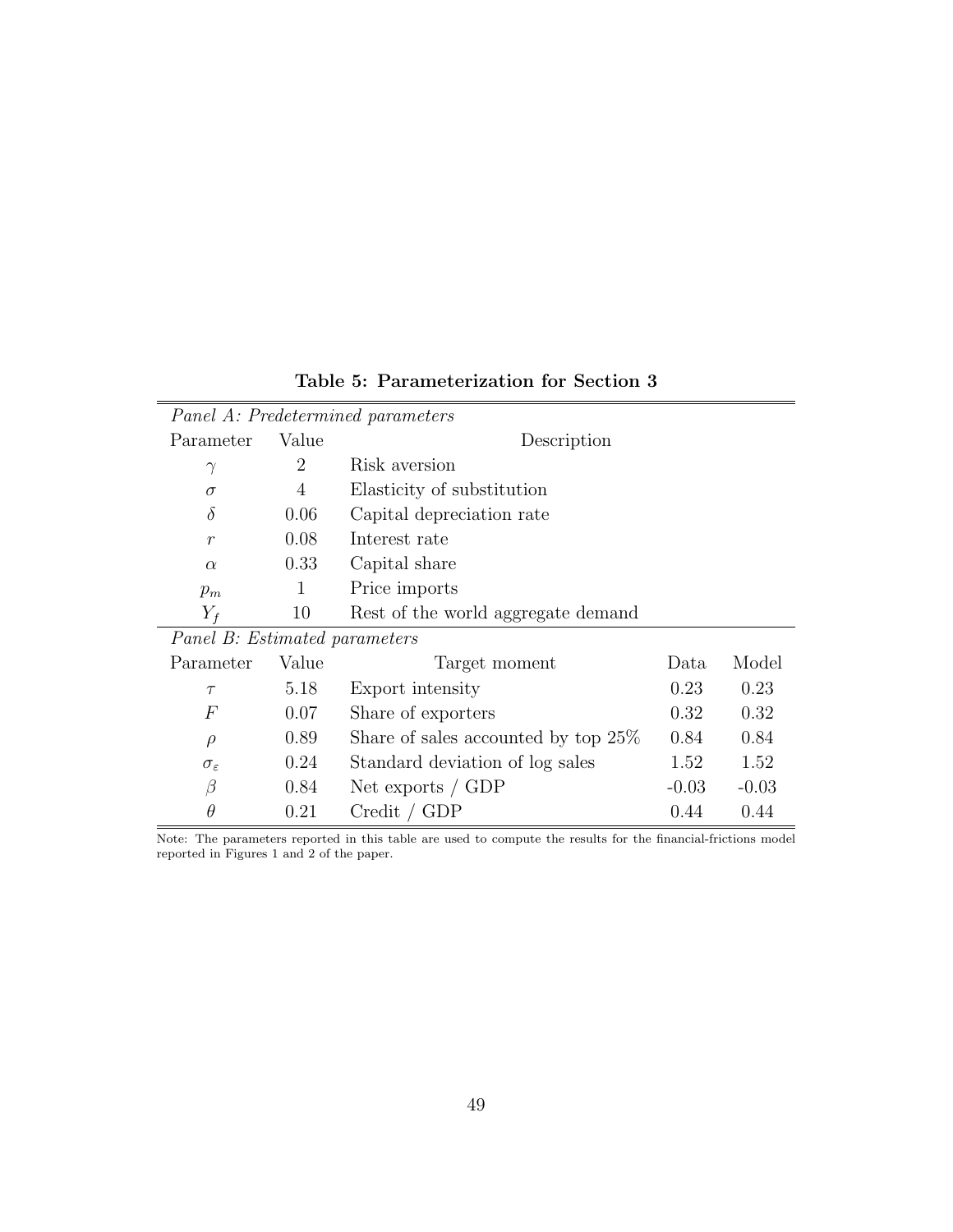**Table 5: Parameterization for Section 3**

| *Panel A: Predetermined parameters* | | | | |
|---|---|---|---|---|
| Parameter | Value | Description | | |
| $\gamma$ | 2 | Risk aversion | | |
| $\sigma$ | 4 | Elasticity of substitution | | |
| $\delta$ | 0.06 | Capital depreciation rate | | |
| $r$ | 0.08 | Interest rate | | |
| $\alpha$ | 0.33 | Capital share | | |
| $p_m$ | 1 | Price imports | | |
| $Y_f$ | 10 | Rest of the world aggregate demand | | |
| *Panel B: Estimated parameters* | | | | |
| Parameter | Value | Target moment | Data | Model |
| $\tau$ | 5.18 | Export intensity | 0.23 | 0.23 |
| $F$ | 0.07 | Share of exporters | 0.32 | 0.32 |
| $\rho$ | 0.89 | Share of sales accounted by top 25% | 0.84 | 0.84 |
| $\sigma_\varepsilon$ | 0.24 | Standard deviation of log sales | 1.52 | 1.52 |
| $\beta$ | 0.84 | Net exports / GDP | -0.03 | -0.03 |
| $\theta$ | 0.21 | Credit / GDP | 0.44 | 0.44 |

Note: The parameters reported in this table are used to compute the results for the financial-frictions model reported in Figures 1 and 2 of the paper.